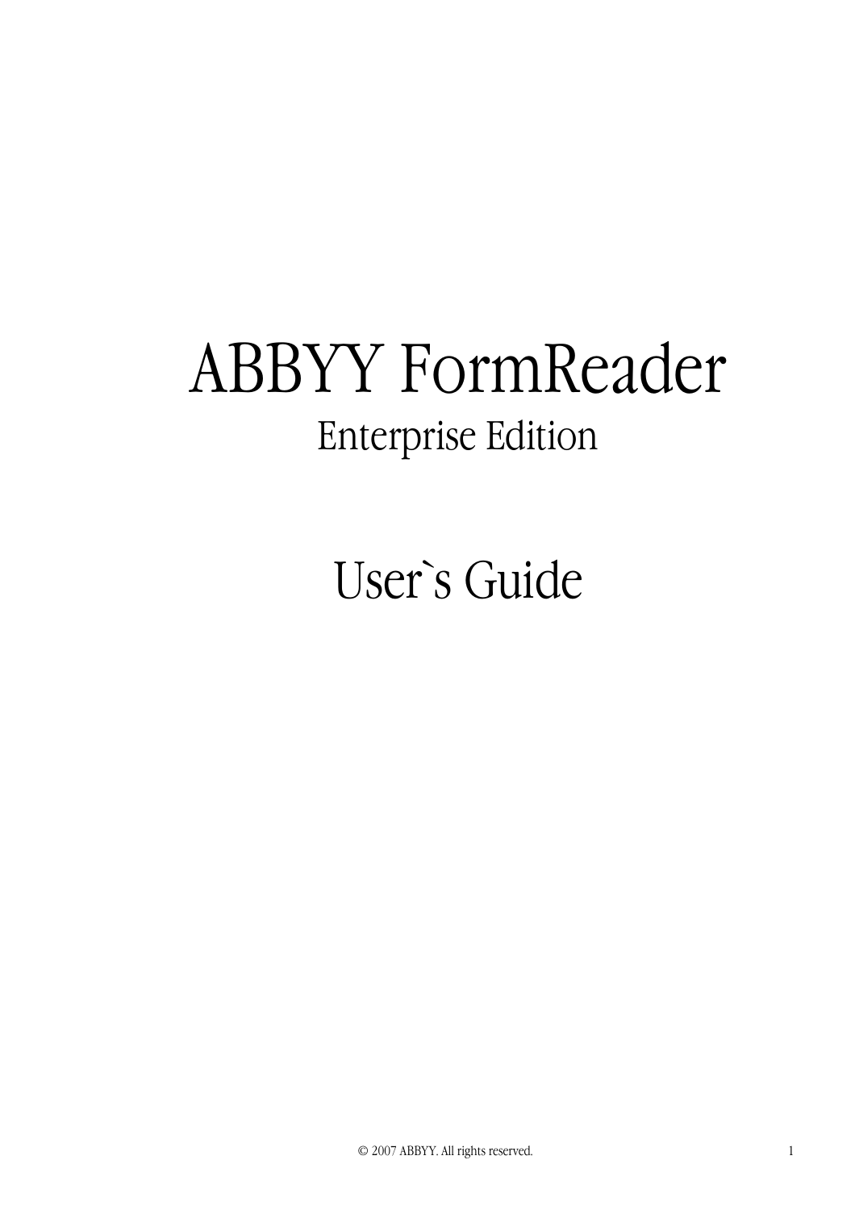# ABBYY FormReader

## Enterprise Edition

## User`s Guide

© 2007 ABBYY. All rights reserved.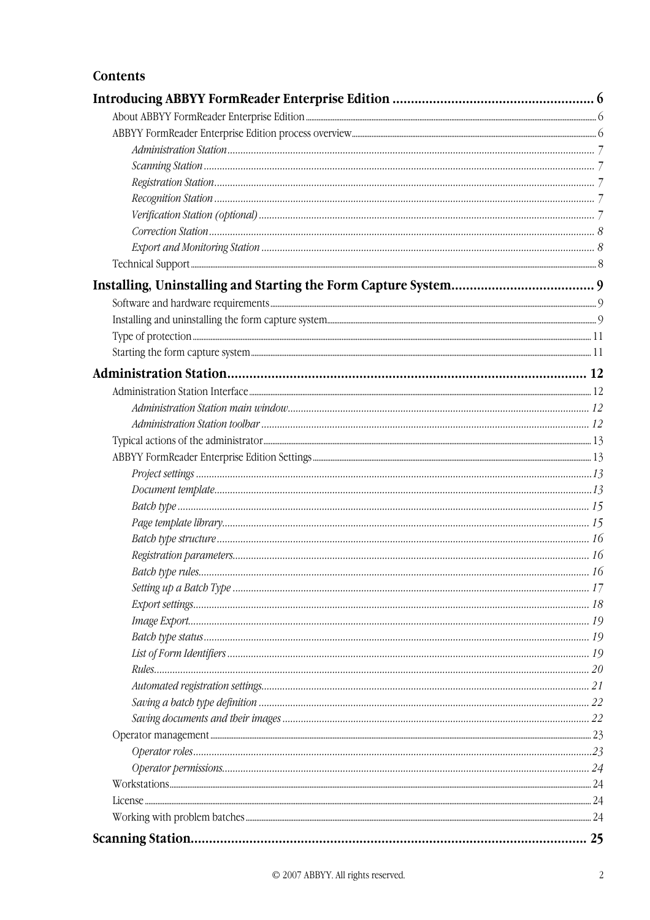# Contents

**Introducing ABBYY FormReader Enterprise Edition ... 6**

- About ABBYY FormReader Enterprise Edition ... 6
- ABBYY FormReader Enterprise Edition process overview ... 6
  - *Administration Station ... 7*
  - *Scanning Station ... 7*
  - *Registration Station ... 7*
  - *Recognition Station ... 7*
  - *Verification Station (optional) ... 7*
  - *Correction Station ... 8*
  - *Export and Monitoring Station ... 8*
- Technical Support ... 8

**Installing, Uninstalling and Starting the Form Capture System ... 9**

- Software and hardware requirements ... 9
- Installing and uninstalling the form capture system ... 9
- Type of protection ... 11
- Starting the form capture system ... 11

**Administration Station ... 12**

- Administration Station Interface ... 12
  - *Administration Station main window ... 12*
  - *Administration Station toolbar ... 12*
- Typical actions of the administrator ... 13
- ABBYY FormReader Enterprise Edition Settings ... 13
  - *Project settings ... 13*
  - *Document template ... 13*
  - *Batch type ... 15*
  - *Page template library ... 15*
  - *Batch type structure ... 16*
  - *Registration parameters ... 16*
  - *Batch type rules ... 16*
  - *Setting up a Batch Type ... 17*
  - *Export settings ... 18*
  - *Image Export ... 19*
  - *Batch type status ... 19*
  - *List of Form Identifiers ... 19*
  - *Rules ... 20*
  - *Automated registration settings ... 21*
  - *Saving a batch type definition ... 22*
  - *Saving documents and their images ... 22*
- Operator management ... 23
  - *Operator roles ... 23*
  - *Operator permissions ... 24*
- Workstations ... 24
- License ... 24
- Working with problem batches ... 24

**Scanning Station ... 25**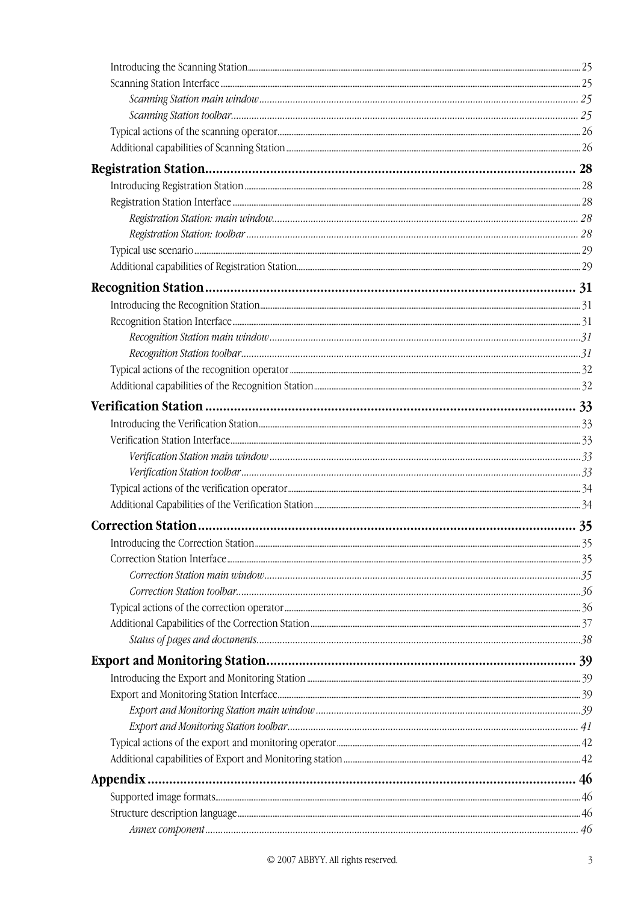Introducing the Scanning Station ..... 25

Scanning Station Interface ..... 25

*Scanning Station main window* ..... 25

*Scanning Station toolbar* ..... 25

Typical actions of the scanning operator ..... 26

Additional capabilities of Scanning Station ..... 26

**Registration Station ..... 28**

Introducing Registration Station ..... 28

Registration Station Interface ..... 28

*Registration Station: main window* ..... 28

*Registration Station: toolbar* ..... 28

Typical use scenario ..... 29

Additional capabilities of Registration Station ..... 29

**Recognition Station ..... 31**

Introducing the Recognition Station ..... 31

Recognition Station Interface ..... 31

*Recognition Station main window* ..... 31

*Recognition Station toolbar* ..... 31

Typical actions of the recognition operator ..... 32

Additional capabilities of the Recognition Station ..... 32

**Verification Station ..... 33**

Introducing the Verification Station ..... 33

Verification Station Interface ..... 33

*Verification Station main window* ..... 33

*Verification Station toolbar* ..... 33

Typical actions of the verification operator ..... 34

Additional Capabilities of the Verification Station ..... 34

**Correction Station ..... 35**

Introducing the Correction Station ..... 35

Correction Station Interface ..... 35

*Correction Station main window* ..... 35

*Correction Station toolbar* ..... 36

Typical actions of the correction operator ..... 36

Additional Capabilities of the Correction Station ..... 37

*Status of pages and documents* ..... 38

**Export and Monitoring Station ..... 39**

Introducing the Export and Monitoring Station ..... 39

Export and Monitoring Station Interface ..... 39

*Export and Monitoring Station main window* ..... 39

*Export and Monitoring Station toolbar* ..... 41

Typical actions of the export and monitoring operator ..... 42

Additional capabilities of Export and Monitoring station ..... 42

**Appendix ..... 46**

Supported image formats ..... 46

Structure description language ..... 46

*Annex component* ..... 46

© 2007 ABBYY. All rights reserved.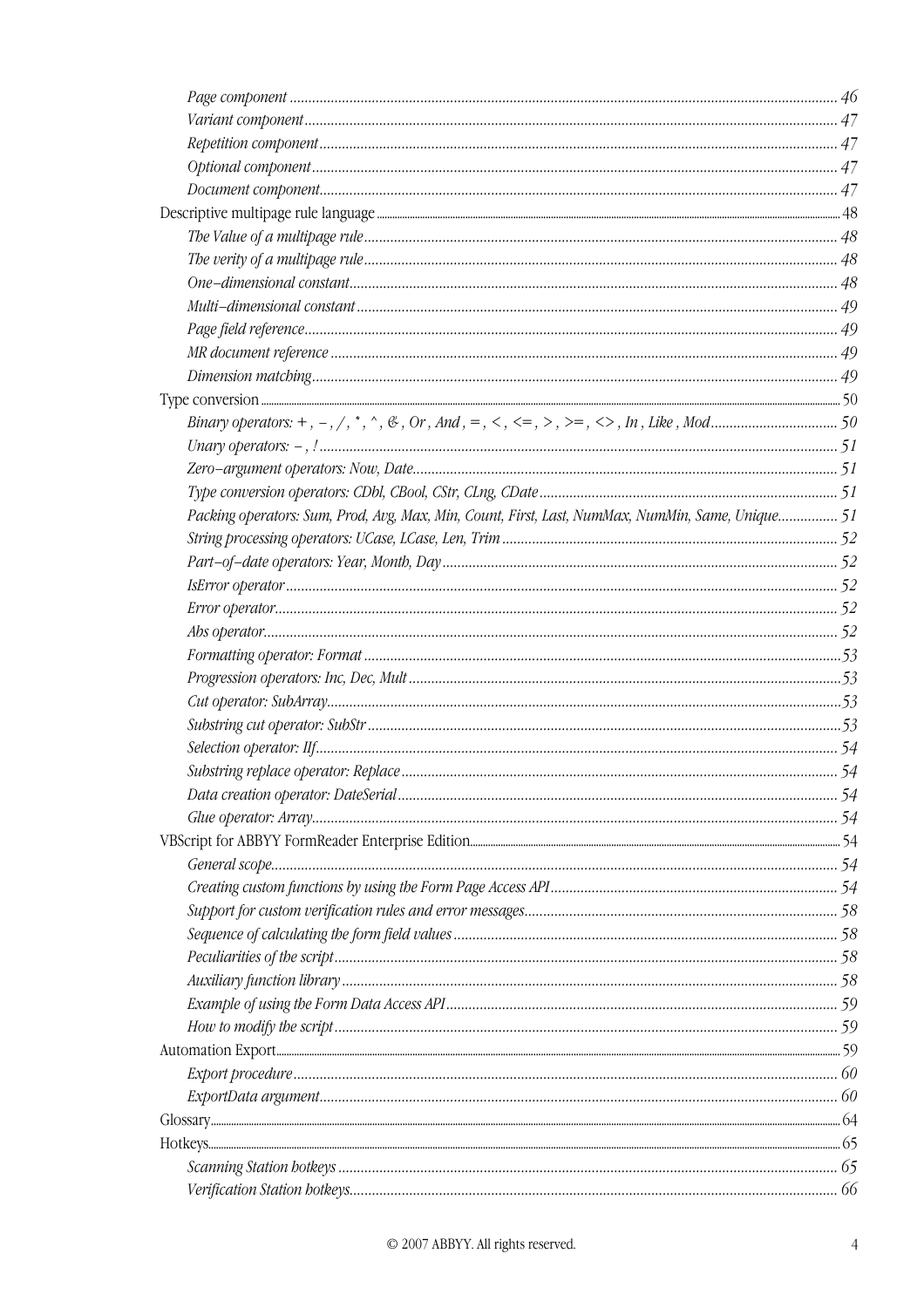*Page component* ..... 46
*Variant component* ..... 47
*Repetition component* ..... 47
*Optional component* ..... 47
*Document component* ..... 47

Descriptive multipage rule language ..... 48
*The Value of a multipage rule* ..... 48
*The verity of a multipage rule* ..... 48
*One–dimensional constant* ..... 48
*Multi–dimensional constant* ..... 49
*Page field reference* ..... 49
*MR document reference* ..... 49
*Dimension matching* ..... 49

Type conversion ..... 50
*Binary operators: + , – , / , * , ^ , & , Or , And , = , < , <= , > , >= , <> , In , Like , Mod* ..... 50
*Unary operators: – , !* ..... 51
*Zero–argument operators: Now, Date* ..... 51
*Type conversion operators: CDbl, CBool, CStr, CLng, CDate* ..... 51
*Packing operators: Sum, Prod, Avg, Max, Min, Count, First, Last, NumMax, NumMin, Same, Unique* ..... 51
*String processing operators: UCase, LCase, Len, Trim* ..... 52
*Part–of–date operators: Year, Month, Day* ..... 52
*IsError operator* ..... 52
*Error operator* ..... 52
*Abs operator* ..... 52
*Formatting operator: Format* ..... 53
*Progression operators: Inc, Dec, Mult* ..... 53
*Cut operator: SubArray* ..... 53
*Substring cut operator: SubStr* ..... 53
*Selection operator: IIf* ..... 54
*Substring replace operator: Replace* ..... 54
*Data creation operator: DateSerial* ..... 54
*Glue operator: Array* ..... 54

VBScript for ABBYY FormReader Enterprise Edition ..... 54
*General scope* ..... 54
*Creating custom functions by using the Form Page Access API* ..... 54
*Support for custom verification rules and error messages* ..... 58
*Sequence of calculating the form field values* ..... 58
*Peculiarities of the script* ..... 58
*Auxiliary function library* ..... 58
*Example of using the Form Data Access API* ..... 59
*How to modify the script* ..... 59

Automation Export ..... 59
*Export procedure* ..... 60
*ExportData argument* ..... 60

Glossary ..... 64

Hotkeys ..... 65
*Scanning Station hotkeys* ..... 65
*Verification Station hotkeys* ..... 66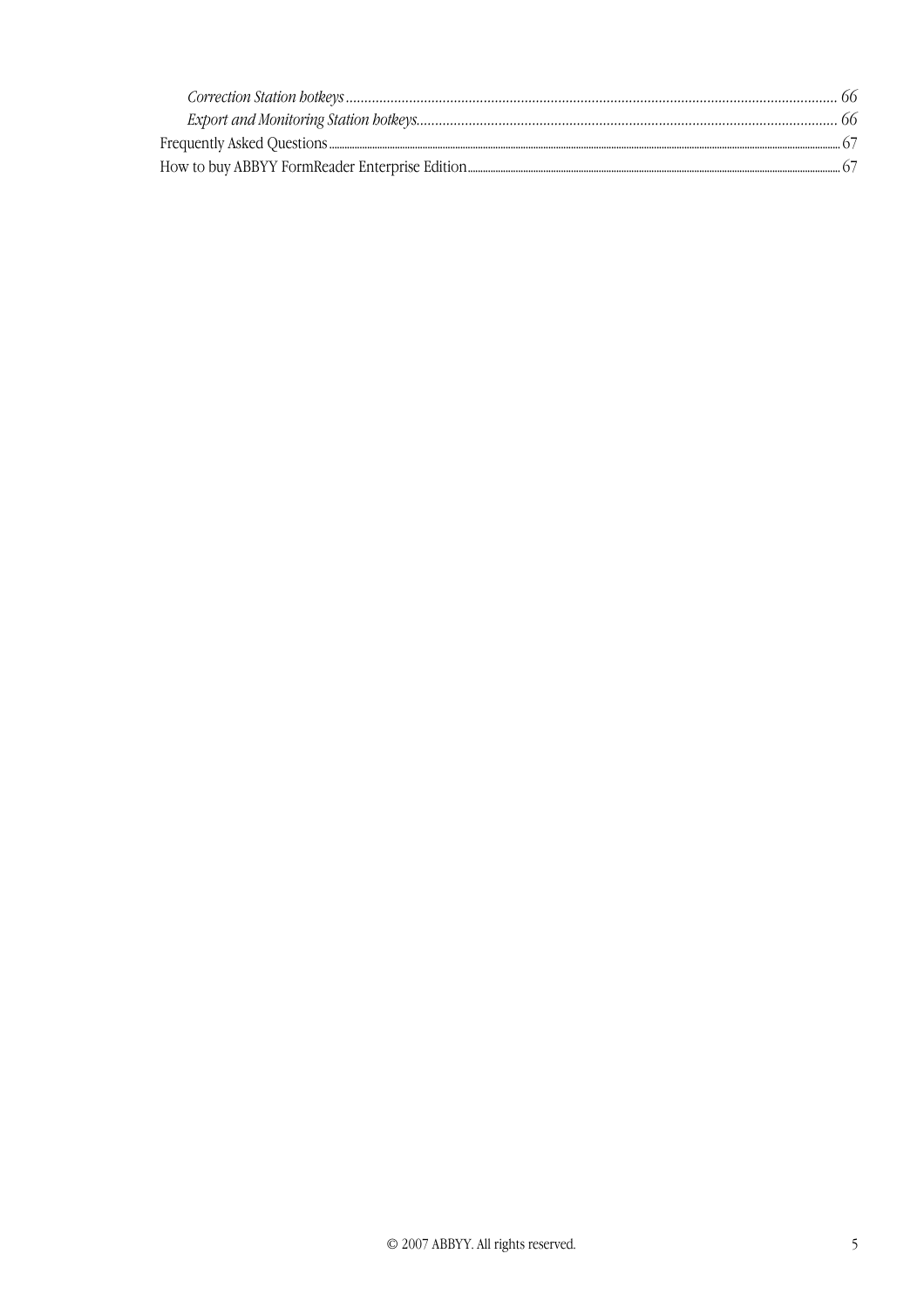*Correction Station hotkeys* ........................................................................................................................ 66
*Export and Monitoring Station hotkeys*................................................................................................... 66
Frequently Asked Questions ........................................................................................................................ 67
How to buy ABBYY FormReader Enterprise Edition.................................................................................... 67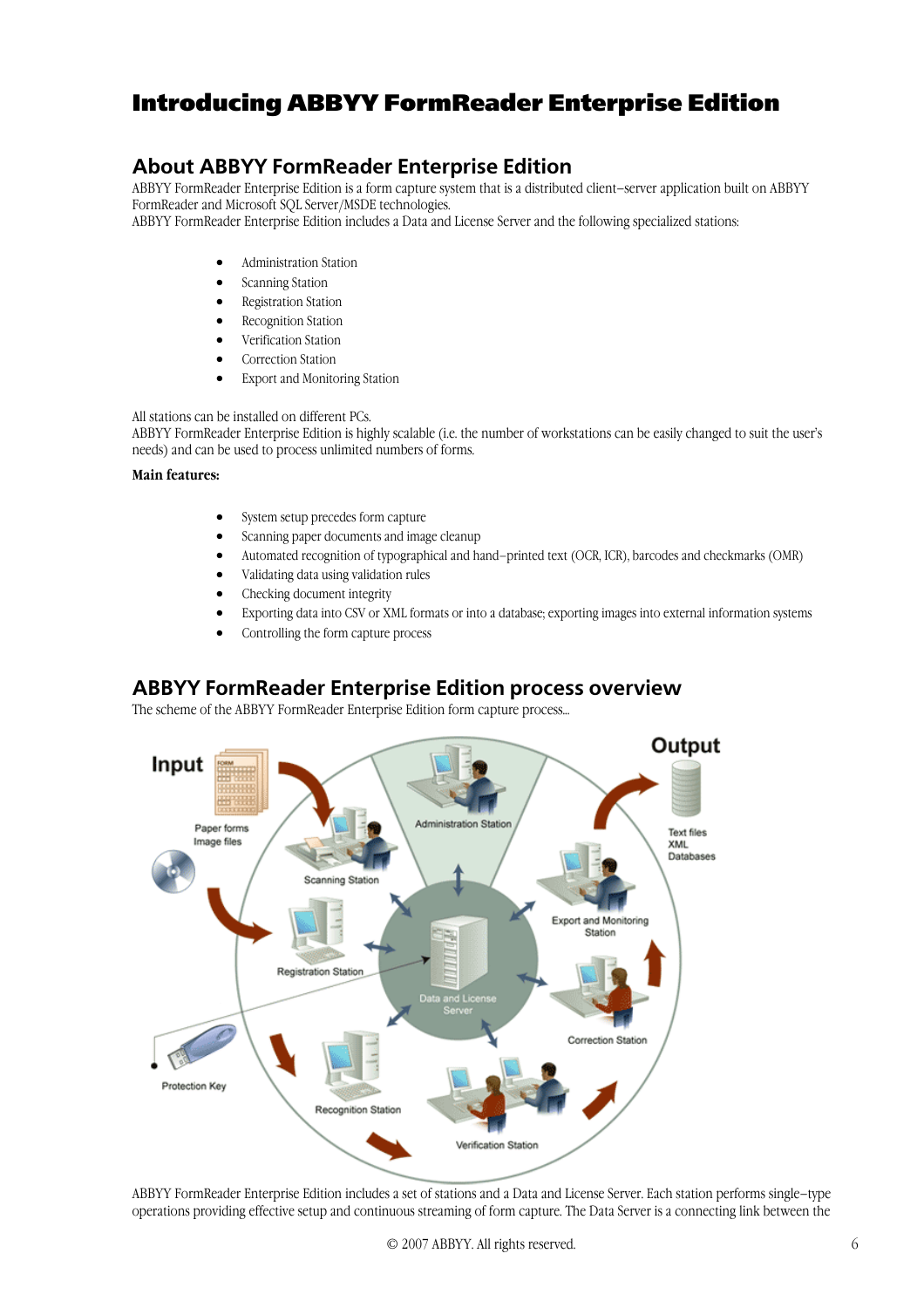# Introducing ABBYY FormReader Enterprise Edition

## About ABBYY FormReader Enterprise Edition

ABBYY FormReader Enterprise Edition is a form capture system that is a distributed client–server application built on ABBYY FormReader and Microsoft SQL Server/MSDE technologies.
ABBYY FormReader Enterprise Edition includes a Data and License Server and the following specialized stations:

- Administration Station
- Scanning Station
- Registration Station
- Recognition Station
- Verification Station
- Correction Station
- Export and Monitoring Station

All stations can be installed on different PCs.
ABBYY FormReader Enterprise Edition is highly scalable (i.e. the number of workstations can be easily changed to suit the user's needs) and can be used to process unlimited numbers of forms.

**Main features:**

- System setup precedes form capture
- Scanning paper documents and image cleanup
- Automated recognition of typographical and hand–printed text (OCR, ICR), barcodes and checkmarks (OMR)
- Validating data using validation rules
- Checking document integrity
- Exporting data into CSV or XML formats or into a database; exporting images into external information systems
- Controlling the form capture process

## ABBYY FormReader Enterprise Edition process overview

The scheme of the ABBYY FormReader Enterprise Edition form capture process...

ABBYY FormReader Enterprise Edition includes a set of stations and a Data and License Server. Each station performs single–type operations providing effective setup and continuous streaming of form capture. The Data Server is a connecting link between the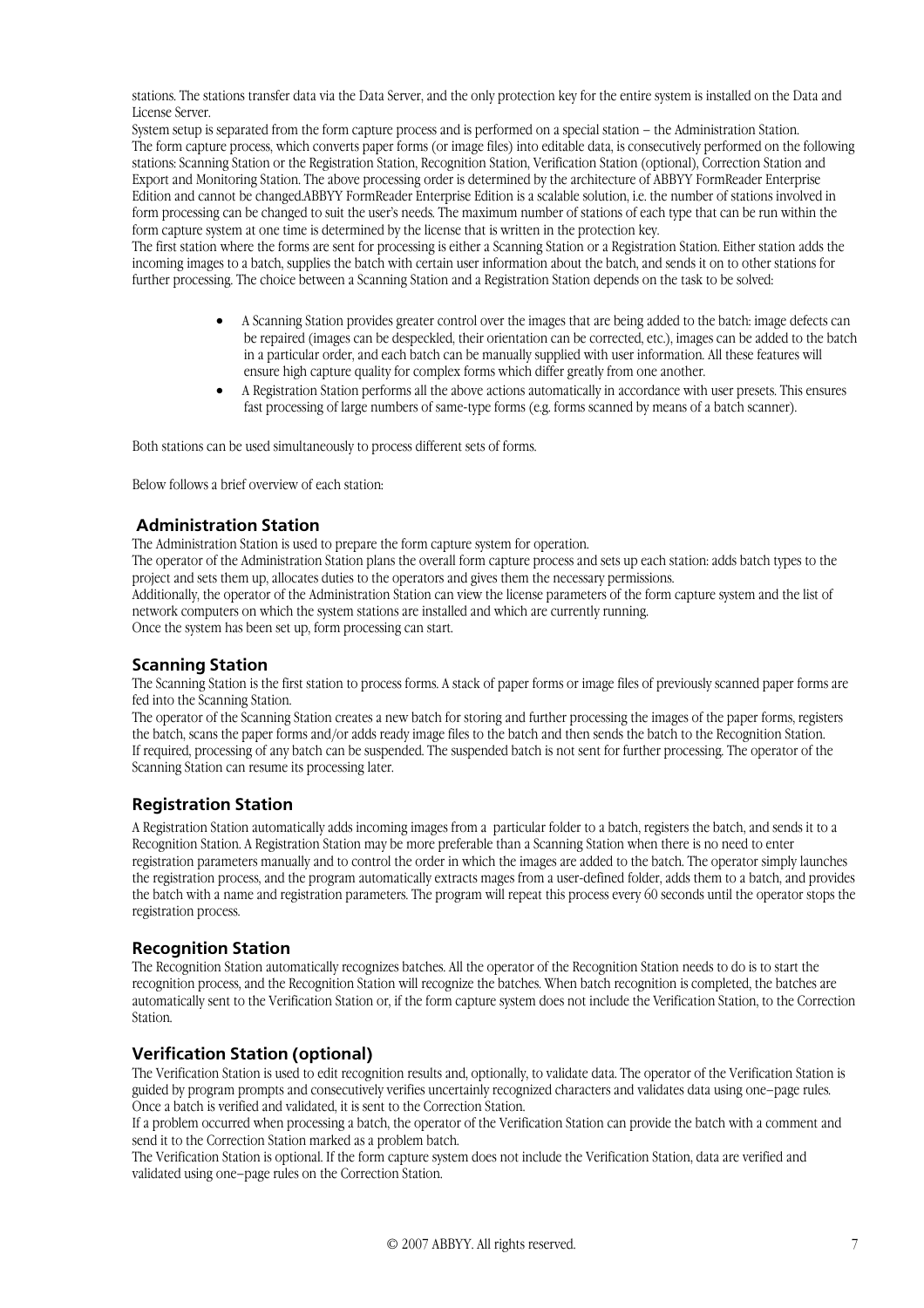stations. The stations transfer data via the Data Server, and the only protection key for the entire system is installed on the Data and License Server.

System setup is separated from the form capture process and is performed on a special station – the Administration Station.

The form capture process, which converts paper forms (or image files) into editable data, is consecutively performed on the following stations: Scanning Station or the Registration Station, Recognition Station, Verification Station (optional), Correction Station and Export and Monitoring Station. The above processing order is determined by the architecture of ABBYY FormReader Enterprise Edition and cannot be changed.ABBYY FormReader Enterprise Edition is a scalable solution, i.e. the number of stations involved in form processing can be changed to suit the user's needs. The maximum number of stations of each type that can be run within the form capture system at one time is determined by the license that is written in the protection key.

The first station where the forms are sent for processing is either a Scanning Station or a Registration Station. Either station adds the incoming images to a batch, supplies the batch with certain user information about the batch, and sends it on to other stations for further processing. The choice between a Scanning Station and a Registration Station depends on the task to be solved:

- A Scanning Station provides greater control over the images that are being added to the batch: image defects can be repaired (images can be despeckled, their orientation can be corrected, etc.), images can be added to the batch in a particular order, and each batch can be manually supplied with user information. All these features will ensure high capture quality for complex forms which differ greatly from one another.
- A Registration Station performs all the above actions automatically in accordance with user presets. This ensures fast processing of large numbers of same-type forms (e.g. forms scanned by means of a batch scanner).

Both stations can be used simultaneously to process different sets of forms.

Below follows a brief overview of each station:

### Administration Station

The Administration Station is used to prepare the form capture system for operation.

The operator of the Administration Station plans the overall form capture process and sets up each station: adds batch types to the project and sets them up, allocates duties to the operators and gives them the necessary permissions.

Additionally, the operator of the Administration Station can view the license parameters of the form capture system and the list of network computers on which the system stations are installed and which are currently running.

Once the system has been set up, form processing can start.

### Scanning Station

The Scanning Station is the first station to process forms. A stack of paper forms or image files of previously scanned paper forms are fed into the Scanning Station.

The operator of the Scanning Station creates a new batch for storing and further processing the images of the paper forms, registers the batch, scans the paper forms and/or adds ready image files to the batch and then sends the batch to the Recognition Station.

If required, processing of any batch can be suspended. The suspended batch is not sent for further processing. The operator of the Scanning Station can resume its processing later.

### Registration Station

A Registration Station automatically adds incoming images from a particular folder to a batch, registers the batch, and sends it to a Recognition Station. A Registration Station may be more preferable than a Scanning Station when there is no need to enter registration parameters manually and to control the order in which the images are added to the batch. The operator simply launches the registration process, and the program automatically extracts mages from a user-defined folder, adds them to a batch, and provides the batch with a name and registration parameters. The program will repeat this process every 60 seconds until the operator stops the registration process.

### Recognition Station

The Recognition Station automatically recognizes batches. All the operator of the Recognition Station needs to do is to start the recognition process, and the Recognition Station will recognize the batches. When batch recognition is completed, the batches are automatically sent to the Verification Station or, if the form capture system does not include the Verification Station, to the Correction Station.

### Verification Station (optional)

The Verification Station is used to edit recognition results and, optionally, to validate data. The operator of the Verification Station is guided by program prompts and consecutively verifies uncertainly recognized characters and validates data using one–page rules. Once a batch is verified and validated, it is sent to the Correction Station.

If a problem occurred when processing a batch, the operator of the Verification Station can provide the batch with a comment and send it to the Correction Station marked as a problem batch.

The Verification Station is optional. If the form capture system does not include the Verification Station, data are verified and validated using one–page rules on the Correction Station.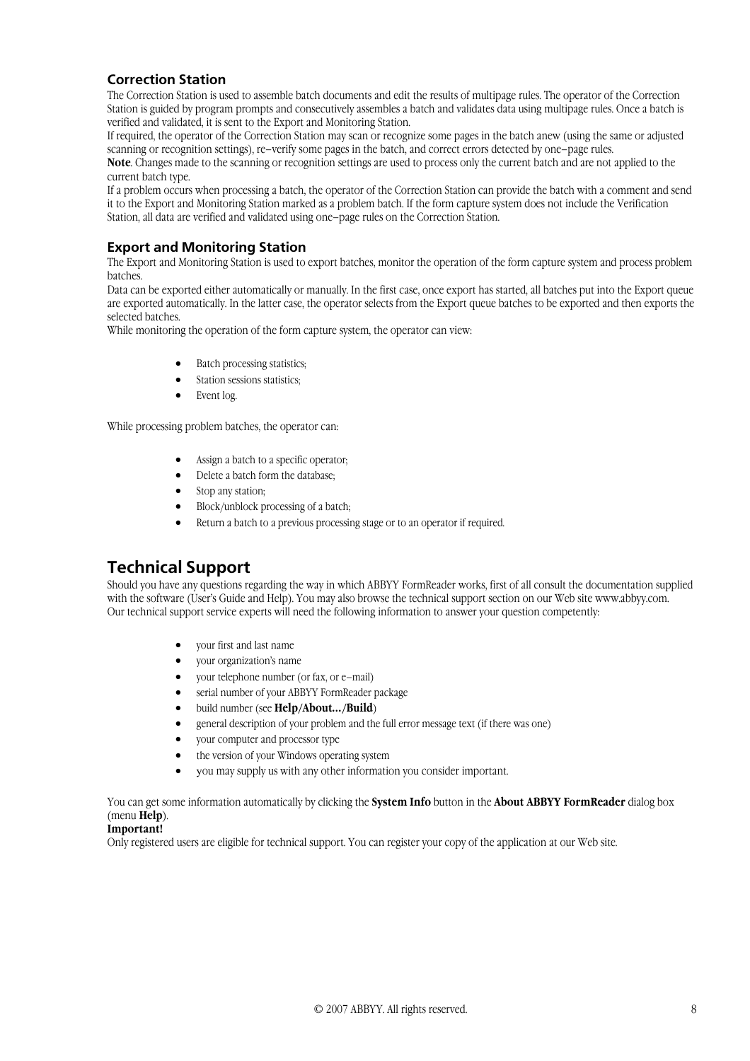### Correction Station

The Correction Station is used to assemble batch documents and edit the results of multipage rules. The operator of the Correction Station is guided by program prompts and consecutively assembles a batch and validates data using multipage rules. Once a batch is verified and validated, it is sent to the Export and Monitoring Station.

If required, the operator of the Correction Station may scan or recognize some pages in the batch anew (using the same or adjusted scanning or recognition settings), re–verify some pages in the batch, and correct errors detected by one–page rules.

**Note**. Changes made to the scanning or recognition settings are used to process only the current batch and are not applied to the current batch type.

If a problem occurs when processing a batch, the operator of the Correction Station can provide the batch with a comment and send it to the Export and Monitoring Station marked as a problem batch. If the form capture system does not include the Verification Station, all data are verified and validated using one–page rules on the Correction Station.

### Export and Monitoring Station

The Export and Monitoring Station is used to export batches, monitor the operation of the form capture system and process problem batches.

Data can be exported either automatically or manually. In the first case, once export has started, all batches put into the Export queue are exported automatically. In the latter case, the operator selects from the Export queue batches to be exported and then exports the selected batches.

While monitoring the operation of the form capture system, the operator can view:

- Batch processing statistics;
- Station sessions statistics;
- Event log.

While processing problem batches, the operator can:

- Assign a batch to a specific operator;
- Delete a batch form the database;
- Stop any station;
- Block/unblock processing of a batch;
- Return a batch to a previous processing stage or to an operator if required.

## Technical Support

Should you have any questions regarding the way in which ABBYY FormReader works, first of all consult the documentation supplied with the software (User's Guide and Help). You may also browse the technical support section on our Web site www.abbyy.com.

Our technical support service experts will need the following information to answer your question competently:

- your first and last name
- your organization's name
- your telephone number (or fax, or e–mail)
- serial number of your ABBYY FormReader package
- build number (see **Help/About.../Build**)
- general description of your problem and the full error message text (if there was one)
- your computer and processor type
- the version of your Windows operating system
- you may supply us with any other information you consider important.

You can get some information automatically by clicking the **System Info** button in the **About ABBYY FormReader** dialog box (menu **Help**).

**Important!**

Only registered users are eligible for technical support. You can register your copy of the application at our Web site.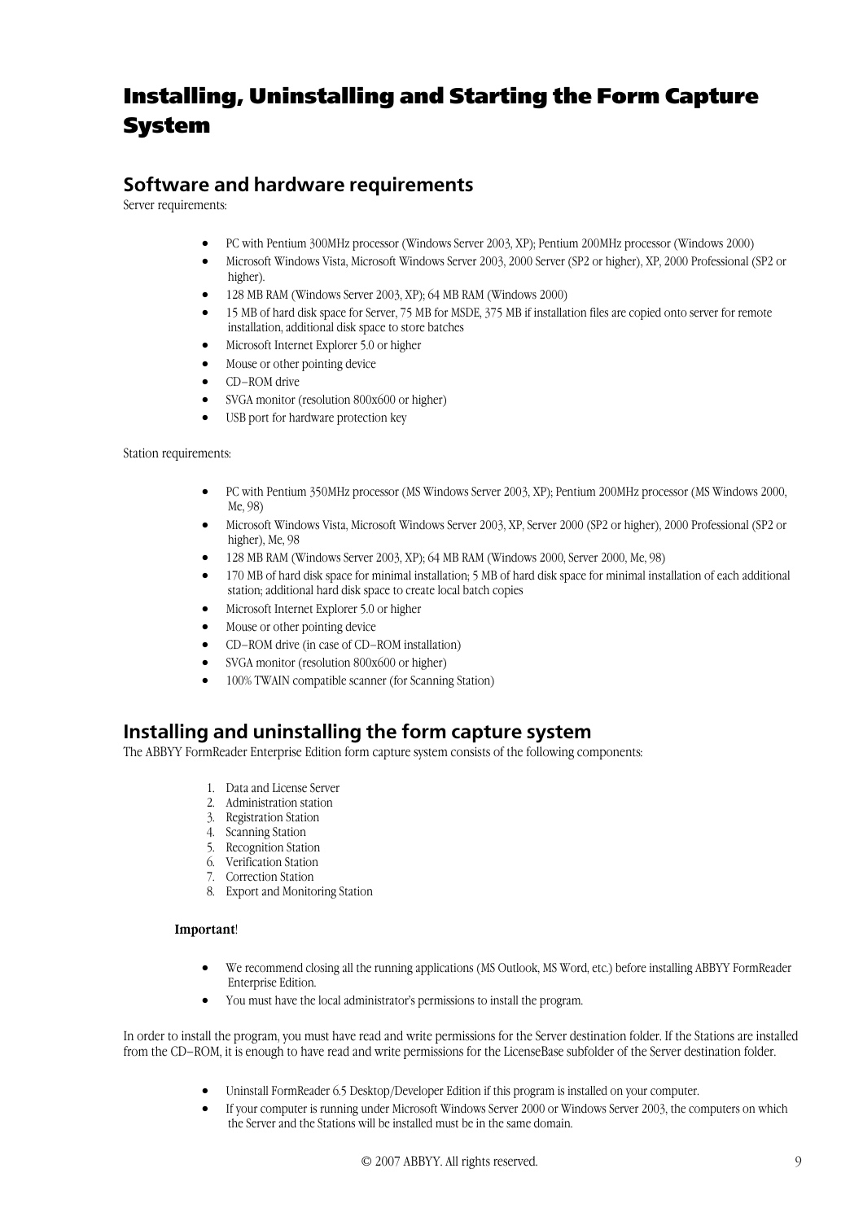# Installing, Uninstalling and Starting the Form Capture System

## Software and hardware requirements

Server requirements:

- PC with Pentium 300MHz processor (Windows Server 2003, XP); Pentium 200MHz processor (Windows 2000)
- Microsoft Windows Vista, Microsoft Windows Server 2003, 2000 Server (SP2 or higher), XP, 2000 Professional (SP2 or higher).
- 128 MB RAM (Windows Server 2003, XP); 64 MB RAM (Windows 2000)
- 15 MB of hard disk space for Server, 75 MB for MSDE, 375 MB if installation files are copied onto server for remote installation, additional disk space to store batches
- Microsoft Internet Explorer 5.0 or higher
- Mouse or other pointing device
- CD–ROM drive
- SVGA monitor (resolution 800x600 or higher)
- USB port for hardware protection key

Station requirements:

- PC with Pentium 350MHz processor (MS Windows Server 2003, XP); Pentium 200MHz processor (MS Windows 2000, Me, 98)
- Microsoft Windows Vista, Microsoft Windows Server 2003, XP, Server 2000 (SP2 or higher), 2000 Professional (SP2 or higher), Me, 98
- 128 MB RAM (Windows Server 2003, XP); 64 MB RAM (Windows 2000, Server 2000, Me, 98)
- 170 MB of hard disk space for minimal installation; 5 MB of hard disk space for minimal installation of each additional station; additional hard disk space to create local batch copies
- Microsoft Internet Explorer 5.0 or higher
- Mouse or other pointing device
- CD–ROM drive (in case of CD–ROM installation)
- SVGA monitor (resolution 800x600 or higher)
- 100% TWAIN compatible scanner (for Scanning Station)

## Installing and uninstalling the form capture system

The ABBYY FormReader Enterprise Edition form capture system consists of the following components:

1. Data and License Server
2. Administration station
3. Registration Station
4. Scanning Station
5. Recognition Station
6. Verification Station
7. Correction Station
8. Export and Monitoring Station

**Important**!

- We recommend closing all the running applications (MS Outlook, MS Word, etc.) before installing ABBYY FormReader Enterprise Edition.
- You must have the local administrator's permissions to install the program.

In order to install the program, you must have read and write permissions for the Server destination folder. If the Stations are installed from the CD–ROM, it is enough to have read and write permissions for the LicenseBase subfolder of the Server destination folder.

- Uninstall FormReader 6.5 Desktop/Developer Edition if this program is installed on your computer.
- If your computer is running under Microsoft Windows Server 2000 or Windows Server 2003, the computers on which the Server and the Stations will be installed must be in the same domain.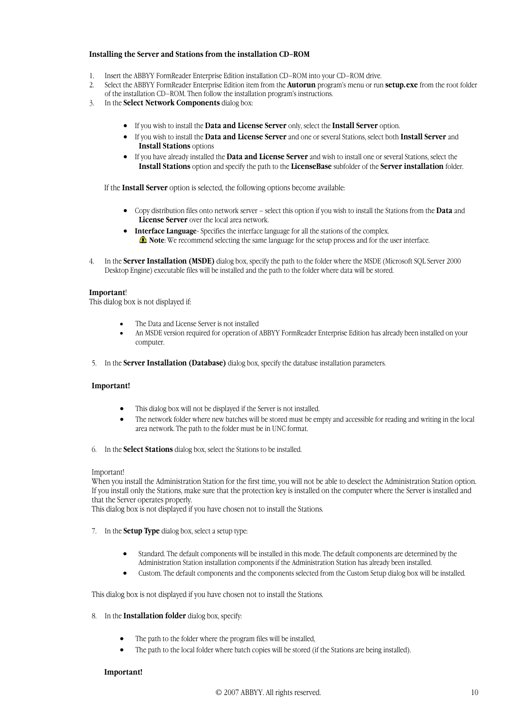**Installing the Server and Stations from the installation CD–ROM**

1. Insert the ABBYY FormReader Enterprise Edition installation CD–ROM into your CD–ROM drive.
2. Select the ABBYY FormReader Enterprise Edition item from the **Autorun** program's menu or run **setup.exe** from the root folder of the installation CD–ROM. Then follow the installation program's instructions.
3. In the **Select Network Components** dialog box:

    - If you wish to install the **Data and License Server** only, select the **Install Server** option.
    - If you wish to install the **Data and License Server** and one or several Stations, select both **Install Server** and **Install Stations** options
    - If you have already installed the **Data and License Server** and wish to install one or several Stations, select the **Install Stations** option and specify the path to the **LicenseBase** subfolder of the **Server installation** folder.

    If the **Install Server** option is selected, the following options become available:

    - Copy distribution files onto network server – select this option if you wish to install the Stations from the **Data** and **License Server** over the local area network.
    - **Interface Language**- Specifies the interface language for all the stations of the complex.
      **Note**: We recommend selecting the same language for the setup process and for the user interface.

4. In the **Server Installation (MSDE)** dialog box, specify the path to the folder where the MSDE (Microsoft SQL Server 2000 Desktop Engine) executable files will be installed and the path to the folder where data will be stored.

**Important**!
This dialog box is not displayed if:

- The Data and License Server is not installed
- An MSDE version required for operation of ABBYY FormReader Enterprise Edition has already been installed on your computer.

5. In the **Server Installation (Database)** dialog box, specify the database installation parameters.

**Important!**

- This dialog box will not be displayed if the Server is not installed.
- The network folder where new batches will be stored must be empty and accessible for reading and writing in the local area network. The path to the folder must be in UNC format.

6. In the **Select Stations** dialog box, select the Stations to be installed.

Important!
When you install the Administration Station for the first time, you will not be able to deselect the Administration Station option.
If you install only the Stations, make sure that the protection key is installed on the computer where the Server is installed and that the Server operates properly.
This dialog box is not displayed if you have chosen not to install the Stations.

7. In the **Setup Type** dialog box, select a setup type:

    - Standard. The default components will be installed in this mode. The default components are determined by the Administration Station installation components if the Administration Station has already been installed.
    - Custom. The default components and the components selected from the Custom Setup dialog box will be installed.

This dialog box is not displayed if you have chosen not to install the Stations.

8. In the **Installation folder** dialog box, specify:

    - The path to the folder where the program files will be installed,
    - The path to the local folder where batch copies will be stored (if the Stations are being installed).

    **Important!**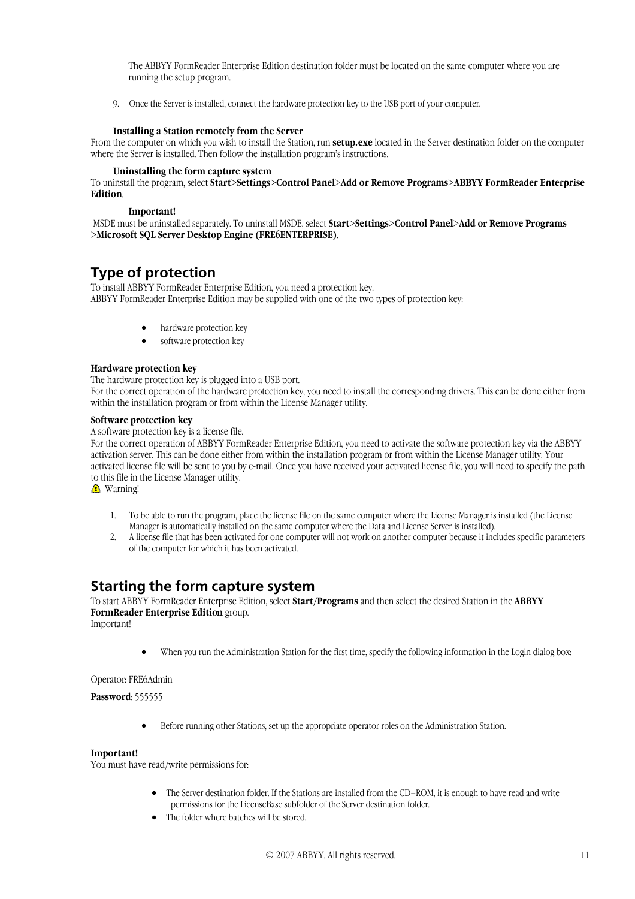The ABBYY FormReader Enterprise Edition destination folder must be located on the same computer where you are running the setup program.

9. Once the Server is installed, connect the hardware protection key to the USB port of your computer.

**Installing a Station remotely from the Server**

From the computer on which you wish to install the Station, run **setup.exe** located in the Server destination folder on the computer where the Server is installed. Then follow the installation program's instructions.

**Uninstalling the form capture system**

To uninstall the program, select **Start>Settings>Control Panel>Add or Remove Programs>ABBYY FormReader Enterprise Edition**.

**Important!**

MSDE must be uninstalled separately. To uninstall MSDE, select **Start>Settings>Control Panel>Add or Remove Programs >Microsoft SQL Server Desktop Engine (FRE6ENTERPRISE)**.

## Type of protection

To install ABBYY FormReader Enterprise Edition, you need a protection key.
ABBYY FormReader Enterprise Edition may be supplied with one of the two types of protection key:

- hardware protection key
- software protection key

**Hardware protection key**

The hardware protection key is plugged into a USB port.
For the correct operation of the hardware protection key, you need to install the corresponding drivers. This can be done either from within the installation program or from within the License Manager utility.

**Software protection key**

A software protection key is a license file.
For the correct operation of ABBYY FormReader Enterprise Edition, you need to activate the software protection key via the ABBYY activation server. This can be done either from within the installation program or from within the License Manager utility. Your activated license file will be sent to you by e-mail. Once you have received your activated license file, you will need to specify the path to this file in the License Manager utility.

⚠ Warning!

1. To be able to run the program, place the license file on the same computer where the License Manager is installed (the License Manager is automatically installed on the same computer where the Data and License Server is installed).
2. A license file that has been activated for one computer will not work on another computer because it includes specific parameters of the computer for which it has been activated.

## Starting the form capture system

To start ABBYY FormReader Enterprise Edition, select **Start/Programs** and then select the desired Station in the **ABBYY FormReader Enterprise Edition** group.
Important!

- When you run the Administration Station for the first time, specify the following information in the Login dialog box:

Operator: FRE6Admin

**Password**: 555555

- Before running other Stations, set up the appropriate operator roles on the Administration Station.

**Important!**

You must have read/write permissions for:

- The Server destination folder. If the Stations are installed from the CD–ROM, it is enough to have read and write permissions for the LicenseBase subfolder of the Server destination folder.
- The folder where batches will be stored.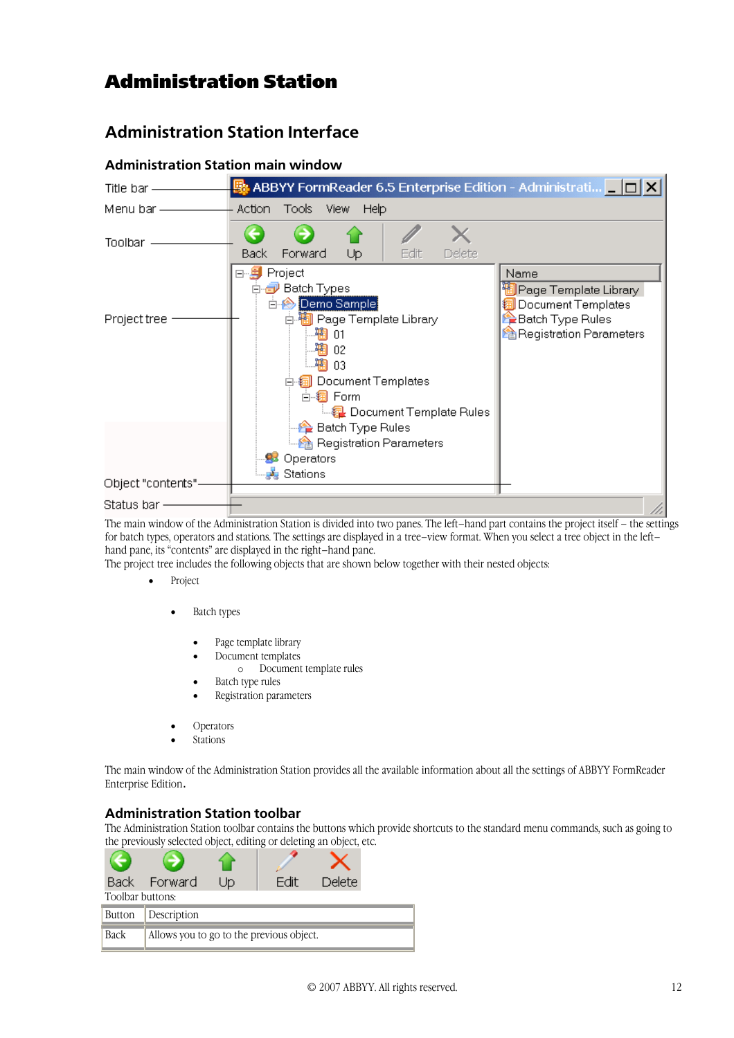# Administration Station

## Administration Station Interface

### Administration Station main window

The main window of the Administration Station is divided into two panes. The left–hand part contains the project itself – the settings for batch types, operators and stations. The settings are displayed in a tree–view format. When you select a tree object in the left–hand pane, its "contents" are displayed in the right–hand pane.

The project tree includes the following objects that are shown below together with their nested objects:

- Project
  - Batch types
    - Page template library
    - Document templates
      - Document template rules
    - Batch type rules
    - Registration parameters
  - Operators
  - Stations

The main window of the Administration Station provides all the available information about all the settings of ABBYY FormReader Enterprise Edition.

### Administration Station toolbar

The Administration Station toolbar contains the buttons which provide shortcuts to the standard menu commands, such as going to the previously selected object, editing or deleting an object, etc.

Toolbar buttons:

| Button | Description |
|---|---|
| Back | Allows you to go to the previous object. |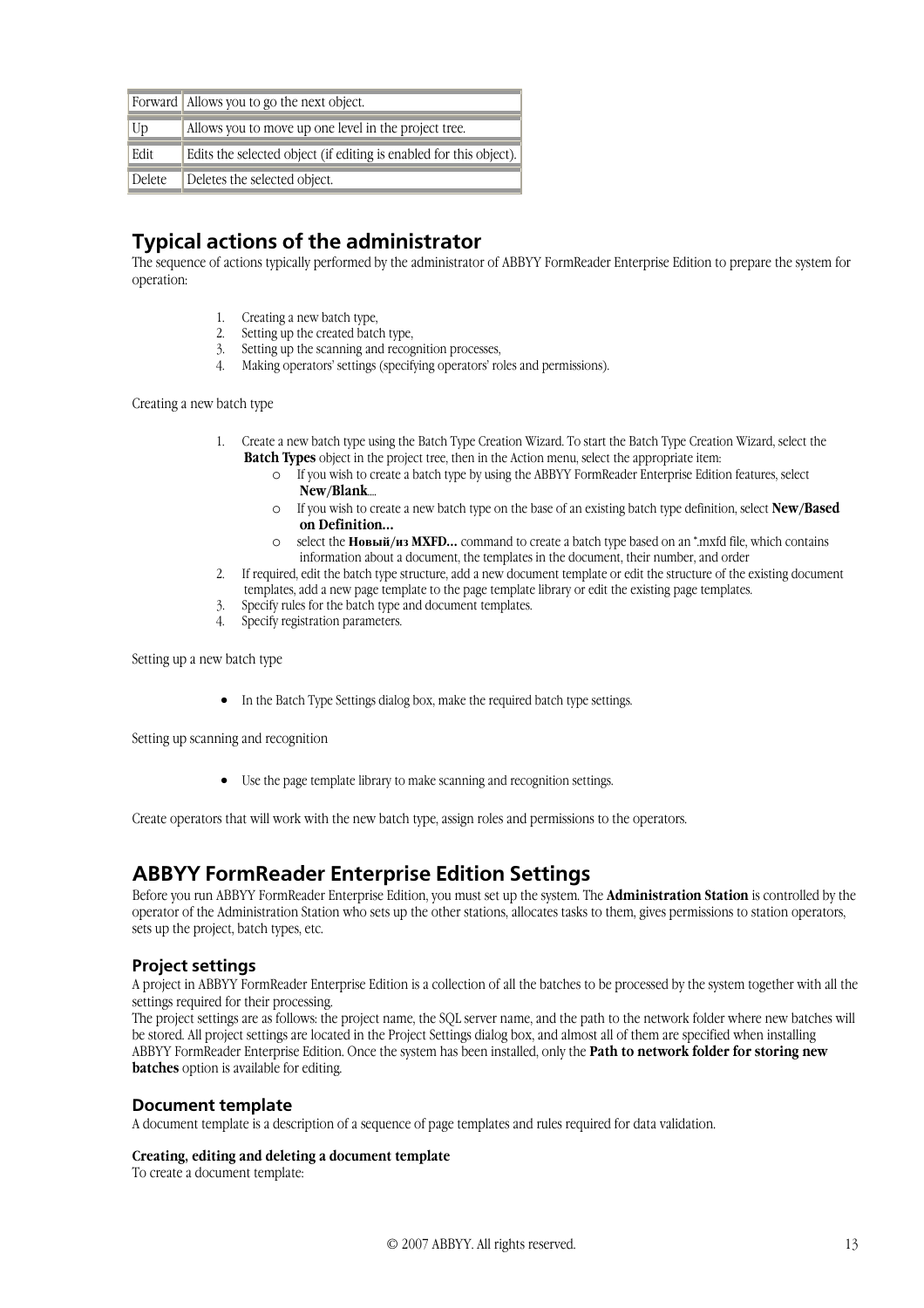| | |
|---|---|
| Forward | Allows you to go the next object. |
| Up | Allows you to move up one level in the project tree. |
| Edit | Edits the selected object (if editing is enabled for this object). |
| Delete | Deletes the selected object. |

## Typical actions of the administrator

The sequence of actions typically performed by the administrator of ABBYY FormReader Enterprise Edition to prepare the system for operation:

1. Creating a new batch type,
2. Setting up the created batch type,
3. Setting up the scanning and recognition processes,
4. Making operators' settings (specifying operators' roles and permissions).

Creating a new batch type

1. Create a new batch type using the Batch Type Creation Wizard. To start the Batch Type Creation Wizard, select the **Batch Types** object in the project tree, then in the Action menu, select the appropriate item:
   - If you wish to create a batch type by using the ABBYY FormReader Enterprise Edition features, select **New/Blank**...
   - If you wish to create a new batch type on the base of an existing batch type definition, select **New/Based on Definition...**
   - select the **Новый/из MXFD...** command to create a batch type based on an *.mxfd file, which contains information about a document, the templates in the document, their number, and order
2. If required, edit the batch type structure, add a new document template or edit the structure of the existing document templates, add a new page template to the page template library or edit the existing page templates.
3. Specify rules for the batch type and document templates.
4. Specify registration parameters.

Setting up a new batch type

- In the Batch Type Settings dialog box, make the required batch type settings.

Setting up scanning and recognition

- Use the page template library to make scanning and recognition settings.

Create operators that will work with the new batch type, assign roles and permissions to the operators.

## ABBYY FormReader Enterprise Edition Settings

Before you run ABBYY FormReader Enterprise Edition, you must set up the system. The **Administration Station** is controlled by the operator of the Administration Station who sets up the other stations, allocates tasks to them, gives permissions to station operators, sets up the project, batch types, etc.

### Project settings

A project in ABBYY FormReader Enterprise Edition is a collection of all the batches to be processed by the system together with all the settings required for their processing.
The project settings are as follows: the project name, the SQL server name, and the path to the network folder where new batches will be stored. All project settings are located in the Project Settings dialog box, and almost all of them are specified when installing ABBYY FormReader Enterprise Edition. Once the system has been installed, only the **Path to network folder for storing new batches** option is available for editing.

### Document template

A document template is a description of a sequence of page templates and rules required for data validation.

**Creating, editing and deleting a document template**

To create a document template: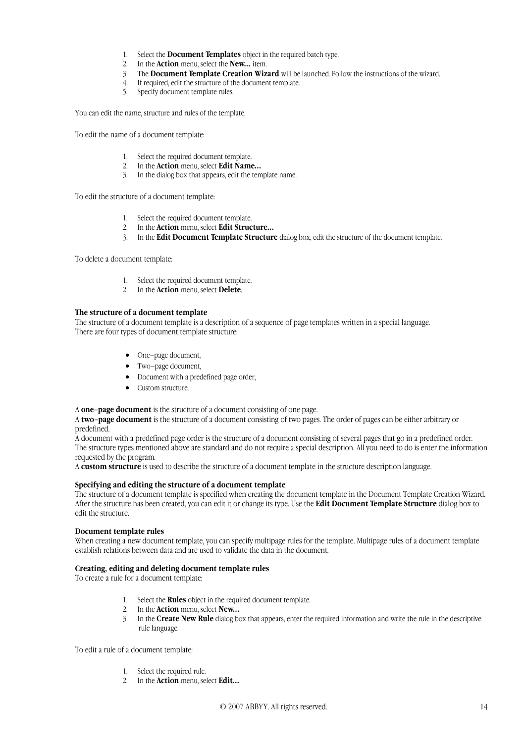1. Select the **Document Templates** object in the required batch type.
2. In the **Action** menu, select the **New...** item.
3. The **Document Template Creation Wizard** will be launched. Follow the instructions of the wizard.
4. If required, edit the structure of the document template.
5. Specify document template rules.

You can edit the name, structure and rules of the template.

To edit the name of a document template:

1. Select the required document template.
2. In the **Action** menu, select **Edit Name...**
3. In the dialog box that appears, edit the template name.

To edit the structure of a document template:

1. Select the required document template.
2. In the **Action** menu, select **Edit Structure...**
3. In the **Edit Document Template Structure** dialog box, edit the structure of the document template.

To delete a document template:

1. Select the required document template.
2. In the **Action** menu, select **Delete**.

**The structure of a document template**

The structure of the document template is a description of a sequence of page templates written in a special language.
There are four types of document template structure:

- One–page document,
- Two–page document,
- Document with a predefined page order,
- Custom structure.

A **one–page document** is the structure of a document consisting of one page.
A **two–page document** is the structure of a document consisting of two pages. The order of pages can be either arbitrary or predefined.
A document with a predefined page order is the structure of a document consisting of several pages that go in a predefined order.
The structure types mentioned above are standard and do not require a special description. All you need to do is enter the information requested by the program.
A **custom structure** is used to describe the structure of a document template in the structure description language.

**Specifying and editing the structure of a document template**

The structure of a document template is specified when creating the document template in the Document Template Creation Wizard. After the structure has been created, you can edit it or change its type. Use the **Edit Document Template Structure** dialog box to edit the structure.

**Document template rules**

When creating a new document template, you can specify multipage rules for the template. Multipage rules of a document template establish relations between data and are used to validate the data in the document.

**Creating, editing and deleting document template rules**

To create a rule for a document template:

1. Select the **Rules** object in the required document template.
2. In the **Action** menu, select **New...**
3. In the **Create New Rule** dialog box that appears, enter the required information and write the rule in the descriptive rule language.

To edit a rule of a document template:

1. Select the required rule.
2. In the **Action** menu, select **Edit...**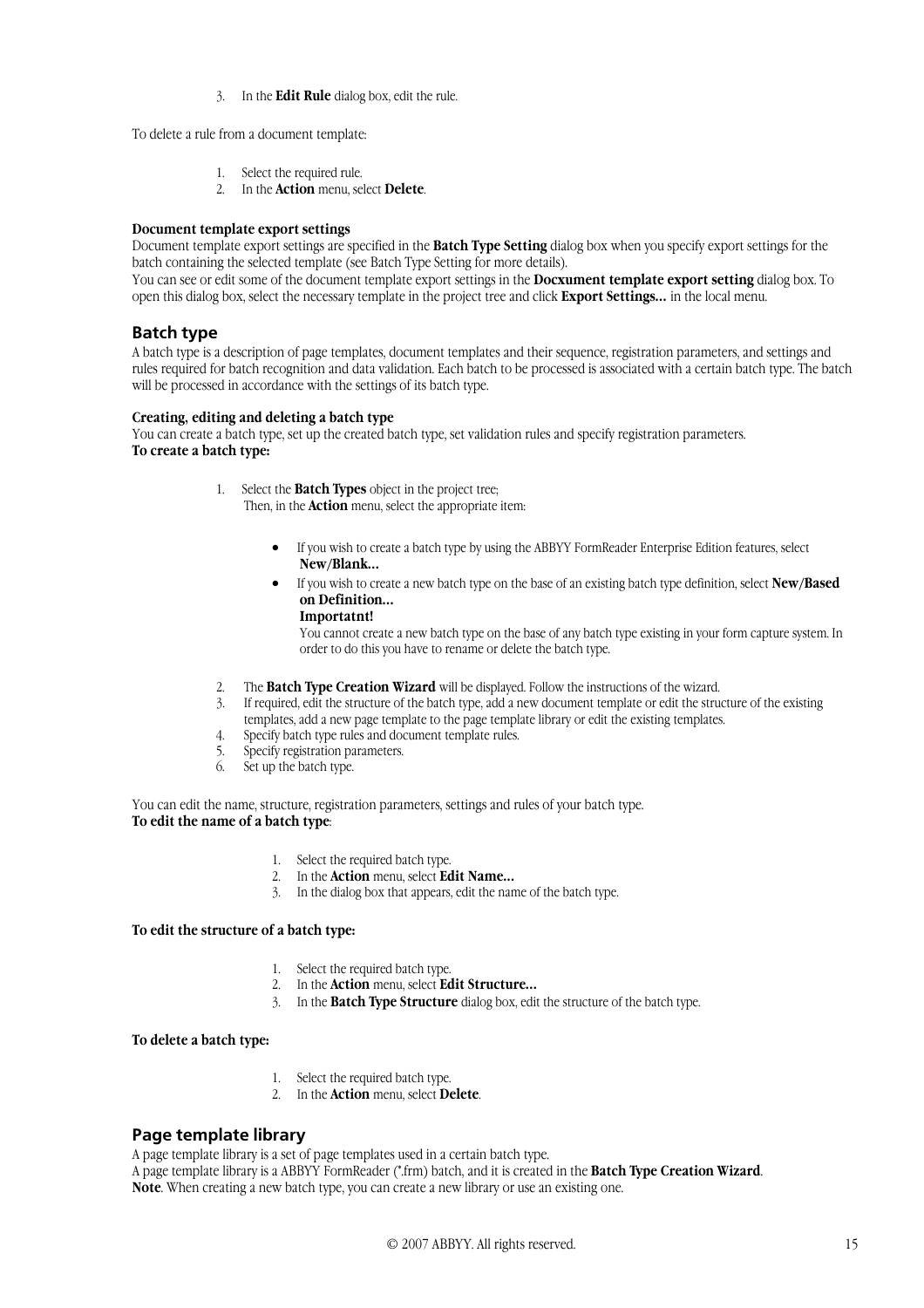3. In the **Edit Rule** dialog box, edit the rule.

To delete a rule from a document template:

1. Select the required rule.
2. In the **Action** menu, select **Delete**.

**Document template export settings**
Document template export settings are specified in the **Batch Type Setting** dialog box when you specify export settings for the batch containing the selected template (see Batch Type Setting for more details).
You can see or edit some of the document template export settings in the **Docxument template export setting** dialog box. To open this dialog box, select the necessary template in the project tree and click **Export Settings…** in the local menu.

## Batch type

A batch type is a description of page templates, document templates and their sequence, registration parameters, and settings and rules required for batch recognition and data validation. Each batch to be processed is associated with a certain batch type. The batch will be processed in accordance with the settings of its batch type.

**Creating, editing and deleting a batch type**
You can create a batch type, set up the created batch type, set validation rules and specify registration parameters.
**To create a batch type:**

1. Select the **Batch Types** object in the project tree;
   Then, in the **Action** menu, select the appropriate item:
   - If you wish to create a batch type by using the ABBYY FormReader Enterprise Edition features, select **New/Blank…**
   - If you wish to create a new batch type on the base of an existing batch type definition, select **New/Based on Definition…**
     **Importatnt!**
     You cannot create a new batch type on the base of any batch type existing in your form capture system. In order to do this you have to rename or delete the batch type.
2. The **Batch Type Creation Wizard** will be displayed. Follow the instructions of the wizard.
3. If required, edit the structure of the batch type, add a new document template or edit the structure of the existing templates, add a new page template to the page template library or edit the existing templates.
4. Specify batch type rules and document template rules.
5. Specify registration parameters.
6. Set up the batch type.

You can edit the name, structure, registration parameters, settings and rules of your batch type.
**To edit the name of a batch type**:

1. Select the required batch type.
2. In the **Action** menu, select **Edit Name…**
3. In the dialog box that appears, edit the name of the batch type.

**To edit the structure of a batch type:**

1. Select the required batch type.
2. In the **Action** menu, select **Edit Structure…**
3. In the **Batch Type Structure** dialog box, edit the structure of the batch type.

**To delete a batch type:**

1. Select the required batch type.
2. In the **Action** menu, select **Delete**.

## Page template library

A page template library is a set of page templates used in a certain batch type.
A page template library is a ABBYY FormReader (*.frm) batch, and it is created in the **Batch Type Creation Wizard**.
**Note**. When creating a new batch type, you can create a new library or use an existing one.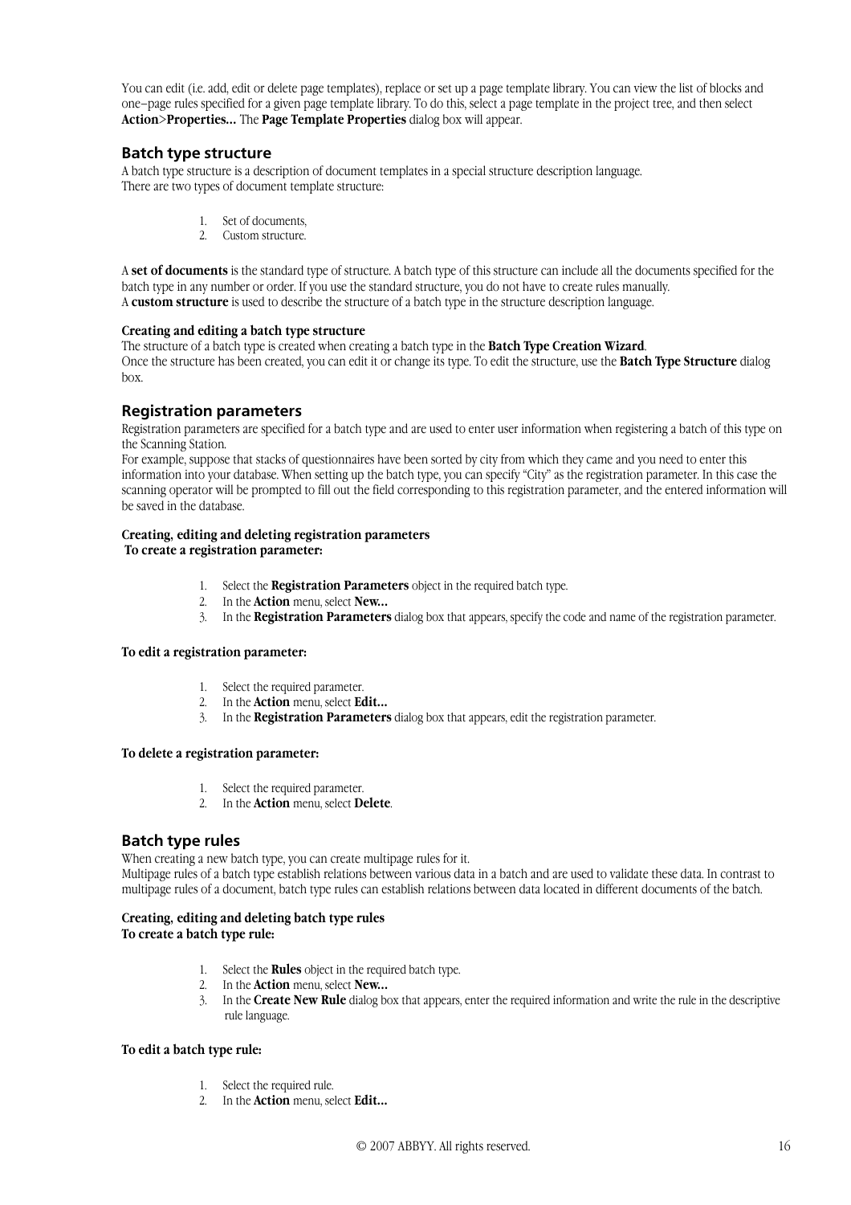You can edit (i.e. add, edit or delete page templates), replace or set up a page template library. You can view the list of blocks and one–page rules specified for a given page template library. To do this, select a page template in the project tree, and then select **Action**>**Properties…** The **Page Template Properties** dialog box will appear.

## Batch type structure

A batch type structure is a description of document templates in a special structure description language.
There are two types of document template structure:

1. Set of documents,
2. Custom structure.

A **set of documents** is the standard type of structure. A batch type of this structure can include all the documents specified for the batch type in any number or order. If you use the standard structure, you do not have to create rules manually.
A **custom structure** is used to describe the structure of a batch type in the structure description language.

**Creating and editing a batch type structure**
The structure of a batch type is created when creating a batch type in the **Batch Type Creation Wizard**.
Once the structure has been created, you can edit it or change its type. To edit the structure, use the **Batch Type Structure** dialog box.

## Registration parameters

Registration parameters are specified for a batch type and are used to enter user information when registering a batch of this type on the Scanning Station.
For example, suppose that stacks of questionnaires have been sorted by city from which they came and you need to enter this information into your database. When setting up the batch type, you can specify "City" as the registration parameter. In this case the scanning operator will be prompted to fill out the field corresponding to this registration parameter, and the entered information will be saved in the database.

**Creating, editing and deleting registration parameters**
**To create a registration parameter:**

1. Select the **Registration Parameters** object in the required batch type.
2. In the **Action** menu, select **New…**
3. In the **Registration Parameters** dialog box that appears, specify the code and name of the registration parameter.

**To edit a registration parameter:**

1. Select the required parameter.
2. In the **Action** menu, select **Edit…**
3. In the **Registration Parameters** dialog box that appears, edit the registration parameter.

**To delete a registration parameter:**

1. Select the required parameter.
2. In the **Action** menu, select **Delete**.

## Batch type rules

When creating a new batch type, you can create multipage rules for it.
Multipage rules of a batch type establish relations between various data in a batch and are used to validate these data. In contrast to multipage rules of a document, batch type rules can establish relations between data located in different documents of the batch.

**Creating, editing and deleting batch type rules**
**To create a batch type rule:**

1. Select the **Rules** object in the required batch type.
2. In the **Action** menu, select **New…**
3. In the **Create New Rule** dialog box that appears, enter the required information and write the rule in the descriptive rule language.

**To edit a batch type rule:**

1. Select the required rule.
2. In the **Action** menu, select **Edit…**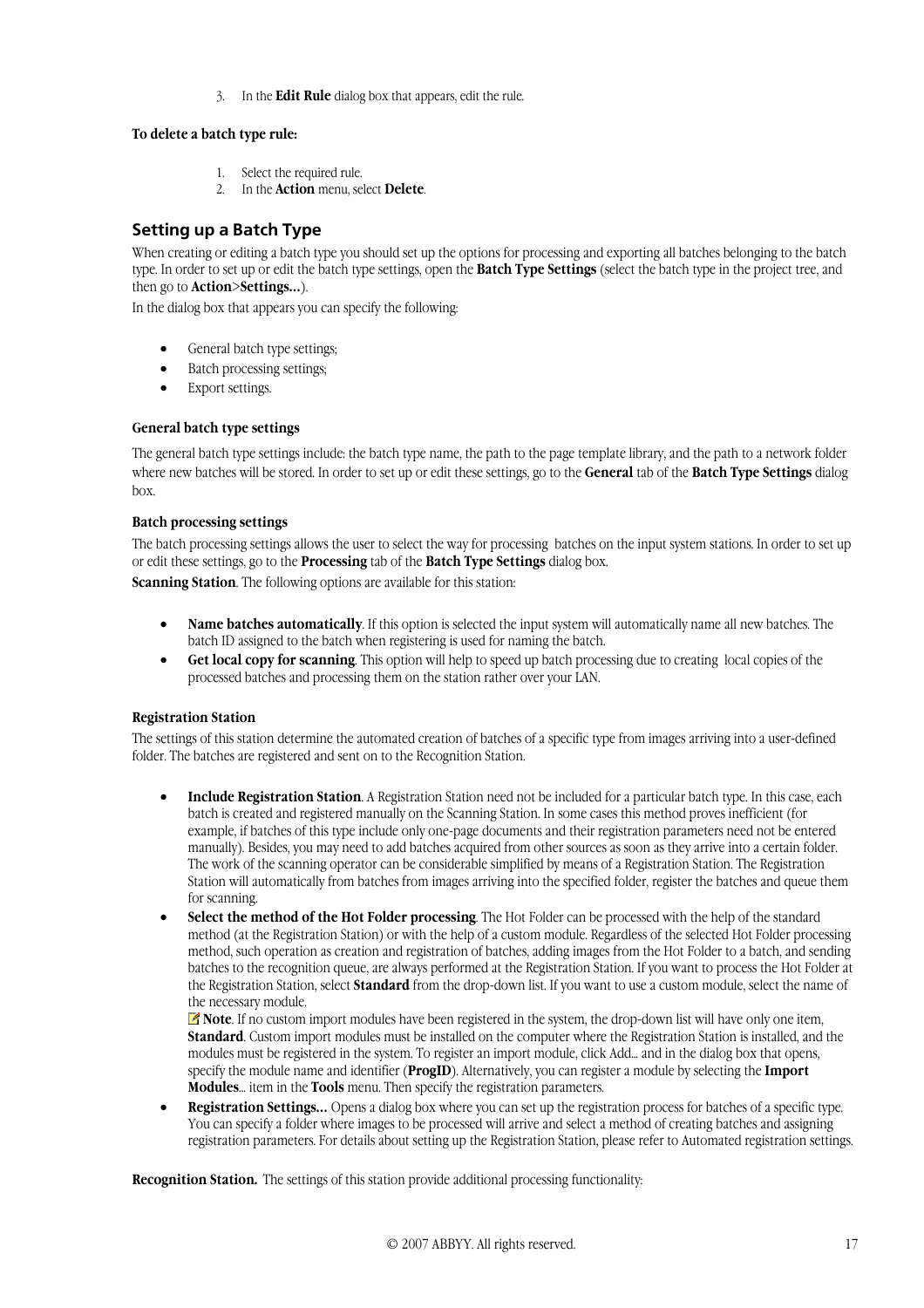3. In the **Edit Rule** dialog box that appears, edit the rule.

**To delete a batch type rule:**

1. Select the required rule.
2. In the **Action** menu, select **Delete**.

## Setting up a Batch Type

When creating or editing a batch type you should set up the options for processing and exporting all batches belonging to the batch type. In order to set up or edit the batch type settings, open the **Batch Type Settings** (select the batch type in the project tree, and then go to **Action**>**Settings...**).

In the dialog box that appears you can specify the following:

- General batch type settings;
- Batch processing settings;
- Export settings.

#### General batch type settings

The general batch type settings include: the batch type name, the path to the page template library, and the path to a network folder where new batches will be stored. In order to set up or edit these settings, go to the **General** tab of the **Batch Type Settings** dialog box.

#### Batch processing settings

The batch processing settings allows the user to select the way for processing batches on the input system stations. In order to set up or edit these settings, go to the **Processing** tab of the **Batch Type Settings** dialog box.

**Scanning Station**. The following options are available for this station:

- **Name batches automatically**. If this option is selected the input system will automatically name all new batches. The batch ID assigned to the batch when registering is used for naming the batch.
- **Get local copy for scanning**. This option will help to speed up batch processing due to creating local copies of the processed batches and processing them on the station rather over your LAN.

#### Registration Station

The settings of this station determine the automated creation of batches of a specific type from images arriving into a user-defined folder. The batches are registered and sent on to the Recognition Station.

- **Include Registration Station**. A Registration Station need not be included for a particular batch type. In this case, each batch is created and registered manually on the Scanning Station. In some cases this method proves inefficient (for example, if batches of this type include only one-page documents and their registration parameters need not be entered manually). Besides, you may need to add batches acquired from other sources as soon as they arrive into a certain folder. The work of the scanning operator can be considerable simplified by means of a Registration Station. The Registration Station will automatically from batches from images arriving into the specified folder, register the batches and queue them for scanning.
- **Select the method of the Hot Folder processing**. The Hot Folder can be processed with the help of the standard method (at the Registration Station) or with the help of a custom module. Regardless of the selected Hot Folder processing method, such operation as creation and registration of batches, adding images from the Hot Folder to a batch, and sending batches to the recognition queue, are always performed at the Registration Station. If you want to process the Hot Folder at the Registration Station, select **Standard** from the drop-down list. If you want to use a custom module, select the name of the necessary module.
  **Note**. If no custom import modules have been registered in the system, the drop-down list will have only one item, **Standard**. Custom import modules must be installed on the computer where the Registration Station is installed, and the modules must be registered in the system. To register an import module, click Add... and in the dialog box that opens, specify the module name and identifier (**ProgID**). Alternatively, you can register a module by selecting the **Import Modules**... item in the **Tools** menu. Then specify the registration parameters.
- **Registration Settings...** Opens a dialog box where you can set up the registration process for batches of a specific type. You can specify a folder where images to be processed will arrive and select a method of creating batches and assigning registration parameters. For details about setting up the Registration Station, please refer to Automated registration settings.

**Recognition Station.** The settings of this station provide additional processing functionality: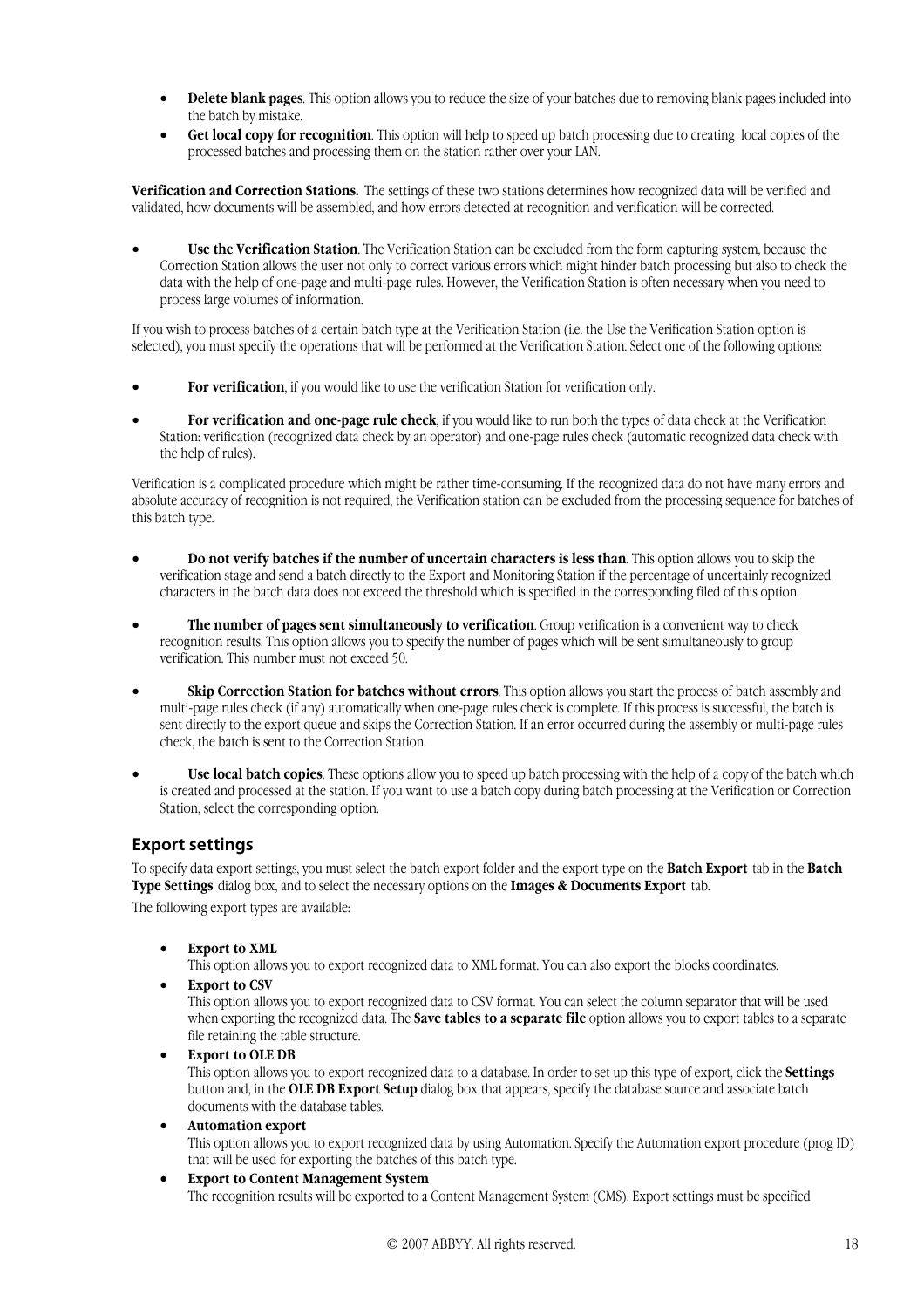- **Delete blank pages**. This option allows you to reduce the size of your batches due to removing blank pages included into the batch by mistake.
- **Get local copy for recognition**. This option will help to speed up batch processing due to creating  local copies of the processed batches and processing them on the station rather over your LAN.

**Verification and Correction Stations.** The settings of these two stations determines how recognized data will be verified and validated, how documents will be assembled, and how errors detected at recognition and verification will be corrected.

- **Use the Verification Station**. The Verification Station can be excluded from the form capturing system, because the Correction Station allows the user not only to correct various errors which might hinder batch processing but also to check the data with the help of one-page and multi-page rules. However, the Verification Station is often necessary when you need to process large volumes of information.

If you wish to process batches of a certain batch type at the Verification Station (i.e. the Use the Verification Station option is selected), you must specify the operations that will be performed at the Verification Station. Select one of the following options:

- **For verification**, if you would like to use the verification Station for verification only.
- **For verification and one-page rule check**, if you would like to run both the types of data check at the Verification Station: verification (recognized data check by an operator) and one-page rules check (automatic recognized data check with the help of rules).

Verification is a complicated procedure which might be rather time-consuming. If the recognized data do not have many errors and absolute accuracy of recognition is not required, the Verification station can be excluded from the processing sequence for batches of this batch type.

- **Do not verify batches if the number of uncertain characters is less than**. This option allows you to skip the verification stage and send a batch directly to the Export and Monitoring Station if the percentage of uncertainly recognized characters in the batch data does not exceed the threshold which is specified in the corresponding filed of this option.
- **The number of pages sent simultaneously to verification**. Group verification is a convenient way to check recognition results. This option allows you to specify the number of pages which will be sent simultaneously to group verification. This number must not exceed 50.
- **Skip Correction Station for batches without errors**. This option allows you start the process of batch assembly and multi-page rules check (if any) automatically when one-page rules check is complete. If this process is successful, the batch is sent directly to the export queue and skips the Correction Station. If an error occurred during the assembly or multi-page rules check, the batch is sent to the Correction Station.
- **Use local batch copies**. These options allow you to speed up batch processing with the help of a copy of the batch which is created and processed at the station. If you want to use a batch copy during batch processing at the Verification or Correction Station, select the corresponding option.

## Export settings

To specify data export settings, you must select the batch export folder and the export type on the **Batch Export** tab in the **Batch Type Settings** dialog box, and to select the necessary options on the **Images & Documents Export** tab.

The following export types are available:

- **Export to XML**
  This option allows you to export recognized data to XML format. You can also export the blocks coordinates.
- **Export to CSV**
  This option allows you to export recognized data to CSV format. You can select the column separator that will be used when exporting the recognized data. The **Save tables to a separate file** option allows you to export tables to a separate file retaining the table structure.
- **Export to OLE DB**
  This option allows you to export recognized data to a database. In order to set up this type of export, click the **Settings** button and, in the **OLE DB Export Setup** dialog box that appears, specify the database source and associate batch documents with the database tables.
- **Automation export**
  This option allows you to export recognized data by using Automation. Specify the Automation export procedure (prog ID) that will be used for exporting the batches of this batch type.
- **Export to Content Management System**
  The recognition results will be exported to a Content Management System (CMS). Export settings must be specified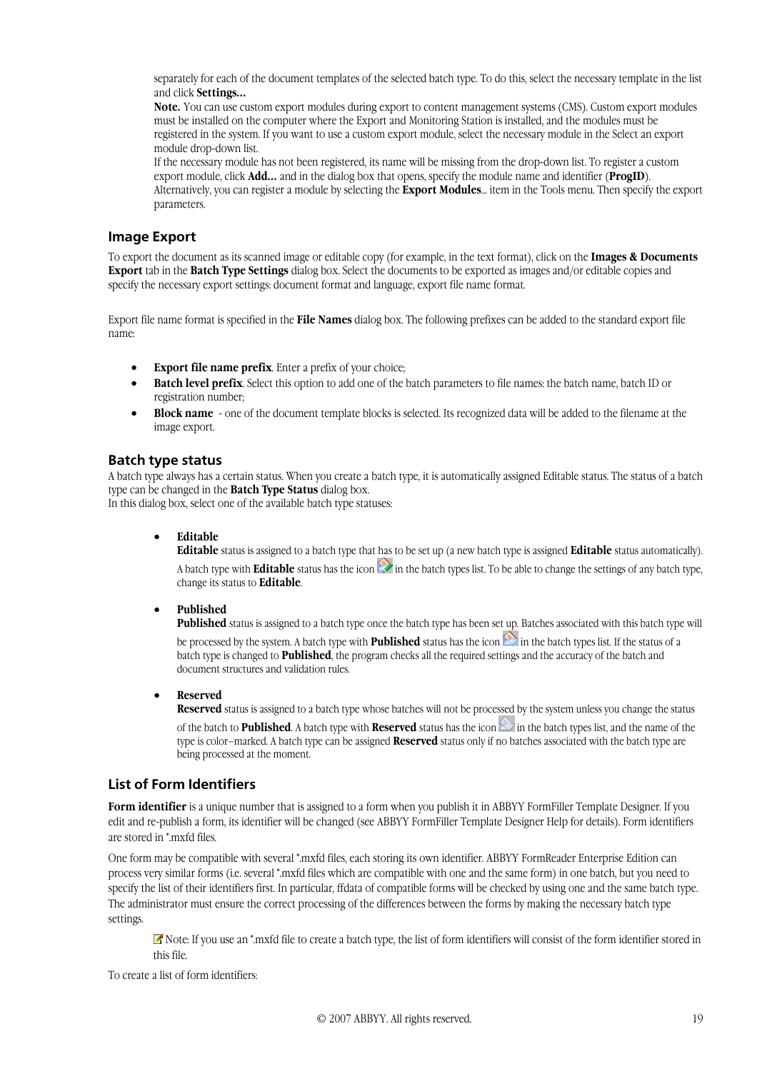separately for each of the document templates of the selected batch type. To do this, select the necessary template in the list and click **Settings...**

**Note.** You can use custom export modules during export to content management systems (CMS). Custom export modules must be installed on the computer where the Export and Monitoring Station is installed, and the modules must be registered in the system. If you want to use a custom export module, select the necessary module in the Select an export module drop-down list.

If the necessary module has not been registered, its name will be missing from the drop-down list. To register a custom export module, click **Add...** and in the dialog box that opens, specify the module name and identifier (**ProgID**). Alternatively, you can register a module by selecting the **Export Modules**... item in the Tools menu. Then specify the export parameters.

## Image Export

To export the document as its scanned image or editable copy (for example, in the text format), click on the **Images & Documents Export** tab in the **Batch Type Settings** dialog box. Select the documents to be exported as images and/or editable copies and specify the necessary export settings: document format and language, export file name format.

Export file name format is specified in the **File Names** dialog box. The following prefixes can be added to the standard export file name:

- **Export file name prefix**. Enter a prefix of your choice;
- **Batch level prefix**. Select this option to add one of the batch parameters to file names: the batch name, batch ID or registration number;
- **Block name** - one of the document template blocks is selected. Its recognized data will be added to the filename at the image export.

## Batch type status

A batch type always has a certain status. When you create a batch type, it is automatically assigned Editable status. The status of a batch type can be changed in the **Batch Type Status** dialog box.
In this dialog box, select one of the available batch type statuses:

- **Editable**
  **Editable** status is assigned to a batch type that has to be set up (a new batch type is assigned **Editable** status automatically). A batch type with **Editable** status has the icon in the batch types list. To be able to change the settings of any batch type, change its status to **Editable**.

- **Published**
  **Published** status is assigned to a batch type once the batch type has been set up. Batches associated with this batch type will be processed by the system. A batch type with **Published** status has the icon in the batch types list. If the status of a batch type is changed to **Published**, the program checks all the required settings and the accuracy of the batch and document structures and validation rules.

- **Reserved**
  **Reserved** status is assigned to a batch type whose batches will not be processed by the system unless you change the status of the batch to **Published**. A batch type with **Reserved** status has the icon in the batch types list, and the name of the type is color–marked. A batch type can be assigned **Reserved** status only if no batches associated with the batch type are being processed at the moment.

## List of Form Identifiers

**Form identifier** is a unique number that is assigned to a form when you publish it in ABBYY FormFiller Template Designer. If you edit and re-publish a form, its identifier will be changed (see ABBYY FormFiller Template Designer Help for details). Form identifiers are stored in *.mxfd files.

One form may be compatible with several *.mxfd files, each storing its own identifier. ABBYY FormReader Enterprise Edition can process very similar forms (i.e. several *.mxfd files which are compatible with one and the same form) in one batch, but you need to specify the list of their identifiers first. In particular, ffdata of compatible forms will be checked by using one and the same batch type. The administrator must ensure the correct processing of the differences between the forms by making the necessary batch type settings.

Note: If you use an *.mxfd file to create a batch type, the list of form identifiers will consist of the form identifier stored in this file.

To create a list of form identifiers: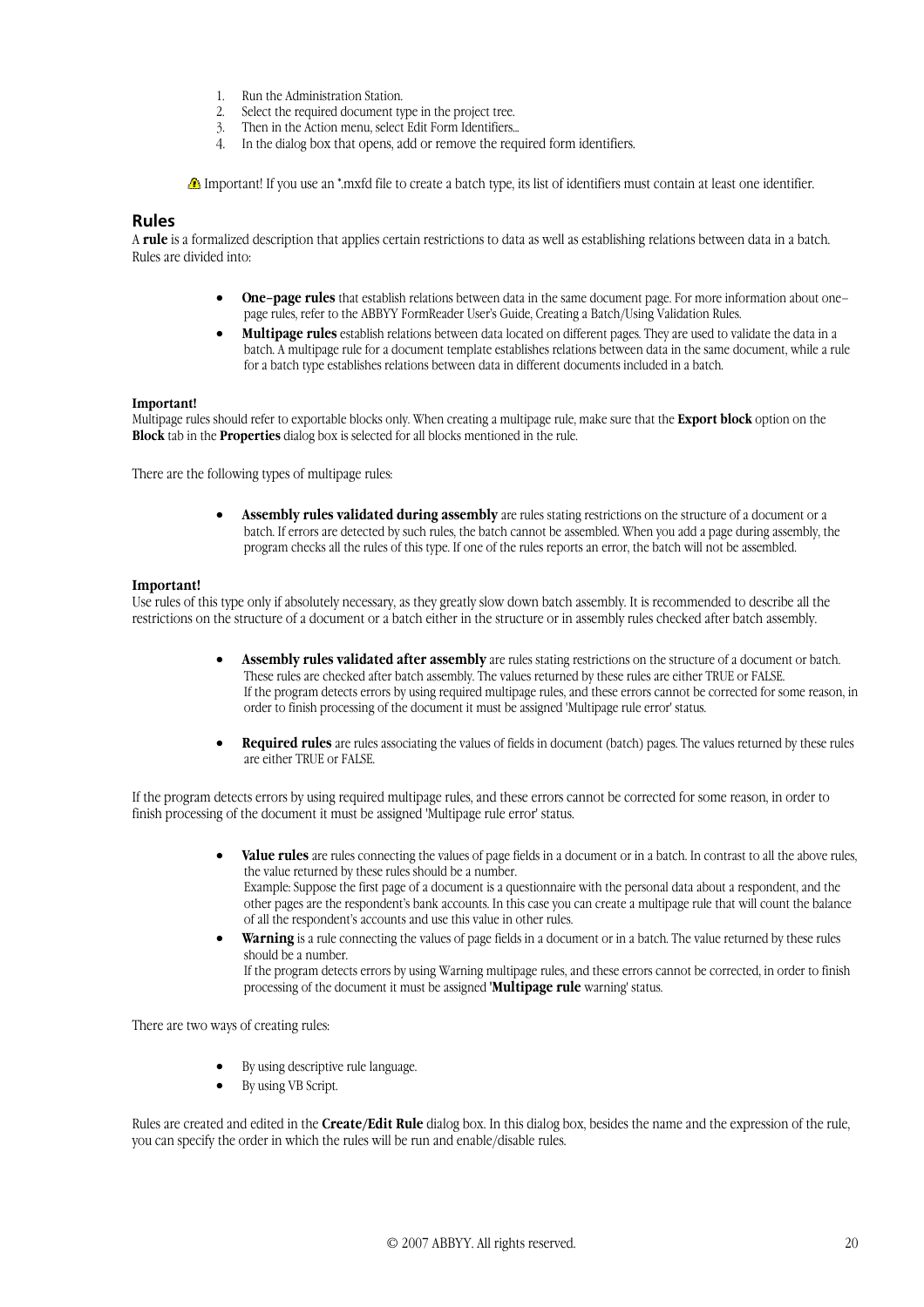1. Run the Administration Station.
2. Select the required document type in the project tree.
3. Then in the Action menu, select Edit Form Identifiers...
4. In the dialog box that opens, add or remove the required form identifiers.

⚠ Important! If you use an *.mxfd file to create a batch type, its list of identifiers must contain at least one identifier.

## Rules

A **rule** is a formalized description that applies certain restrictions to data as well as establishing relations between data in a batch. Rules are divided into:

- **One–page rules** that establish relations between data in the same document page. For more information about one–page rules, refer to the ABBYY FormReader User's Guide, Creating a Batch/Using Validation Rules.
- **Multipage rules** establish relations between data located on different pages. They are used to validate the data in a batch. A multipage rule for a document template establishes relations between data in the same document, while a rule for a batch type establishes relations between data in different documents included in a batch.

**Important!**
Multipage rules should refer to exportable blocks only. When creating a multipage rule, make sure that the **Export block** option on the **Block** tab in the **Properties** dialog box is selected for all blocks mentioned in the rule.

There are the following types of multipage rules:

- **Assembly rules validated during assembly** are rules stating restrictions on the structure of a document or a batch. If errors are detected by such rules, the batch cannot be assembled. When you add a page during assembly, the program checks all the rules of this type. If one of the rules reports an error, the batch will not be assembled.

**Important!**
Use rules of this type only if absolutely necessary, as they greatly slow down batch assembly. It is recommended to describe all the restrictions on the structure of a document or a batch either in the structure or in assembly rules checked after batch assembly.

- **Assembly rules validated after assembly** are rules stating restrictions on the structure of a document or batch. These rules are checked after batch assembly. The values returned by these rules are either TRUE or FALSE.
  If the program detects errors by using required multipage rules, and these errors cannot be corrected for some reason, in order to finish processing of the document it must be assigned 'Multipage rule error' status.

- **Required rules** are rules associating the values of fields in document (batch) pages. The values returned by these rules are either TRUE or FALSE.

If the program detects errors by using required multipage rules, and these errors cannot be corrected for some reason, in order to finish processing of the document it must be assigned 'Multipage rule error' status.

- **Value rules** are rules connecting the values of page fields in a document or in a batch. In contrast to all the above rules, the value returned by these rules should be a number.
  Example: Suppose the first page of a document is a questionnaire with the personal data about a respondent, and the other pages are the respondent's bank accounts. In this case you can create a multipage rule that will count the balance of all the respondent's accounts and use this value in other rules.
- **Warning** is a rule connecting the values of page fields in a document or in a batch. The value returned by these rules should be a number.
  If the program detects errors by using Warning multipage rules, and these errors cannot be corrected, in order to finish processing of the document it must be assigned '**Multipage rule** warning' status.

There are two ways of creating rules:

- By using descriptive rule language.
- By using VB Script.

Rules are created and edited in the **Create/Edit Rule** dialog box. In this dialog box, besides the name and the expression of the rule, you can specify the order in which the rules will be run and enable/disable rules.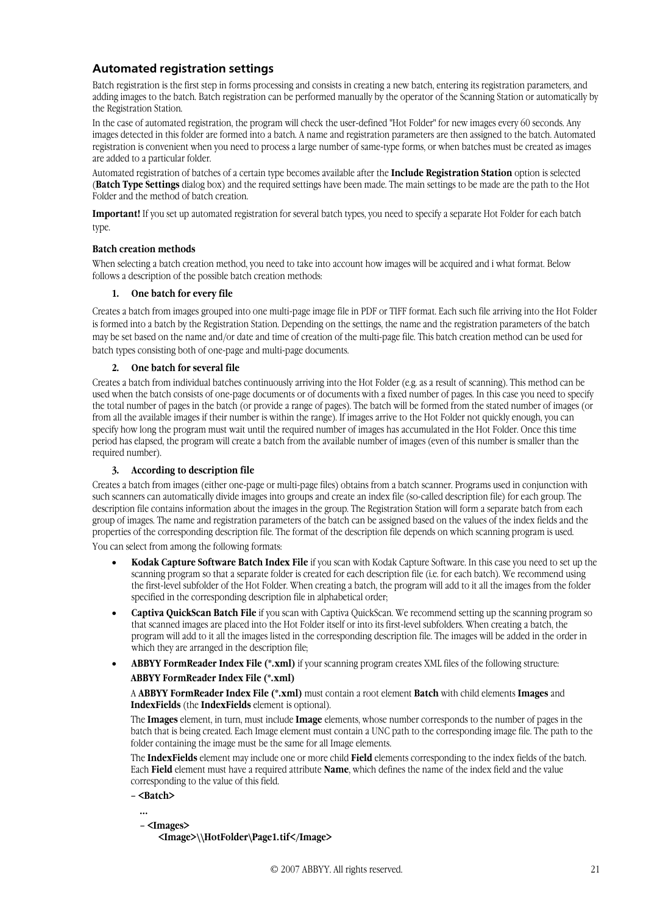## Automated registration settings

Batch registration is the first step in forms processing and consists in creating a new batch, entering its registration parameters, and adding images to the batch. Batch registration can be performed manually by the operator of the Scanning Station or automatically by the Registration Station.

In the case of automated registration, the program will check the user-defined "Hot Folder" for new images every 60 seconds. Any images detected in this folder are formed into a batch. A name and registration parameters are then assigned to the batch. Automated registration is convenient when you need to process a large number of same-type forms, or when batches must be created as images are added to a particular folder.

Automated registration of batches of a certain type becomes available after the **Include Registration Station** option is selected (**Batch Type Settings** dialog box) and the required settings have been made. The main settings to be made are the path to the Hot Folder and the method of batch creation.

**Important!** If you set up automated registration for several batch types, you need to specify a separate Hot Folder for each batch type.

**Batch creation methods**

When selecting a batch creation method, you need to take into account how images will be acquired and i what format. Below follows a description of the possible batch creation methods:

1. **One batch for every file**

Creates a batch from images grouped into one multi-page image file in PDF or TIFF format. Each such file arriving into the Hot Folder is formed into a batch by the Registration Station. Depending on the settings, the name and the registration parameters of the batch may be set based on the name and/or date and time of creation of the multi-page file. This batch creation method can be used for batch types consisting both of one-page and multi-page documents.

2. **One batch for several file**

Creates a batch from individual batches continuously arriving into the Hot Folder (e.g. as a result of scanning). This method can be used when the batch consists of one-page documents or of documents with a fixed number of pages. In this case you need to specify the total number of pages in the batch (or provide a range of pages). The batch will be formed from the stated number of images (or from all the available images if their number is within the range). If images arrive to the Hot Folder not quickly enough, you can specify how long the program must wait until the required number of images has accumulated in the Hot Folder. Once this time period has elapsed, the program will create a batch from the available number of images (even of this number is smaller than the required number).

3. **According to description file**

Creates a batch from images (either one-page or multi-page files) obtains from a batch scanner. Programs used in conjunction with such scanners can automatically divide images into groups and create an index file (so-called description file) for each group. The description file contains information about the images in the group. The Registration Station will form a separate batch from each group of images. The name and registration parameters of the batch can be assigned based on the values of the index fields and the properties of the corresponding description file. The format of the description file depends on which scanning program is used.

You can select from among the following formats:

- **Kodak Capture Software Batch Index File** if you scan with Kodak Capture Software. In this case you need to set up the scanning program so that a separate folder is created for each description file (i.e. for each batch). We recommend using the first-level subfolder of the Hot Folder. When creating a batch, the program will add to it all the images from the folder specified in the corresponding description file in alphabetical order;
- **Captiva QuickScan Batch File** if you scan with Captiva QuickScan. We recommend setting up the scanning program so that scanned images are placed into the Hot Folder itself or into its first-level subfolders. When creating a batch, the program will add to it all the images listed in the corresponding description file. The images will be added in the order in which they are arranged in the description file;
- **ABBYY FormReader Index File (*.xml)** if your scanning program creates XML files of the following structure:

  **ABBYY FormReader Index File (*.xml)**

  A **ABBYY FormReader Index File (*.xml)** must contain a root element **Batch** with child elements **Images** and **IndexFields** (the **IndexFields** element is optional).

  The **Images** element, in turn, must include **Image** elements, whose number corresponds to the number of pages in the batch that is being created. Each Image element must contain a UNC path to the corresponding image file. The path to the folder containing the image must be the same for all Image elements.

  The **IndexFields** element may include one or more child **Field** elements corresponding to the index fields of the batch. Each **Field** element must have a required attribute **Name**, which defines the name of the index field and the value corresponding to the value of this field.

```
– <Batch>
   ...
   – <Images>
       <Image>\\HotFolder\Page1.tif</Image>
```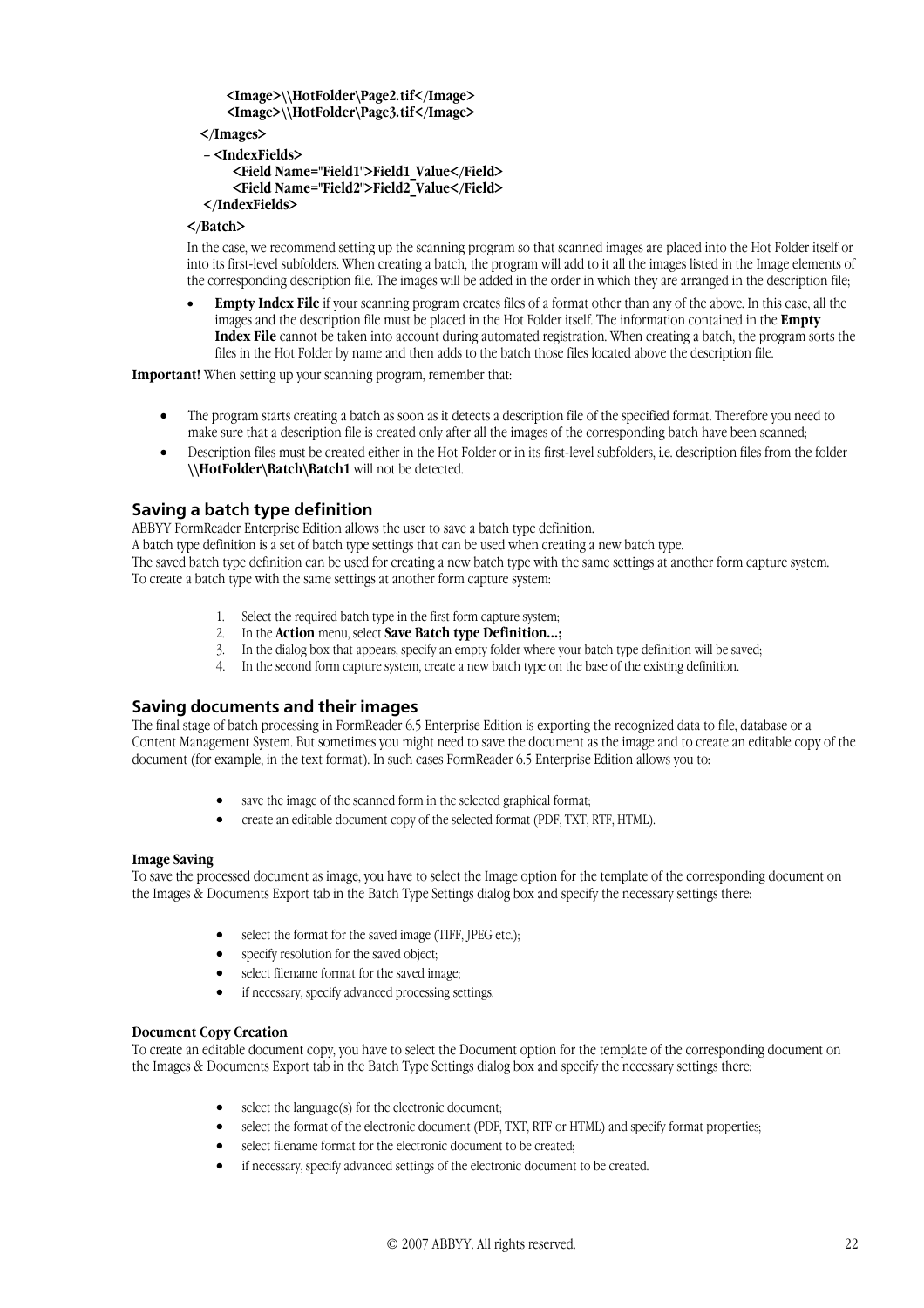```
        <Image>\\HotFolder\Page2.tif</Image>
        <Image>\\HotFolder\Page3.tif</Image>
    </Images>
  - <IndexFields>
        <Field Name="Field1">Field1_Value</Field>
        <Field Name="Field2">Field2_Value</Field>
    </IndexFields>
</Batch>
```

In the case, we recommend setting up the scanning program so that scanned images are placed into the Hot Folder itself or into its first-level subfolders. When creating a batch, the program will add to it all the images listed in the Image elements of the corresponding description file. The images will be added in the order in which they are arranged in the description file;

- **Empty Index File** if your scanning program creates files of a format other than any of the above. In this case, all the images and the description file must be placed in the Hot Folder itself. The information contained in the **Empty Index File** cannot be taken into account during automated registration. When creating a batch, the program sorts the files in the Hot Folder by name and then adds to the batch those files located above the description file.

**Important!** When setting up your scanning program, remember that:

- The program starts creating a batch as soon as it detects a description file of the specified format. Therefore you need to make sure that a description file is created only after all the images of the corresponding batch have been scanned;
- Description files must be created either in the Hot Folder or in its first-level subfolders, i.e. description files from the folder **\\HotFolder\Batch\Batch1** will not be detected.

## Saving a batch type definition

ABBYY FormReader Enterprise Edition allows the user to save a batch type definition.
A batch type definition is a set of batch type settings that can be used when creating a new batch type.
The saved batch type definition can be used for creating a new batch type with the same settings at another form capture system.
To create a batch type with the same settings at another form capture system:

1. Select the required batch type in the first form capture system;
2. In the **Action** menu, select **Save Batch type Definition…;**
3. In the dialog box that appears, specify an empty folder where your batch type definition will be saved;
4. In the second form capture system, create a new batch type on the base of the existing definition.

## Saving documents and their images

The final stage of batch processing in FormReader 6.5 Enterprise Edition is exporting the recognized data to file, database or a Content Management System. But sometimes you might need to save the document as the image and to create an editable copy of the document (for example, in the text format). In such cases FormReader 6.5 Enterprise Edition allows you to:

- save the image of the scanned form in the selected graphical format;
- create an editable document copy of the selected format (PDF, TXT, RTF, HTML).

### Image Saving

To save the processed document as image, you have to select the Image option for the template of the corresponding document on the Images & Documents Export tab in the Batch Type Settings dialog box and specify the necessary settings there:

- select the format for the saved image (TIFF, JPEG etc.);
- specify resolution for the saved object;
- select filename format for the saved image;
- if necessary, specify advanced processing settings.

### Document Copy Creation

To create an editable document copy, you have to select the Document option for the template of the corresponding document on the Images & Documents Export tab in the Batch Type Settings dialog box and specify the necessary settings there:

- select the language(s) for the electronic document;
- select the format of the electronic document (PDF, TXT, RTF or HTML) and specify format properties;
- select filename format for the electronic document to be created;
- if necessary, specify advanced settings of the electronic document to be created.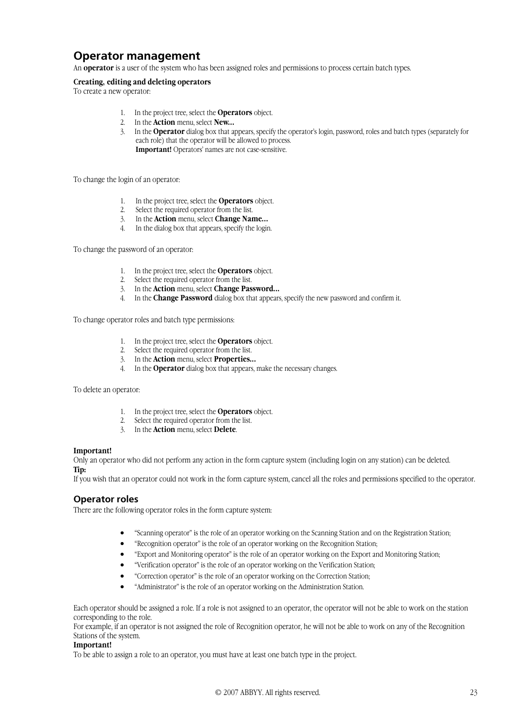## Operator management

An **operator** is a user of the system who has been assigned roles and permissions to process certain batch types.

**Creating, editing and deleting operators**

To create a new operator:

1. In the project tree, select the **Operators** object.
2. In the **Action** menu, select **New...**
3. In the **Operator** dialog box that appears, specify the operator's login, password, roles and batch types (separately for each role) that the operator will be allowed to process.
   **Important!** Operators' names are not case-sensitive.

To change the login of an operator:

1. In the project tree, select the **Operators** object.
2. Select the required operator from the list.
3. In the **Action** menu, select **Change Name...**
4. In the dialog box that appears, specify the login.

To change the password of an operator:

1. In the project tree, select the **Operators** object.
2. Select the required operator from the list.
3. In the **Action** menu, select **Change Password...**
4. In the **Change Password** dialog box that appears, specify the new password and confirm it.

To change operator roles and batch type permissions:

1. In the project tree, select the **Operators** object.
2. Select the required operator from the list.
3. In the **Action** menu, select **Properties...**
4. In the **Operator** dialog box that appears, make the necessary changes.

To delete an operator:

1. In the project tree, select the **Operators** object.
2. Select the required operator from the list.
3. In the **Action** menu, select **Delete**.

**Important!**

Only an operator who did not perform any action in the form capture system (including login on any station) can be deleted.

**Tip:**

If you wish that an operator could not work in the form capture system, cancel all the roles and permissions specified to the operator.

## Operator roles

There are the following operator roles in the form capture system:

- "Scanning operator" is the role of an operator working on the Scanning Station and on the Registration Station;
- "Recognition operator" is the role of an operator working on the Recognition Station;
- "Export and Monitoring operator" is the role of an operator working on the Export and Monitoring Station;
- "Verification operator" is the role of an operator working on the Verification Station;
- "Correction operator" is the role of an operator working on the Correction Station;
- "Administrator" is the role of an operator working on the Administration Station.

Each operator should be assigned a role. If a role is not assigned to an operator, the operator will not be able to work on the station corresponding to the role.

For example, if an operator is not assigned the role of Recognition operator, he will not be able to work on any of the Recognition Stations of the system.

**Important!**

To be able to assign a role to an operator, you must have at least one batch type in the project.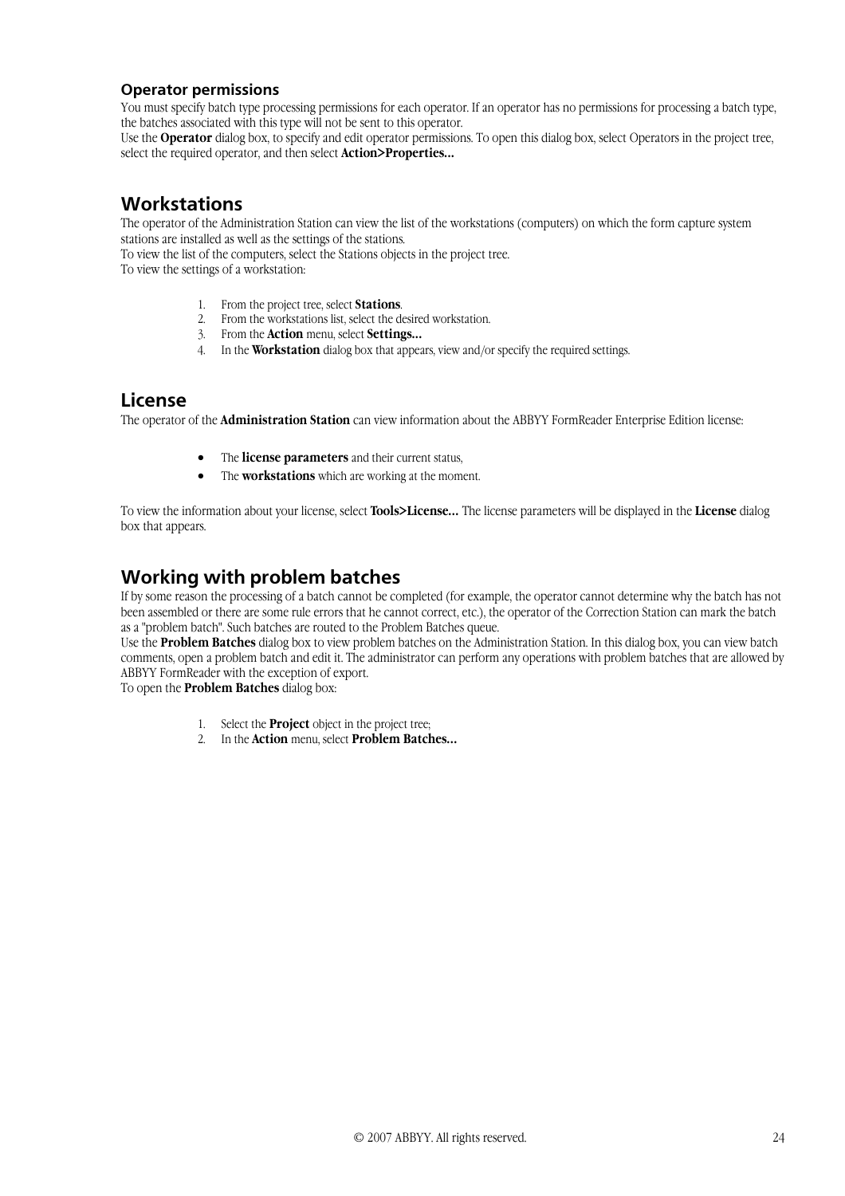### Operator permissions

You must specify batch type processing permissions for each operator. If an operator has no permissions for processing a batch type, the batches associated with this type will not be sent to this operator.
Use the **Operator** dialog box, to specify and edit operator permissions. To open this dialog box, select Operators in the project tree, select the required operator, and then select **Action>Properties…**

## Workstations

The operator of the Administration Station can view the list of the workstations (computers) on which the form capture system stations are installed as well as the settings of the stations.
To view the list of the computers, select the Stations objects in the project tree.
To view the settings of a workstation:

1. From the project tree, select **Stations**.
2. From the workstations list, select the desired workstation.
3. From the **Action** menu, select **Settings…**
4. In the **Workstation** dialog box that appears, view and/or specify the required settings.

## License

The operator of the **Administration Station** can view information about the ABBYY FormReader Enterprise Edition license:

- The **license parameters** and their current status,
- The **workstations** which are working at the moment.

To view the information about your license, select **Tools>License…** The license parameters will be displayed in the **License** dialog box that appears.

## Working with problem batches

If by some reason the processing of a batch cannot be completed (for example, the operator cannot determine why the batch has not been assembled or there are some rule errors that he cannot correct, etc.), the operator of the Correction Station can mark the batch as a "problem batch". Such batches are routed to the Problem Batches queue.
Use the **Problem Batches** dialog box to view problem batches on the Administration Station. In this dialog box, you can view batch comments, open a problem batch and edit it. The administrator can perform any operations with problem batches that are allowed by ABBYY FormReader with the exception of export.
To open the **Problem Batches** dialog box:

1. Select the **Project** object in the project tree;
2. In the **Action** menu, select **Problem Batches…**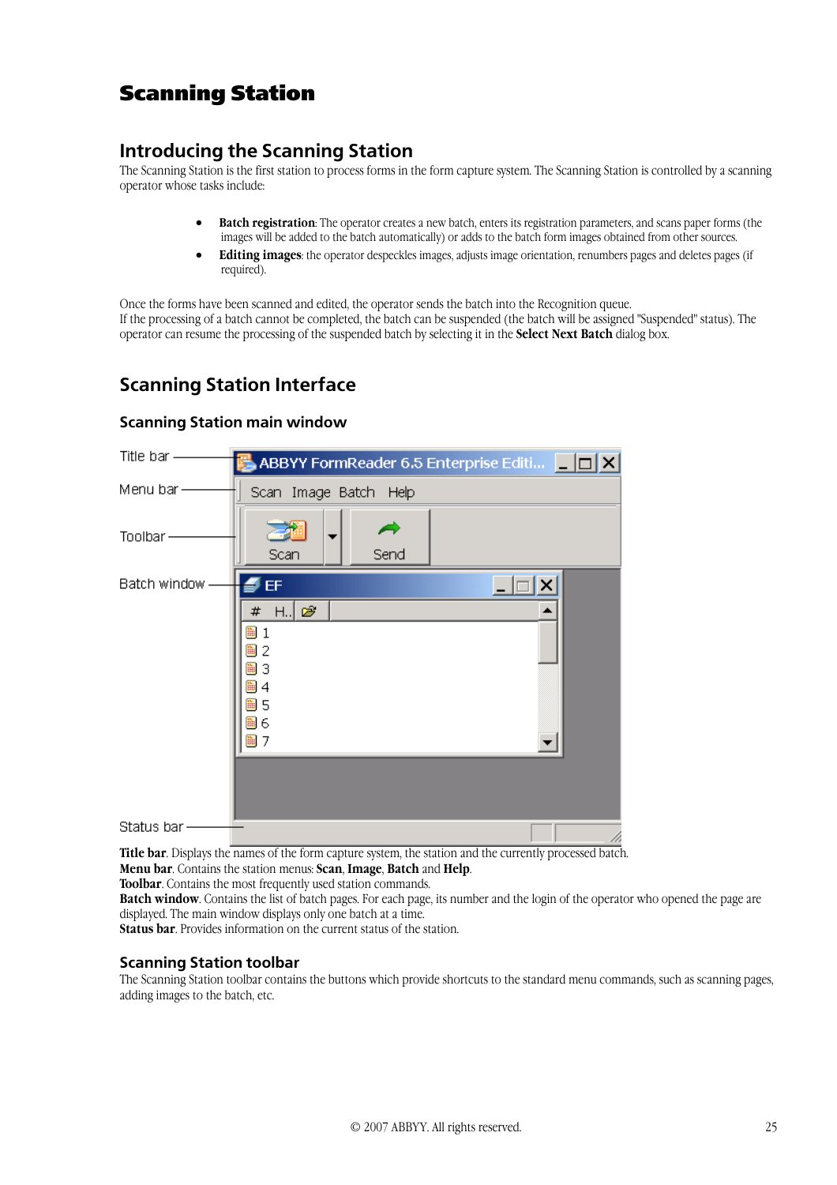# Scanning Station

## Introducing the Scanning Station

The Scanning Station is the first station to process forms in the form capture system. The Scanning Station is controlled by a scanning operator whose tasks include:

- **Batch registration**: The operator creates a new batch, enters its registration parameters, and scans paper forms (the images will be added to the batch automatically) or adds to the batch form images obtained from other sources.
- **Editing images**: the operator despeckles images, adjusts image orientation, renumbers pages and deletes pages (if required).

Once the forms have been scanned and edited, the operator sends the batch into the Recognition queue.
If the processing of a batch cannot be completed, the batch can be suspended (the batch will be assigned "Suspended" status). The operator can resume the processing of the suspended batch by selecting it in the **Select Next Batch** dialog box.

## Scanning Station Interface

### Scanning Station main window

**Title bar**. Displays the names of the form capture system, the station and the currently processed batch.
**Menu bar**. Contains the station menus: **Scan**, **Image**, **Batch** and **Help**.
**Toolbar**. Contains the most frequently used station commands.
**Batch window**. Contains the list of batch pages. For each page, its number and the login of the operator who opened the page are displayed. The main window displays only one batch at a time.
**Status bar**. Provides information on the current status of the station.

### Scanning Station toolbar

The Scanning Station toolbar contains the buttons which provide shortcuts to the standard menu commands, such as scanning pages, adding images to the batch, etc.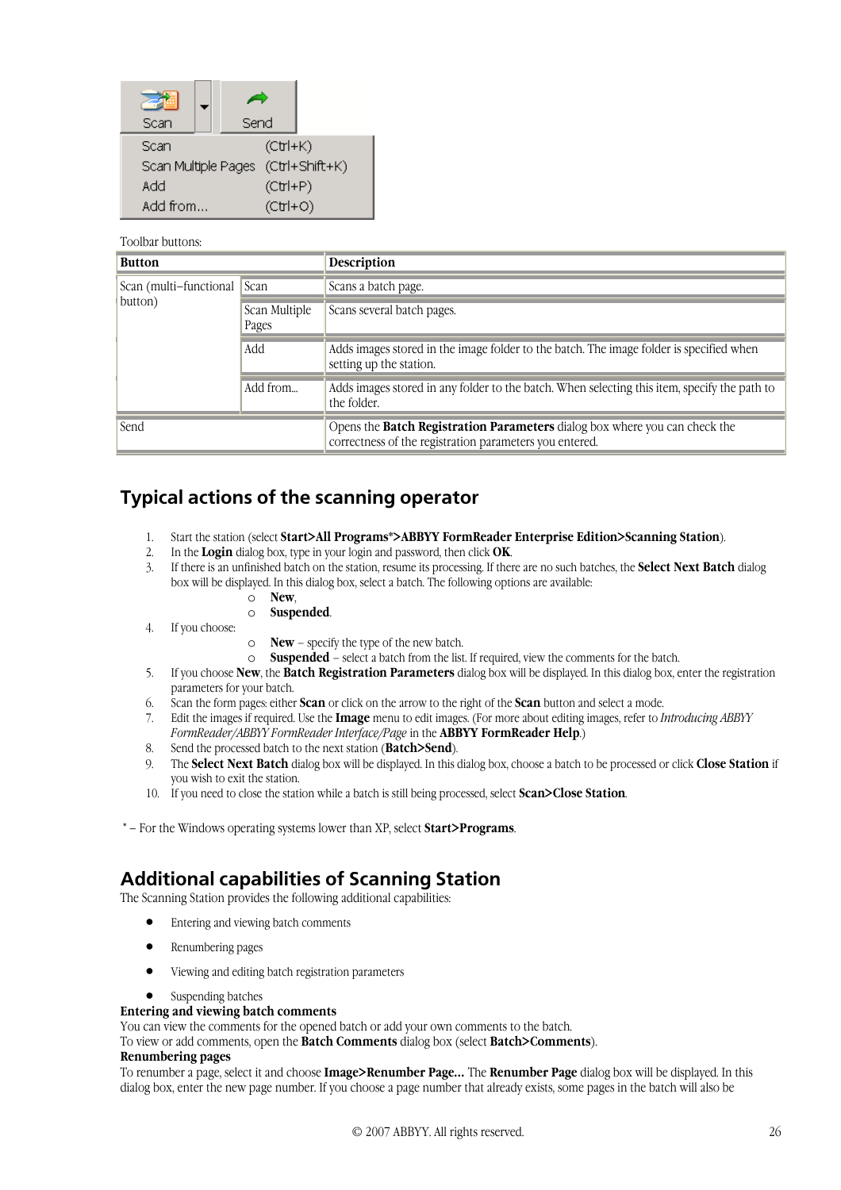Toolbar buttons:

| Button | | Description |
|---|---|---|
| Scan (multi–functional button) | Scan | Scans a batch page. |
| | Scan Multiple Pages | Scans several batch pages. |
| | Add | Adds images stored in the image folder to the batch. The image folder is specified when setting up the station. |
| | Add from... | Adds images stored in any folder to the batch. When selecting this item, specify the path to the folder. |
| Send | | Opens the **Batch Registration Parameters** dialog box where you can check the correctness of the registration parameters you entered. |

## Typical actions of the scanning operator

1. Start the station (select **Start>All Programs*>ABBYY FormReader Enterprise Edition>Scanning Station**).
2. In the **Login** dialog box, type in your login and password, then click **OK**.
3. If there is an unfinished batch on the station, resume its processing. If there are no such batches, the **Select Next Batch** dialog box will be displayed. In this dialog box, select a batch. The following options are available:
   - **New**,
   - **Suspended**.
4. If you choose:
   - **New** – specify the type of the new batch.
   - **Suspended** – select a batch from the list. If required, view the comments for the batch.
5. If you choose **New**, the **Batch Registration Parameters** dialog box will be displayed. In this dialog box, enter the registration parameters for your batch.
6. Scan the form pages: either **Scan** or click on the arrow to the right of the **Scan** button and select a mode.
7. Edit the images if required. Use the **Image** menu to edit images. (For more about editing images, refer to *Introducing ABBYY FormReader/ABBYY FormReader Interface/Page* in the **ABBYY FormReader Help**.)
8. Send the processed batch to the next station (**Batch>Send**).
9. The **Select Next Batch** dialog box will be displayed. In this dialog box, choose a batch to be processed or click **Close Station** if you wish to exit the station.
10. If you need to close the station while a batch is still being processed, select **Scan>Close Station**.

* – For the Windows operating systems lower than XP, select **Start>Programs**.

## Additional capabilities of Scanning Station

The Scanning Station provides the following additional capabilities:

- Entering and viewing batch comments
- Renumbering pages
- Viewing and editing batch registration parameters
- Suspending batches

**Entering and viewing batch comments**

You can view the comments for the opened batch or add your own comments to the batch.
To view or add comments, open the **Batch Comments** dialog box (select **Batch>Comments**).

**Renumbering pages**

To renumber a page, select it and choose **Image>Renumber Page...** The **Renumber Page** dialog box will be displayed. In this dialog box, enter the new page number. If you choose a page number that already exists, some pages in the batch will also be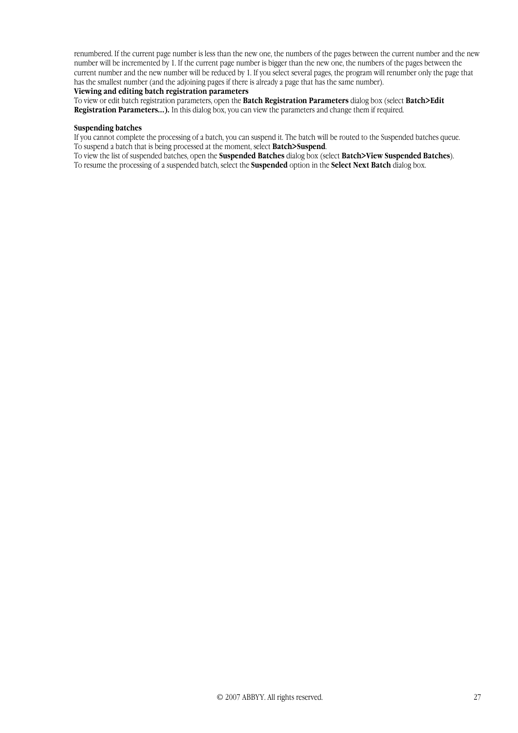renumbered. If the current page number is less than the new one, the numbers of the pages between the current number and the new number will be incremented by 1. If the current page number is bigger than the new one, the numbers of the pages between the current number and the new number will be reduced by 1. If you select several pages, the program will renumber only the page that has the smallest number (and the adjoining pages if there is already a page that has the same number).

**Viewing and editing batch registration parameters**

To view or edit batch registration parameters, open the **Batch Registration Parameters** dialog box (select **Batch>Edit Registration Parameters...).** In this dialog box, you can view the parameters and change them if required.

**Suspending batches**

If you cannot complete the processing of a batch, you can suspend it. The batch will be routed to the Suspended batches queue.
To suspend a batch that is being processed at the moment, select **Batch>Suspend**.
To view the list of suspended batches, open the **Suspended Batches** dialog box (select **Batch>View Suspended Batches**).
To resume the processing of a suspended batch, select the **Suspended** option in the **Select Next Batch** dialog box.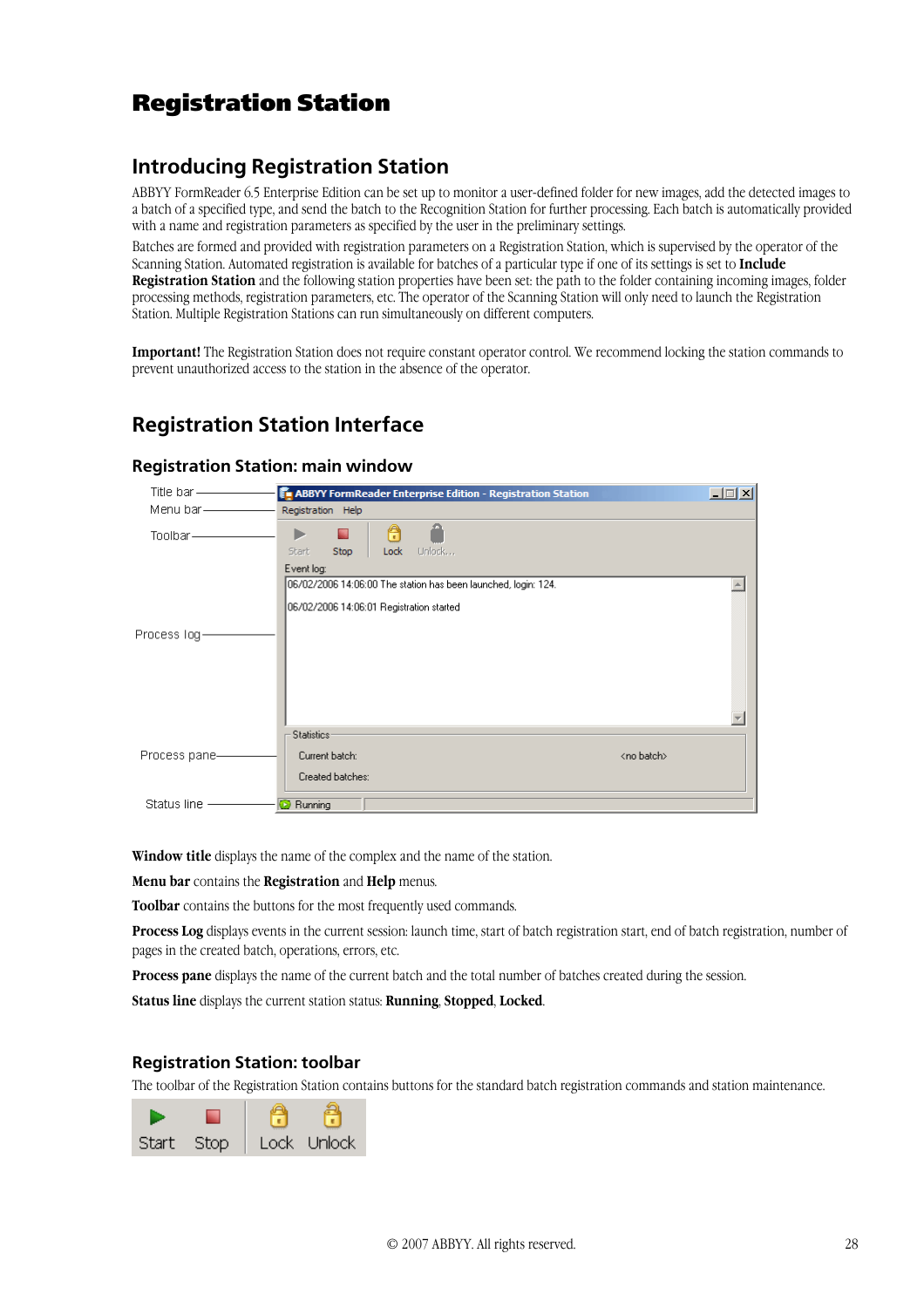# Registration Station

## Introducing Registration Station

ABBYY FormReader 6.5 Enterprise Edition can be set up to monitor a user-defined folder for new images, add the detected images to a batch of a specified type, and send the batch to the Recognition Station for further processing. Each batch is automatically provided with a name and registration parameters as specified by the user in the preliminary settings.

Batches are formed and provided with registration parameters on a Registration Station, which is supervised by the operator of the Scanning Station. Automated registration is available for batches of a particular type if one of its settings is set to **Include Registration Station** and the following station properties have been set: the path to the folder containing incoming images, folder processing methods, registration parameters, etc. The operator of the Scanning Station will only need to launch the Registration Station. Multiple Registration Stations can run simultaneously on different computers.

**Important!** The Registration Station does not require constant operator control. We recommend locking the station commands to prevent unauthorized access to the station in the absence of the operator.

## Registration Station Interface

### Registration Station: main window

**Window title** displays the name of the complex and the name of the station.

**Menu bar** contains the **Registration** and **Help** menus.

**Toolbar** contains the buttons for the most frequently used commands.

**Process Log** displays events in the current session: launch time, start of batch registration start, end of batch registration, number of pages in the created batch, operations, errors, etc.

**Process pane** displays the name of the current batch and the total number of batches created during the session.

**Status line** displays the current station status: **Running**, **Stopped**, **Locked**.

### Registration Station: toolbar

The toolbar of the Registration Station contains buttons for the standard batch registration commands and station maintenance.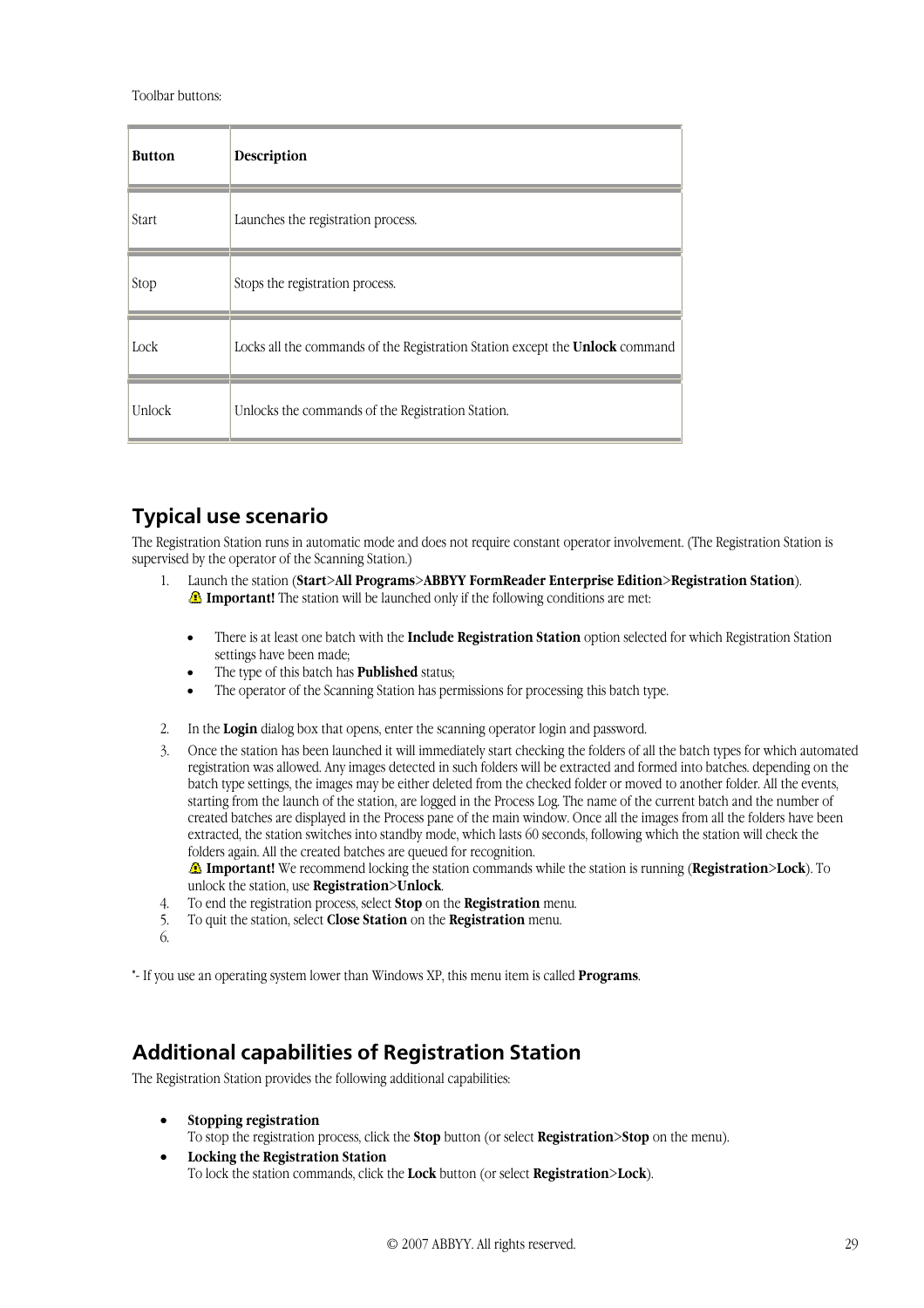Toolbar buttons:

| Button | Description |
| --- | --- |
| Start | Launches the registration process. |
| Stop | Stops the registration process. |
| Lock | Locks all the commands of the Registration Station except the **Unlock** command |
| Unlock | Unlocks the commands of the Registration Station. |

## Typical use scenario

The Registration Station runs in automatic mode and does not require constant operator involvement. (The Registration Station is supervised by the operator of the Scanning Station.)

1. Launch the station (**Start**>**All Programs**>**ABBYY FormReader Enterprise Edition**>**Registration Station**).
   **Important!** The station will be launched only if the following conditions are met:

   - There is at least one batch with the **Include Registration Station** option selected for which Registration Station settings have been made;
   - The type of this batch has **Published** status;
   - The operator of the Scanning Station has permissions for processing this batch type.

2. In the **Login** dialog box that opens, enter the scanning operator login and password.
3. Once the station has been launched it will immediately start checking the folders of all the batch types for which automated registration was allowed. Any images detected in such folders will be extracted and formed into batches. depending on the batch type settings, the images may be either deleted from the checked folder or moved to another folder. All the events, starting from the launch of the station, are logged in the Process Log. The name of the current batch and the number of created batches are displayed in the Process pane of the main window. Once all the images from all the folders have been extracted, the station switches into standby mode, which lasts 60 seconds, following which the station will check the folders again. All the created batches are queued for recognition.
   **Important!** We recommend locking the station commands while the station is running (**Registration**>**Lock**). To unlock the station, use **Registration**>**Unlock**.
4. To end the registration process, select **Stop** on the **Registration** menu.
5. To quit the station, select **Close Station** on the **Registration** menu.
6. 

*- If you use an operating system lower than Windows XP, this menu item is called **Programs**.

## Additional capabilities of Registration Station

The Registration Station provides the following additional capabilities:

- **Stopping registration**
  To stop the registration process, click the **Stop** button (or select **Registration**>**Stop** on the menu).
- **Locking the Registration Station**
  To lock the station commands, click the **Lock** button (or select **Registration**>**Lock**).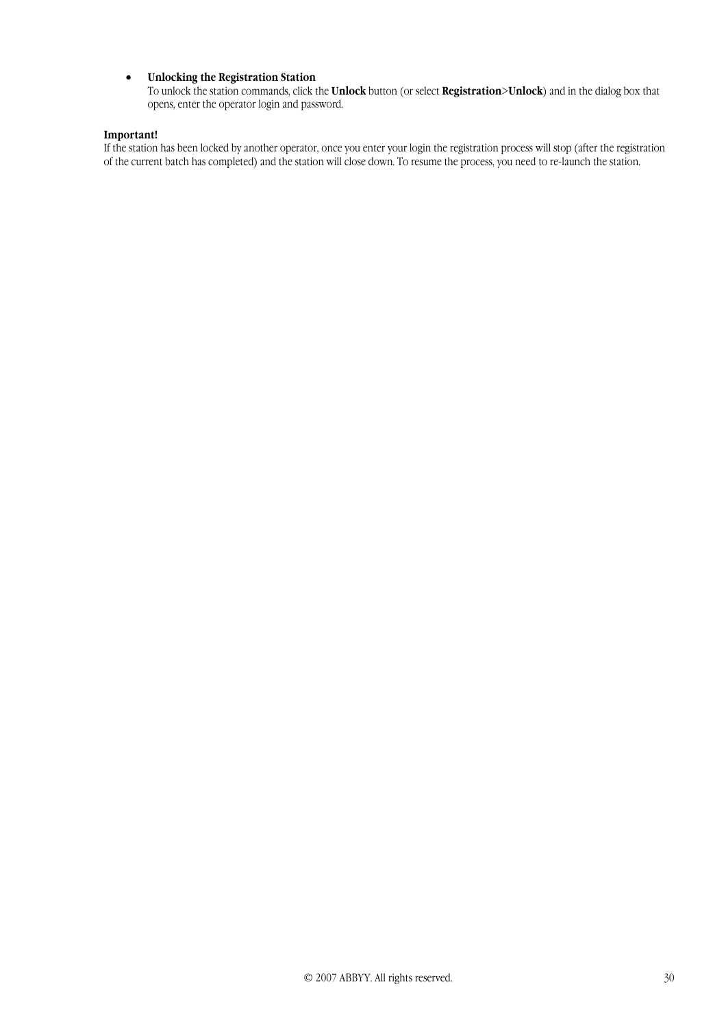- **Unlocking the Registration Station**
  To unlock the station commands, click the **Unlock** button (or select **Registration>Unlock**) and in the dialog box that opens, enter the operator login and password.

**Important!**
If the station has been locked by another operator, once you enter your login the registration process will stop (after the registration of the current batch has completed) and the station will close down. To resume the process, you need to re-launch the station.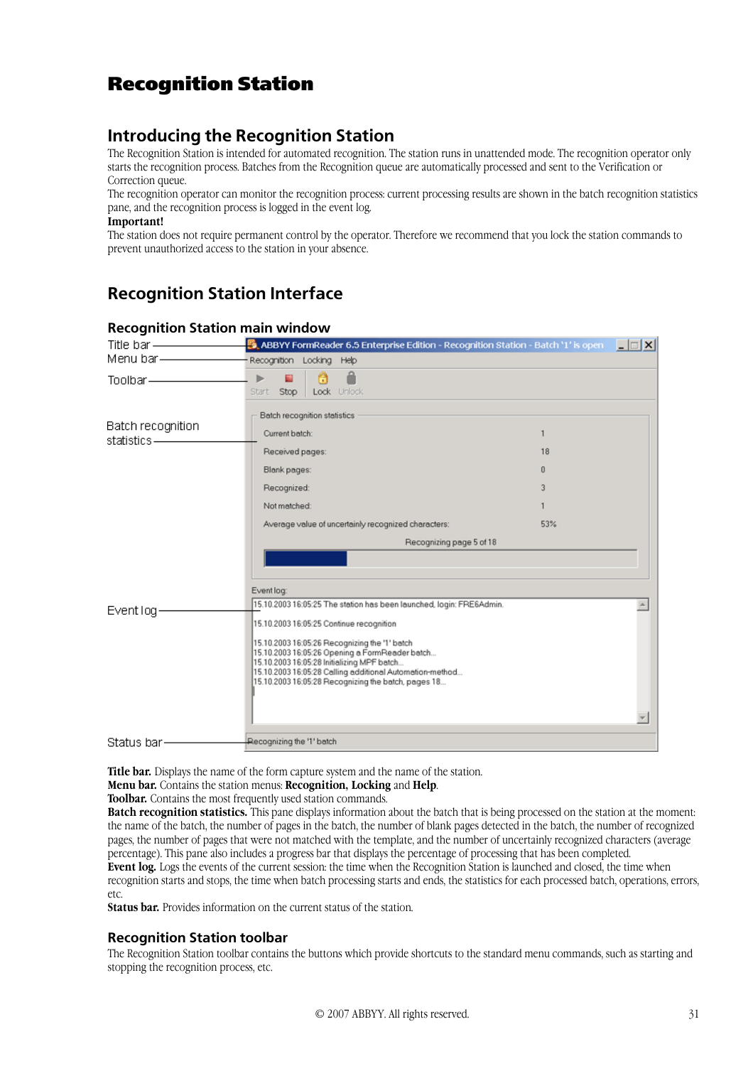# Recognition Station

## Introducing the Recognition Station

The Recognition Station is intended for automated recognition. The station runs in unattended mode. The recognition operator only starts the recognition process. Batches from the Recognition queue are automatically processed and sent to the Verification or Correction queue.

The recognition operator can monitor the recognition process: current processing results are shown in the batch recognition statistics pane, and the recognition process is logged in the event log.

**Important!**

The station does not require permanent control by the operator. Therefore we recommend that you lock the station commands to prevent unauthorized access to the station in your absence.

## Recognition Station Interface

### Recognition Station main window

**Title bar.** Displays the name of the form capture system and the name of the station.
**Menu bar.** Contains the station menus: **Recognition, Locking** and **Help**.
**Toolbar.** Contains the most frequently used station commands.
**Batch recognition statistics.** This pane displays information about the batch that is being processed on the station at the moment: the name of the batch, the number of pages in the batch, the number of blank pages detected in the batch, the number of recognized pages, the number of pages that were not matched with the template, and the number of uncertainly recognized characters (average percentage). This pane also includes a progress bar that displays the percentage of processing that has been completed.
**Event log.** Logs the events of the current session: the time when the Recognition Station is launched and closed, the time when recognition starts and stops, the time when batch processing starts and ends, the statistics for each processed batch, operations, errors, etc.
**Status bar.** Provides information on the current status of the station.

### Recognition Station toolbar

The Recognition Station toolbar contains the buttons which provide shortcuts to the standard menu commands, such as starting and stopping the recognition process, etc.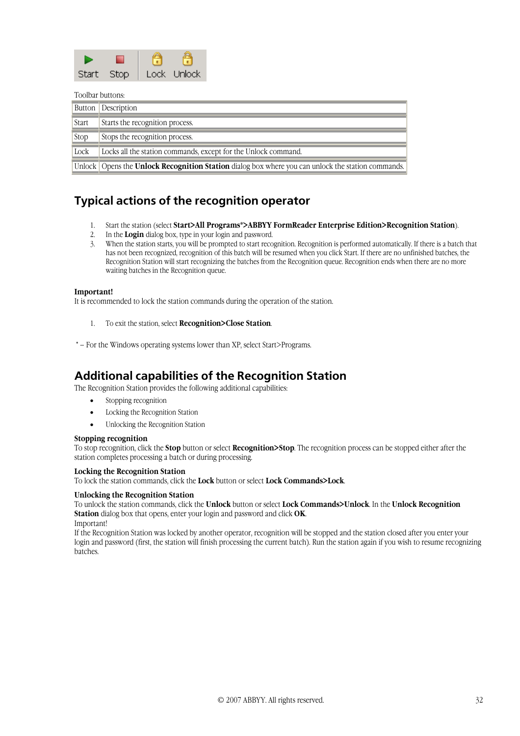Toolbar buttons:

| Button | Description |
| --- | --- |
| Start | Starts the recognition process. |
| Stop | Stops the recognition process. |
| Lock | Locks all the station commands, except for the Unlock command. |
| Unlock | Opens the **Unlock Recognition Station** dialog box where you can unlock the station commands. |

## Typical actions of the recognition operator

1. Start the station (select **Start>All Programs*>ABBYY FormReader Enterprise Edition>Recognition Station**).
2. In the **Login** dialog box, type in your login and password.
3. When the station starts, you will be prompted to start recognition. Recognition is performed automatically. If there is a batch that has not been recognized, recognition of this batch will be resumed when you click Start. If there are no unfinished batches, the Recognition Station will start recognizing the batches from the Recognition queue. Recognition ends when there are no more waiting batches in the Recognition queue.

**Important!**
It is recommended to lock the station commands during the operation of the station.

1. To exit the station, select **Recognition>Close Station**.

* – For the Windows operating systems lower than XP, select Start>Programs.

## Additional capabilities of the Recognition Station

The Recognition Station provides the following additional capabilities:

- Stopping recognition
- Locking the Recognition Station
- Unlocking the Recognition Station

**Stopping recognition**
To stop recognition, click the **Stop** button or select **Recognition>Stop**. The recognition process can be stopped either after the station completes processing a batch or during processing.

**Locking the Recognition Station**
To lock the station commands, click the **Lock** button or select **Lock Commands>Lock**.

**Unlocking the Recognition Station**
To unlock the station commands, click the **Unlock** button or select **Lock Commands>Unlock**. In the **Unlock Recognition Station** dialog box that opens, enter your login and password and click **OK**.
Important!
If the Recognition Station was locked by another operator, recognition will be stopped and the station closed after you enter your login and password (first, the station will finish processing the current batch). Run the station again if you wish to resume recognizing batches.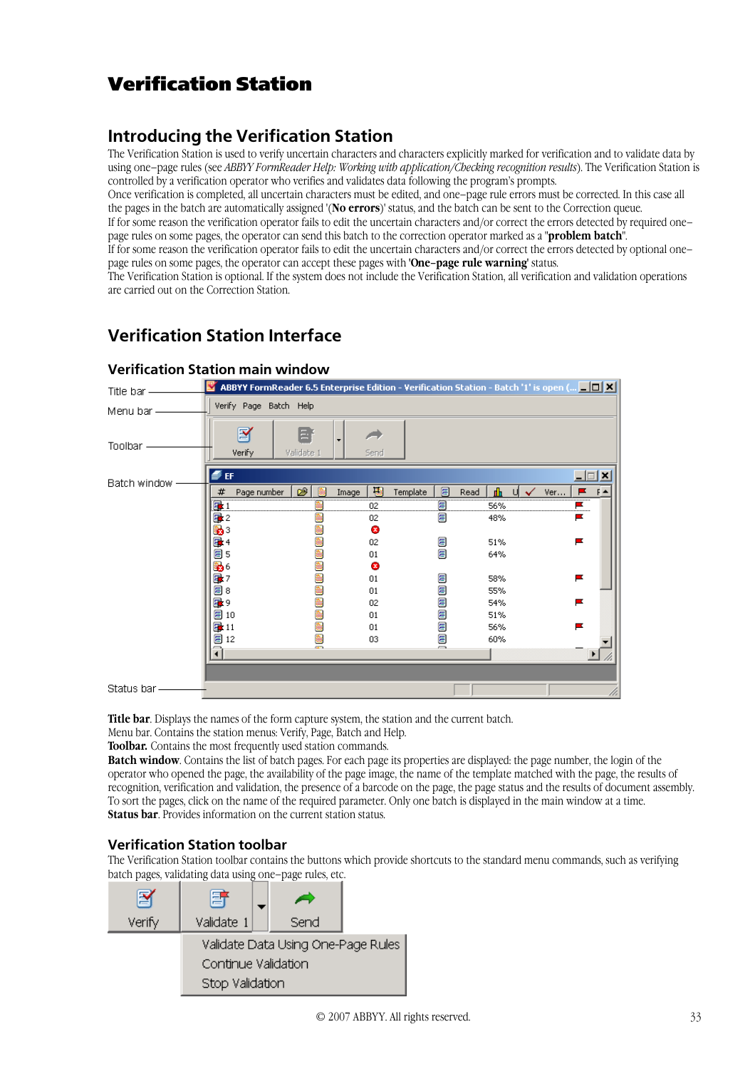# Verification Station

## Introducing the Verification Station

The Verification Station is used to verify uncertain characters and characters explicitly marked for verification and to validate data by using one–page rules (see *ABBYY FormReader Help: Working with application/Checking recognition results*). The Verification Station is controlled by a verification operator who verifies and validates data following the program's prompts.
Once verification is completed, all uncertain characters must be edited, and one–page rule errors must be corrected. In this case all the pages in the batch are automatically assigned '(**No errors**)' status, and the batch can be sent to the Correction queue.
If for some reason the verification operator fails to edit the uncertain characters and/or correct the errors detected by required one–page rules on some pages, the operator can send this batch to the correction operator marked as a "**problem batch**".
If for some reason the verification operator fails to edit the uncertain characters and/or correct the errors detected by optional one–page rules on some pages, the operator can accept these pages with '**One–page rule warning**' status.
The Verification Station is optional. If the system does not include the Verification Station, all verification and validation operations are carried out on the Correction Station.

## Verification Station Interface

### Verification Station main window

**Title bar**. Displays the names of the form capture system, the station and the current batch.
Menu bar. Contains the station menus: Verify, Page, Batch and Help.
**Toolbar.** Contains the most frequently used station commands.
**Batch window**. Contains the list of batch pages. For each page its properties are displayed: the page number, the login of the operator who opened the page, the availability of the page image, the name of the template matched with the page, the results of recognition, verification and validation, the presence of a barcode on the page, the page status and the results of document assembly. To sort the pages, click on the name of the required parameter. Only one batch is displayed in the main window at a time.
**Status bar**. Provides information on the current station status.

### Verification Station toolbar

The Verification Station toolbar contains the buttons which provide shortcuts to the standard menu commands, such as verifying batch pages, validating data using one–page rules, etc.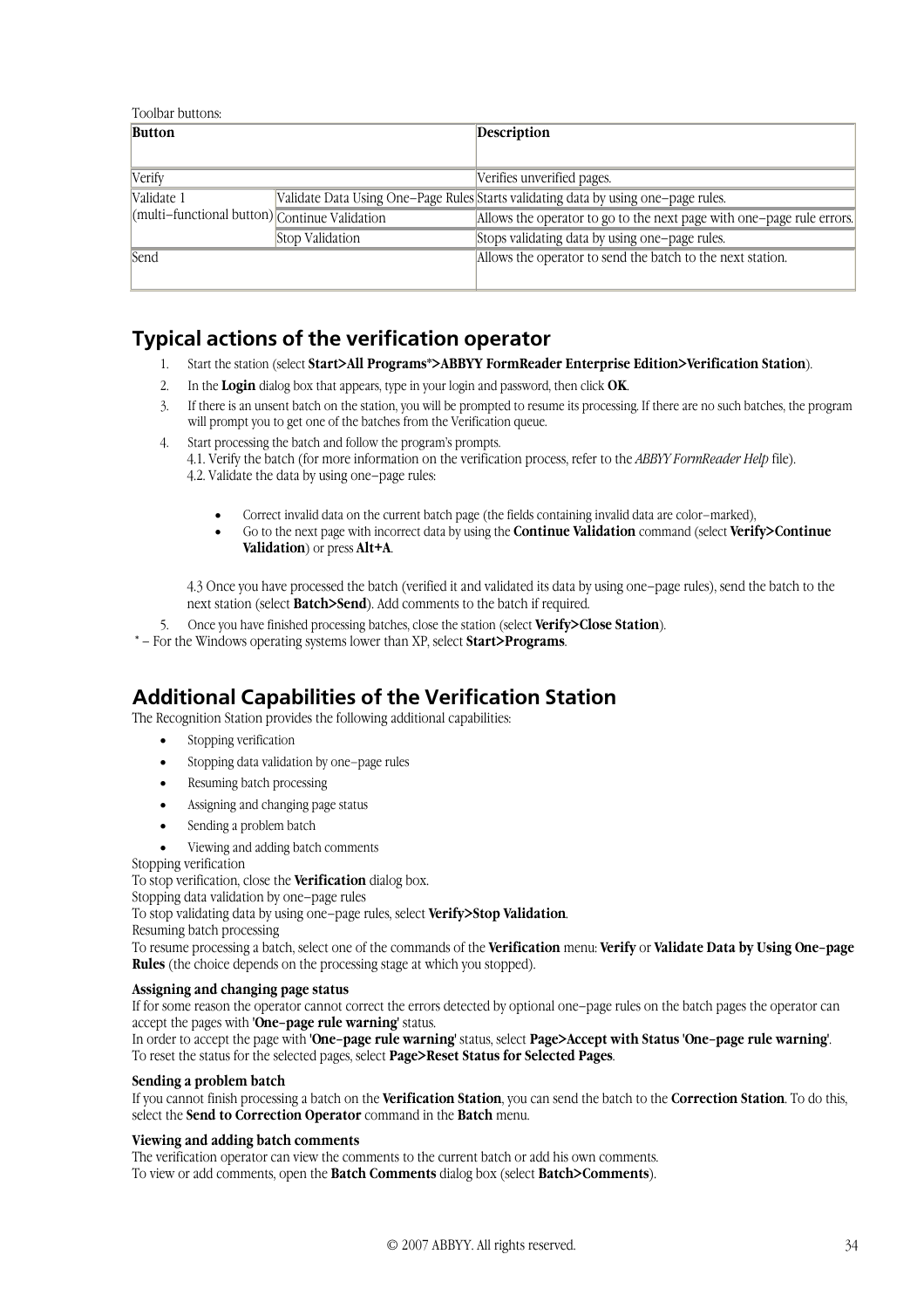Toolbar buttons:

| Button | | Description |
|---|---|---|
| Verify | | Verifies unverified pages. |
| Validate 1 (multi–functional button) | Validate Data Using One–Page Rules | Starts validating data by using one–page rules. |
| | Continue Validation | Allows the operator to go to the next page with one–page rule errors. |
| | Stop Validation | Stops validating data by using one–page rules. |
| Send | | Allows the operator to send the batch to the next station. |

## Typical actions of the verification operator

1. Start the station (select **Start>All Programs*>ABBYY FormReader Enterprise Edition>Verification Station**).
2. In the **Login** dialog box that appears, type in your login and password, then click **OK**.
3. If there is an unsent batch on the station, you will be prompted to resume its processing. If there are no such batches, the program will prompt you to get one of the batches from the Verification queue.
4. Start processing the batch and follow the program's prompts.
   4.1. Verify the batch (for more information on the verification process, refer to the *ABBYY FormReader Help* file).
   4.2. Validate the data by using one–page rules:

   - Correct invalid data on the current batch page (the fields containing invalid data are color–marked),
   - Go to the next page with incorrect data by using the **Continue Validation** command (select **Verify>Continue Validation**) or press **Alt+A**.

   4.3 Once you have processed the batch (verified it and validated its data by using one–page rules), send the batch to the next station (select **Batch>Send**). Add comments to the batch if required.
5. Once you have finished processing batches, close the station (select **Verify>Close Station**).

* – For the Windows operating systems lower than XP, select **Start>Programs**.

## Additional Capabilities of the Verification Station

The Recognition Station provides the following additional capabilities:

- Stopping verification
- Stopping data validation by one–page rules
- Resuming batch processing
- Assigning and changing page status
- Sending a problem batch
- Viewing and adding batch comments

Stopping verification
To stop verification, close the **Verification** dialog box.
Stopping data validation by one–page rules
To stop validating data by using one–page rules, select **Verify>Stop Validation**.
Resuming batch processing
To resume processing a batch, select one of the commands of the **Verification** menu: **Verify** or **Validate Data by Using One–page Rules** (the choice depends on the processing stage at which you stopped).

**Assigning and changing page status**
If for some reason the operator cannot correct the errors detected by optional one–page rules on the batch pages the operator can accept the pages with '**One–page rule warning**' status.
In order to accept the page with '**One–page rule warning**' status, select **Page>Accept with Status 'One–page rule warning'**.
To reset the status for the selected pages, select **Page>Reset Status for Selected Pages**.

**Sending a problem batch**
If you cannot finish processing a batch on the **Verification Station**, you can send the batch to the **Correction Station**. To do this, select the **Send to Correction Operator** command in the **Batch** menu.

**Viewing and adding batch comments**
The verification operator can view the comments to the current batch or add his own comments.
To view or add comments, open the **Batch Comments** dialog box (select **Batch>Comments**).

© 2007 ABBYY. All rights reserved.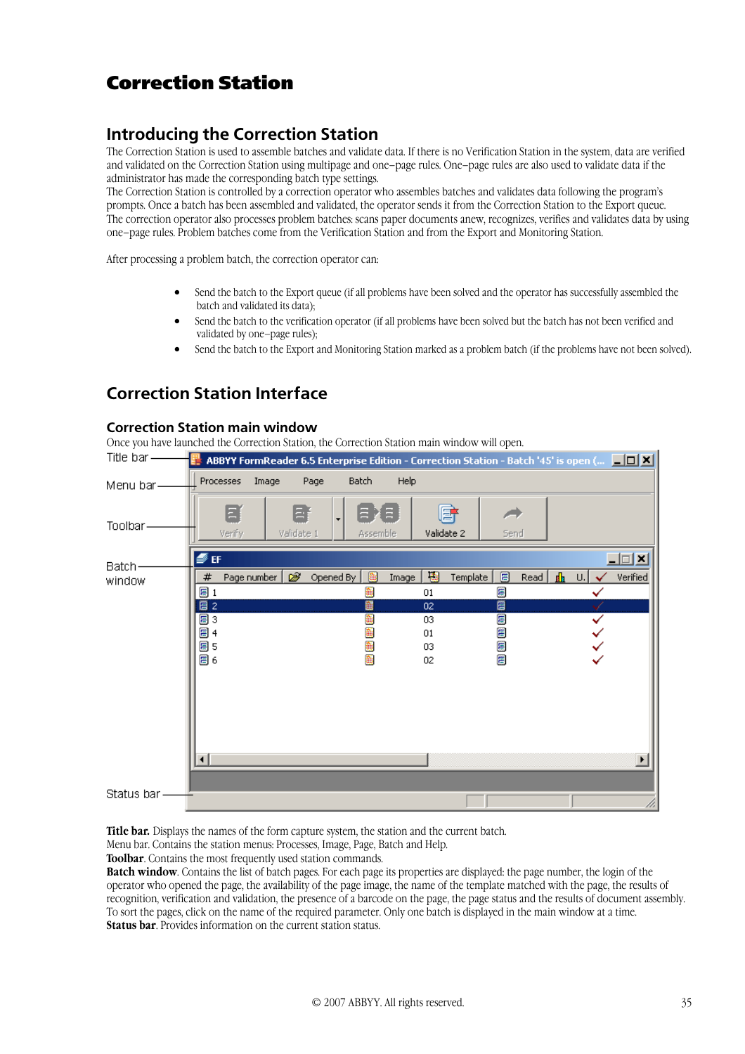# Correction Station

## Introducing the Correction Station

The Correction Station is used to assemble batches and validate data. If there is no Verification Station in the system, data are verified and validated on the Correction Station using multipage and one–page rules. One–page rules are also used to validate data if the administrator has made the corresponding batch type settings.
The Correction Station is controlled by a correction operator who assembles batches and validates data following the program's prompts. Once a batch has been assembled and validated, the operator sends it from the Correction Station to the Export queue.
The correction operator also processes problem batches: scans paper documents anew, recognizes, verifies and validates data by using one–page rules. Problem batches come from the Verification Station and from the Export and Monitoring Station.

After processing a problem batch, the correction operator can:

- Send the batch to the Export queue (if all problems have been solved and the operator has successfully assembled the batch and validated its data);
- Send the batch to the verification operator (if all problems have been solved but the batch has not been verified and validated by one–page rules);
- Send the batch to the Export and Monitoring Station marked as a problem batch (if the problems have not been solved).

## Correction Station Interface

### Correction Station main window

Once you have launched the Correction Station, the Correction Station main window will open.

**Title bar.** Displays the names of the form capture system, the station and the current batch.
Menu bar. Contains the station menus: Processes, Image, Page, Batch and Help.
**Toolbar**. Contains the most frequently used station commands.
**Batch window**. Contains the list of batch pages. For each page its properties are displayed: the page number, the login of the operator who opened the page, the availability of the page image, the name of the template matched with the page, the results of recognition, verification and validation, the presence of a barcode on the page, the page status and the results of document assembly. To sort the pages, click on the name of the required parameter. Only one batch is displayed in the main window at a time.
**Status bar**. Provides information on the current station status.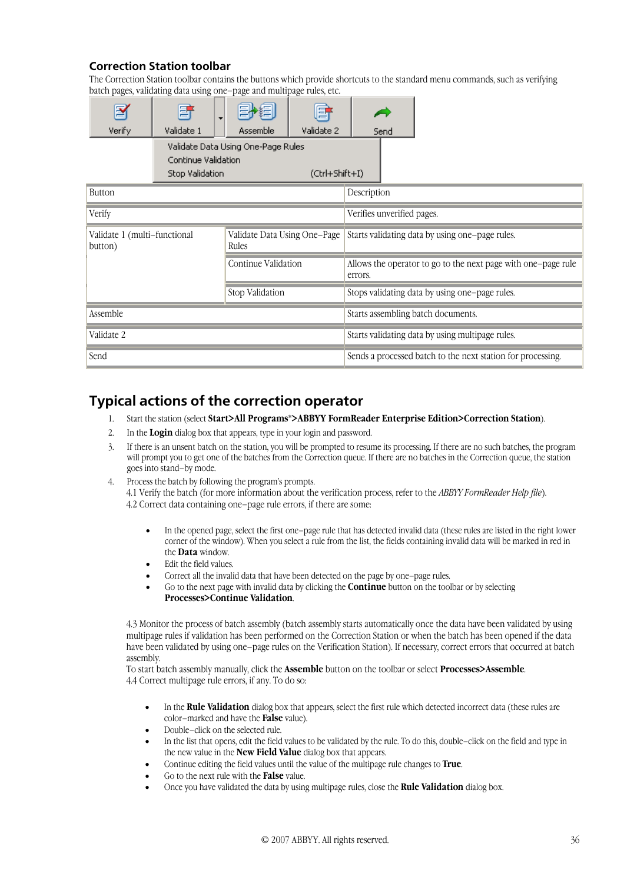### Correction Station toolbar

The Correction Station toolbar contains the buttons which provide shortcuts to the standard menu commands, such as verifying batch pages, validating data using one–page and multipage rules, etc.

| Button | | Description |
|---|---|---|
| Verify | | Verifies unverified pages. |
| Validate 1 (multi–functional button) | Validate Data Using One–Page Rules | Starts validating data by using one–page rules. |
| | Continue Validation | Allows the operator to go to the next page with one–page rule errors. |
| | Stop Validation | Stops validating data by using one–page rules. |
| Assemble | | Starts assembling batch documents. |
| Validate 2 | | Starts validating data by using multipage rules. |
| Send | | Sends a processed batch to the next station for processing. |

## Typical actions of the correction operator

1. Start the station (select **Start>All Programs*>ABBYY FormReader Enterprise Edition>Correction Station**).
2. In the **Login** dialog box that appears, type in your login and password.
3. If there is an unsent batch on the station, you will be prompted to resume its processing. If there are no such batches, the program will prompt you to get one of the batches from the Correction queue. If there are no batches in the Correction queue, the station goes into stand–by mode.
4. Process the batch by following the program's prompts.
   4.1 Verify the batch (for more information about the verification process, refer to the *ABBYY FormReader Help file*).
   4.2 Correct data containing one–page rule errors, if there are some:

   - In the opened page, select the first one–page rule that has detected invalid data (these rules are listed in the right lower corner of the window). When you select a rule from the list, the fields containing invalid data will be marked in red in the **Data** window.
   - Edit the field values.
   - Correct all the invalid data that have been detected on the page by one–page rules.
   - Go to the next page with invalid data by clicking the **Continue** button on the toolbar or by selecting **Processes>Continue Validation**.

   4.3 Monitor the process of batch assembly (batch assembly starts automatically once the data have been validated by using multipage rules if validation has been performed on the Correction Station or when the batch has been opened if the data have been validated by using one–page rules on the Verification Station). If necessary, correct errors that occurred at batch assembly.
   To start batch assembly manually, click the **Assemble** button on the toolbar or select **Processes>Assemble**.
   4.4 Correct multipage rule errors, if any. To do so:

   - In the **Rule Validation** dialog box that appears, select the first rule which detected incorrect data (these rules are color–marked and have the **False** value).
   - Double–click on the selected rule.
   - In the list that opens, edit the field values to be validated by the rule. To do this, double–click on the field and type in the new value in the **New Field Value** dialog box that appears.
   - Continue editing the field values until the value of the multipage rule changes to **True**.
   - Go to the next rule with the **False** value.
   - Once you have validated the data by using multipage rules, close the **Rule Validation** dialog box.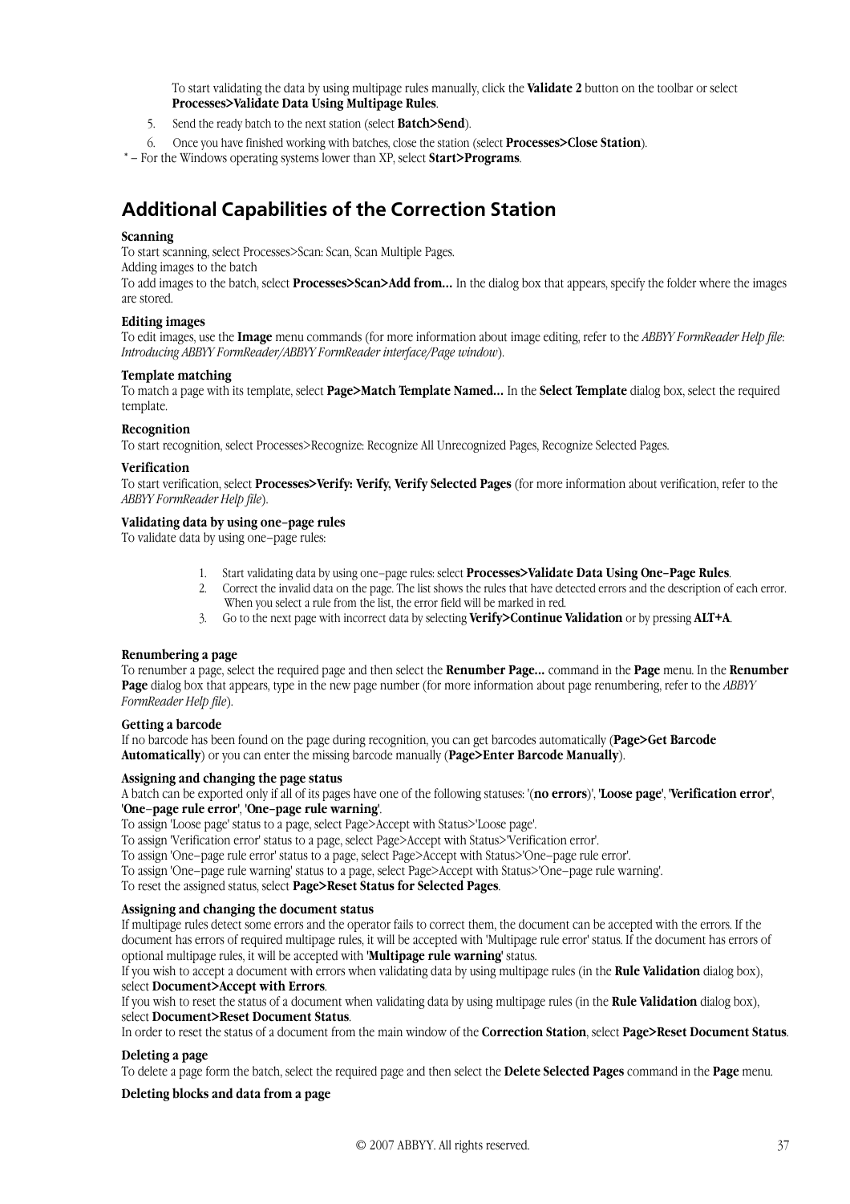To start validating the data by using multipage rules manually, click the **Validate 2** button on the toolbar or select **Processes>Validate Data Using Multipage Rules**.

5. Send the ready batch to the next station (select **Batch>Send**).
6. Once you have finished working with batches, close the station (select **Processes>Close Station**).

* – For the Windows operating systems lower than XP, select **Start>Programs**.

## Additional Capabilities of the Correction Station

**Scanning**

To start scanning, select Processes>Scan: Scan, Scan Multiple Pages.
Adding images to the batch
To add images to the batch, select **Processes>Scan>Add from...** In the dialog box that appears, specify the folder where the images are stored.

**Editing images**

To edit images, use the **Image** menu commands (for more information about image editing, refer to the *ABBYY FormReader Help file*: *Introducing ABBYY FormReader/ABBYY FormReader interface/Page window*).

**Template matching**

To match a page with its template, select **Page>Match Template Named...** In the **Select Template** dialog box, select the required template.

**Recognition**

To start recognition, select Processes>Recognize: Recognize All Unrecognized Pages, Recognize Selected Pages.

**Verification**

To start verification, select **Processes>Verify: Verify, Verify Selected Pages** (for more information about verification, refer to the *ABBYY FormReader Help file*).

**Validating data by using one–page rules**

To validate data by using one–page rules:

1. Start validating data by using one–page rules: select **Processes>Validate Data Using One–Page Rules**.
2. Correct the invalid data on the page. The list shows the rules that have detected errors and the description of each error. When you select a rule from the list, the error field will be marked in red.
3. Go to the next page with incorrect data by selecting **Verify>Continue Validation** or by pressing **ALT+A**.

**Renumbering a page**

To renumber a page, select the required page and then select the **Renumber Page...** command in the **Page** menu. In the **Renumber Page** dialog box that appears, type in the new page number (for more information about page renumbering, refer to the *ABBYY FormReader Help file*).

**Getting a barcode**

If no barcode has been found on the page during recognition, you can get barcodes automatically (**Page>Get Barcode Automatically**) or you can enter the missing barcode manually (**Page>Enter Barcode Manually**).

**Assigning and changing the page status**

A batch can be exported only if all of its pages have one of the following statuses: '(**no errors**)', '**Loose page**', '**Verification error**', '**One–page rule error**', '**One–page rule warning**'.
To assign 'Loose page' status to a page, select Page>Accept with Status>'Loose page'.
To assign 'Verification error' status to a page, select Page>Accept with Status>'Verification error'.
To assign 'One–page rule error' status to a page, select Page>Accept with Status>'One–page rule error'.
To assign 'One–page rule warning' status to a page, select Page>Accept with Status>'One–page rule warning'.
To reset the assigned status, select **Page>Reset Status for Selected Pages**.

**Assigning and changing the document status**

If multipage rules detect some errors and the operator fails to correct them, the document can be accepted with the errors. If the document has errors of required multipage rules, it will be accepted with 'Multipage rule error' status. If the document has errors of optional multipage rules, it will be accepted with '**Multipage rule warning**' status.
If you wish to accept a document with errors when validating data by using multipage rules (in the **Rule Validation** dialog box), select **Document>Accept with Errors**.
If you wish to reset the status of a document when validating data by using multipage rules (in the **Rule Validation** dialog box), select **Document>Reset Document Status**.
In order to reset the status of a document from the main window of the **Correction Station**, select **Page>Reset Document Status**.

**Deleting a page**

To delete a page form the batch, select the required page and then select the **Delete Selected Pages** command in the **Page** menu.

**Deleting blocks and data from a page**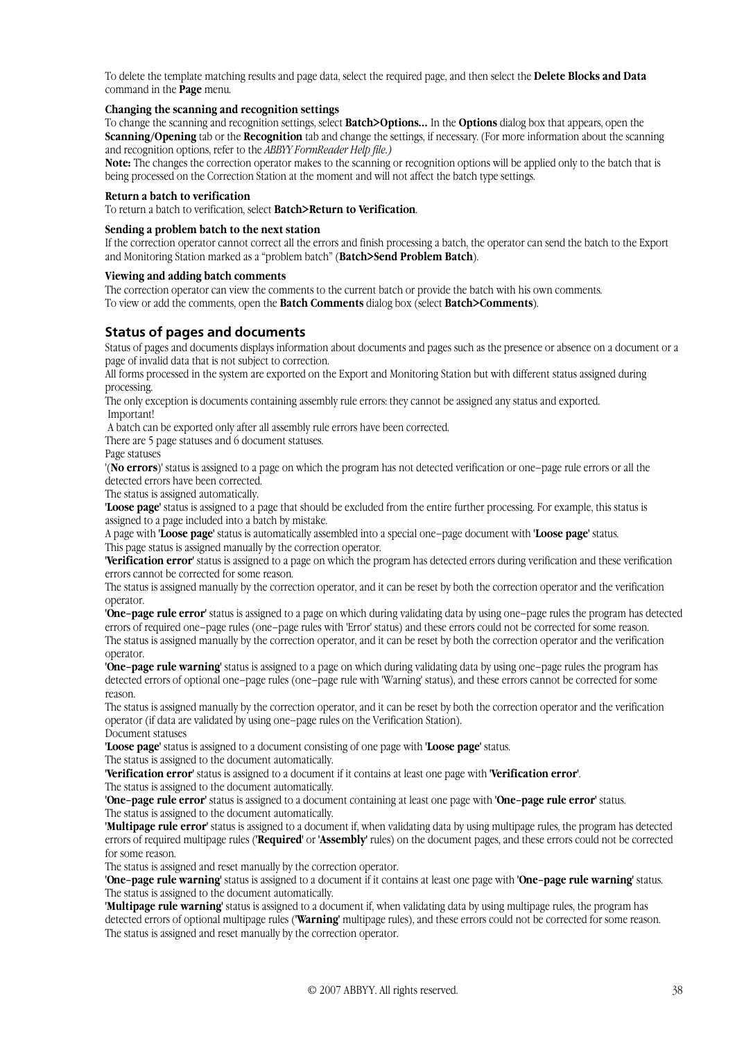To delete the template matching results and page data, select the required page, and then select the **Delete Blocks and Data** command in the **Page** menu.

**Changing the scanning and recognition settings**
To change the scanning and recognition settings, select **Batch>Options...** In the **Options** dialog box that appears, open the **Scanning/Opening** tab or the **Recognition** tab and change the settings, if necessary. (For more information about the scanning and recognition options, refer to the *ABBYY FormReader Help file.)*
**Note:** The changes the correction operator makes to the scanning or recognition options will be applied only to the batch that is being processed on the Correction Station at the moment and will not affect the batch type settings.

**Return a batch to verification**
To return a batch to verification, select **Batch>Return to Verification**.

**Sending a problem batch to the next station**
If the correction operator cannot correct all the errors and finish processing a batch, the operator can send the batch to the Export and Monitoring Station marked as a "problem batch" (**Batch>Send Problem Batch**).

**Viewing and adding batch comments**
The correction operator can view the comments to the current batch or provide the batch with his own comments.
To view or add the comments, open the **Batch Comments** dialog box (select **Batch>Comments**).

## Status of pages and documents

Status of pages and documents displays information about documents and pages such as the presence or absence on a document or a page of invalid data that is not subject to correction.
All forms processed in the system are exported on the Export and Monitoring Station but with different status assigned during processing.
The only exception is documents containing assembly rule errors: they cannot be assigned any status and exported.
Important!
A batch can be exported only after all assembly rule errors have been corrected.
There are 5 page statuses and 6 document statuses.
Page statuses
'(**No errors**)' status is assigned to a page on which the program has not detected verification or one–page rule errors or all the detected errors have been corrected.
The status is assigned automatically.
'**Loose page**' status is assigned to a page that should be excluded from the entire further processing. For example, this status is assigned to a page included into a batch by mistake.
A page with '**Loose page**' status is automatically assembled into a special one–page document with '**Loose page**' status.
This page status is assigned manually by the correction operator.
'**Verification error**' status is assigned to a page on which the program has detected errors during verification and these verification errors cannot be corrected for some reason.
The status is assigned manually by the correction operator, and it can be reset by both the correction operator and the verification operator.
'**One–page rule error**' status is assigned to a page on which during validating data by using one–page rules the program has detected errors of required one–page rules (one–page rules with 'Error' status) and these errors could not be corrected for some reason.
The status is assigned manually by the correction operator, and it can be reset by both the correction operator and the verification operator.
'**One–page rule warning**' status is assigned to a page on which during validating data by using one–page rules the program has detected errors of optional one–page rules (one–page rule with 'Warning' status), and these errors cannot be corrected for some reason.
The status is assigned manually by the correction operator, and it can be reset by both the correction operator and the verification operator (if data are validated by using one–page rules on the Verification Station).
Document statuses
'**Loose page**' status is assigned to a document consisting of one page with '**Loose page**' status.
The status is assigned to the document automatically.
'**Verification error**' status is assigned to a document if it contains at least one page with '**Verification error**'.
The status is assigned to the document automatically.
'**One–page rule error**' status is assigned to a document containing at least one page with '**One–page rule error**' status.
The status is assigned to the document automatically.
'**Multipage rule error**' status is assigned to a document if, when validating data by using multipage rules, the program has detected errors of required multipage rules ('**Required**' or '**Assembly**' rules) on the document pages, and these errors could not be corrected for some reason.
The status is assigned and reset manually by the correction operator.
'**One–page rule warning**' status is assigned to a document if it contains at least one page with '**One–page rule warning**' status.
The status is assigned to the document automatically.
'**Multipage rule warning**' status is assigned to a document if, when validating data by using multipage rules, the program has detected errors of optional multipage rules ('**Warning**' multipage rules), and these errors could not be corrected for some reason.
The status is assigned and reset manually by the correction operator.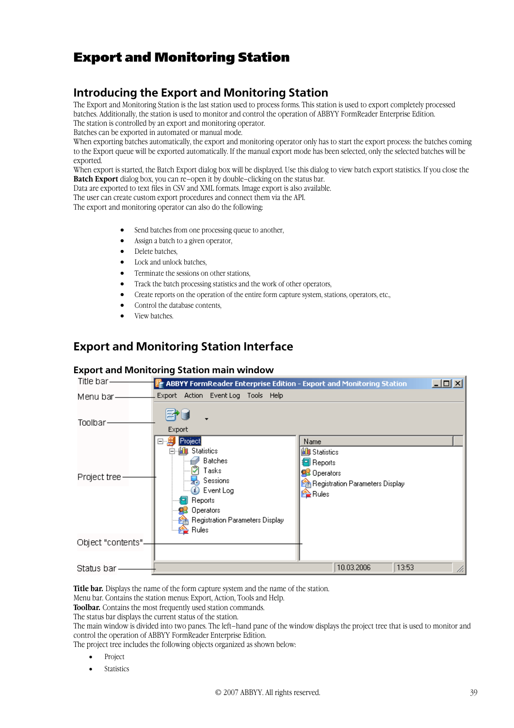# Export and Monitoring Station

## Introducing the Export and Monitoring Station

The Export and Monitoring Station is the last station used to process forms. This station is used to export completely processed batches. Additionally, the station is used to monitor and control the operation of ABBYY FormReader Enterprise Edition.
The station is controlled by an export and monitoring operator.
Batches can be exported in automated or manual mode.
When exporting batches automatically, the export and monitoring operator only has to start the export process: the batches coming to the Export queue will be exported automatically. If the manual export mode has been selected, only the selected batches will be exported.
When export is started, the Batch Export dialog box will be displayed. Use this dialog to view batch export statistics. If you close the **Batch Export** dialog box, you can re–open it by double–clicking on the status bar.
Data are exported to text files in CSV and XML formats. Image export is also available.
The user can create custom export procedures and connect them via the API.
The export and monitoring operator can also do the following:

- Send batches from one processing queue to another,
- Assign a batch to a given operator,
- Delete batches,
- Lock and unlock batches,
- Terminate the sessions on other stations,
- Track the batch processing statistics and the work of other operators,
- Create reports on the operation of the entire form capture system, stations, operators, etc.,
- Control the database contents,
- View batches.

## Export and Monitoring Station Interface

### Export and Monitoring Station main window

**Title bar.** Displays the name of the form capture system and the name of the station.
Menu bar. Contains the station menus: Export, Action, Tools and Help.
**Toolbar.** Contains the most frequently used station commands.
The status bar displays the current status of the station.
The main window is divided into two panes. The left–hand pane of the window displays the project tree that is used to monitor and control the operation of ABBYY FormReader Enterprise Edition.
The project tree includes the following objects organized as shown below:

- Project
- Statistics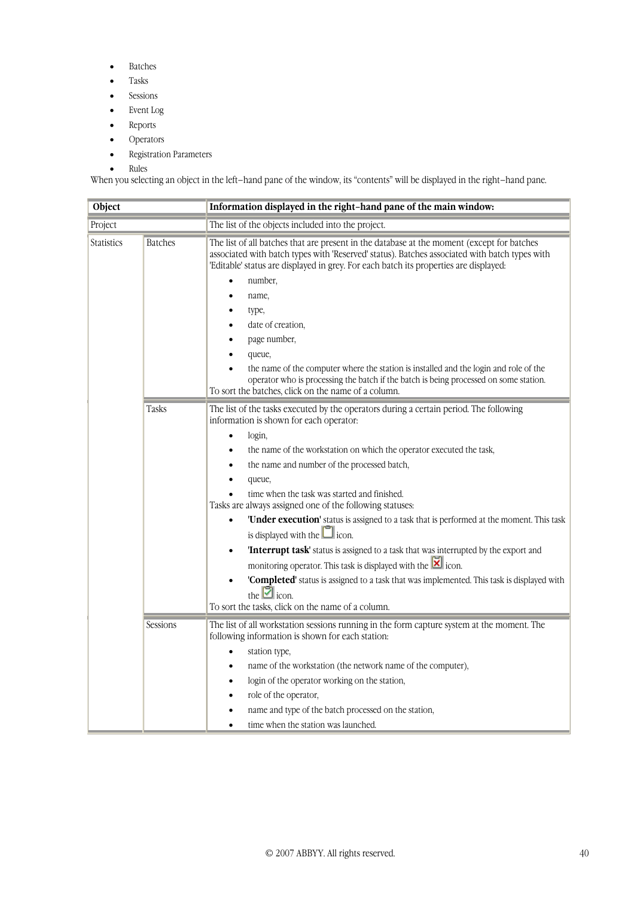- Batches
- Tasks
- Sessions
- Event Log
- Reports
- Operators
- Registration Parameters
- Rules

When you selecting an object in the left–hand pane of the window, its “contents” will be displayed in the right–hand pane.

| Object | | Information displayed in the right–hand pane of the main window: |
|---|---|---|
| Project | | The list of the objects included into the project. |
| Statistics | Batches | The list of all batches that are present in the database at the moment (except for batches associated with batch types with 'Reserved' status). Batches associated with batch types with 'Editable' status are displayed in grey. For each batch its properties are displayed:<br>• number,<br>• name,<br>• type,<br>• date of creation,<br>• page number,<br>• queue,<br>• the name of the computer where the station is installed and the login and role of the operator who is processing the batch if the batch is being processed on some station.<br>To sort the batches, click on the name of a column. |
| | Tasks | The list of the tasks executed by the operators during a certain period. The following information is shown for each operator:<br>• login,<br>• the name of the workstation on which the operator executed the task,<br>• the name and number of the processed batch,<br>• queue,<br>• time when the task was started and finished.<br>Tasks are always assigned one of the following statuses:<br>• **'Under execution'** status is assigned to a task that is performed at the moment. This task is displayed with the icon.<br>• **'Interrupt task'** status is assigned to a task that was interrupted by the export and monitoring operator. This task is displayed with the icon.<br>• **'Completed'** status is assigned to a task that was implemented. This task is displayed with the icon.<br>To sort the tasks, click on the name of a column. |
| | Sessions | The list of all workstation sessions running in the form capture system at the moment. The following information is shown for each station:<br>• station type,<br>• name of the workstation (the network name of the computer),<br>• login of the operator working on the station,<br>• role of the operator,<br>• name and type of the batch processed on the station,<br>• time when the station was launched. |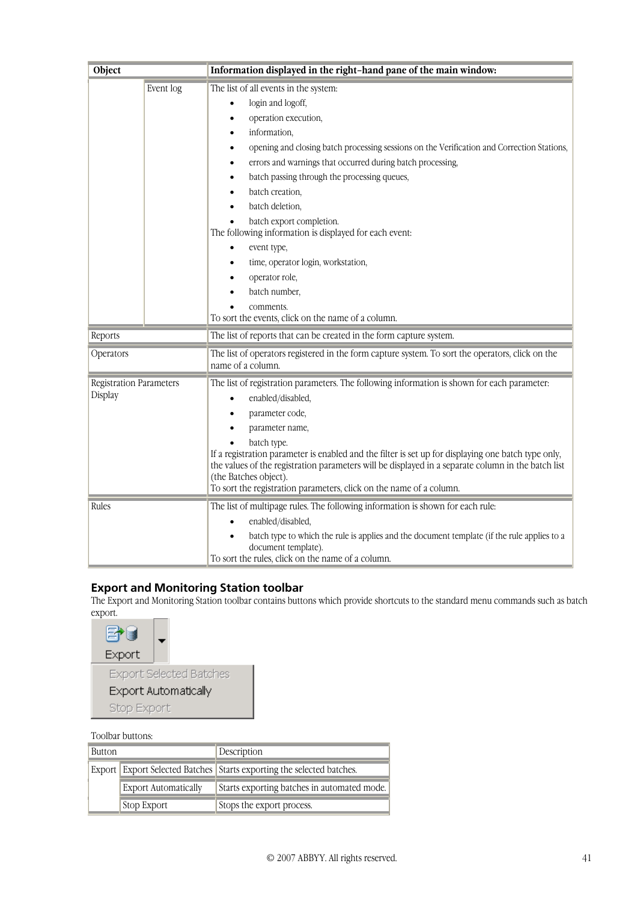| Object | | Information displayed in the right-hand pane of the main window: |
|---|---|---|
| | Event log | The list of all events in the system:<br>• login and logoff,<br>• operation execution,<br>• information,<br>• opening and closing batch processing sessions on the Verification and Correction Stations,<br>• errors and warnings that occurred during batch processing,<br>• batch passing through the processing queues,<br>• batch creation,<br>• batch deletion,<br>• batch export completion.<br>The following information is displayed for each event:<br>• event type,<br>• time, operator login, workstation,<br>• operator role,<br>• batch number,<br>• comments.<br>To sort the events, click on the name of a column. |
| Reports | | The list of reports that can be created in the form capture system. |
| Operators | | The list of operators registered in the form capture system. To sort the operators, click on the name of a column. |
| Registration Parameters Display | | The list of registration parameters. The following information is shown for each parameter:<br>• enabled/disabled,<br>• parameter code,<br>• parameter name,<br>• batch type.<br>If a registration parameter is enabled and the filter is set up for displaying one batch type only, the values of the registration parameters will be displayed in a separate column in the batch list (the Batches object).<br>To sort the registration parameters, click on the name of a column. |
| Rules | | The list of multipage rules. The following information is shown for each rule:<br>• enabled/disabled,<br>• batch type to which the rule is applies and the document template (if the rule applies to a document template).<br>To sort the rules, click on the name of a column. |

## Export and Monitoring Station toolbar

The Export and Monitoring Station toolbar contains buttons which provide shortcuts to the standard menu commands such as batch export.

Toolbar buttons:

| Button | | Description |
|---|---|---|
| Export | Export Selected Batches | Starts exporting the selected batches. |
| | Export Automatically | Starts exporting batches in automated mode. |
| | Stop Export | Stops the export process. |

© 2007 ABBYY. All rights reserved.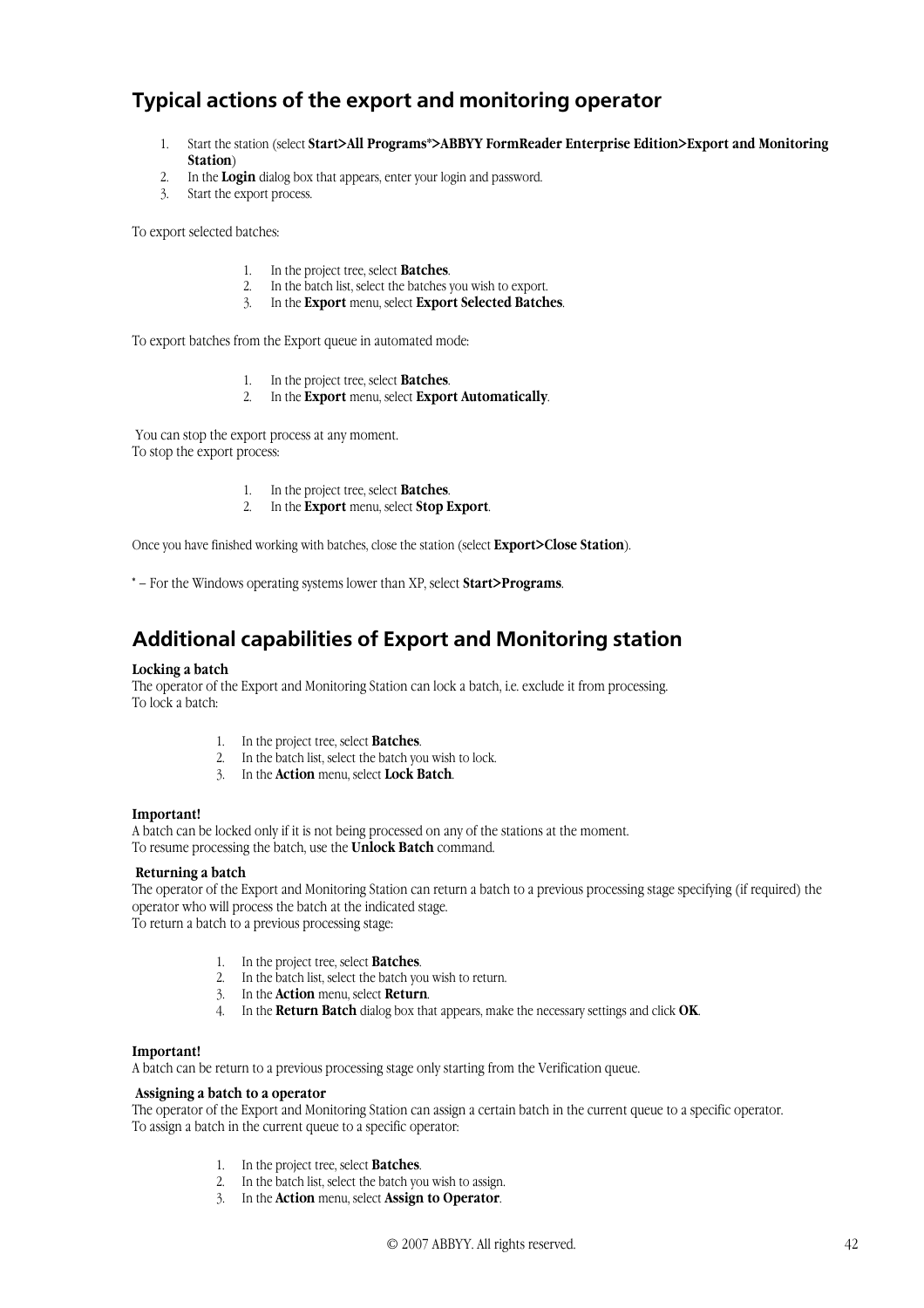## Typical actions of the export and monitoring operator

1. Start the station (select **Start>All Programs*>ABBYY FormReader Enterprise Edition>Export and Monitoring Station**)
2. In the **Login** dialog box that appears, enter your login and password.
3. Start the export process.

To export selected batches:

1. In the project tree, select **Batches**.
2. In the batch list, select the batches you wish to export.
3. In the **Export** menu, select **Export Selected Batches**.

To export batches from the Export queue in automated mode:

1. In the project tree, select **Batches**.
2. In the **Export** menu, select **Export Automatically**.

You can stop the export process at any moment.
To stop the export process:

1. In the project tree, select **Batches**.
2. In the **Export** menu, select **Stop Export**.

Once you have finished working with batches, close the station (select **Export>Close Station**).

* – For the Windows operating systems lower than XP, select **Start>Programs**.

## Additional capabilities of Export and Monitoring station

**Locking a batch**
The operator of the Export and Monitoring Station can lock a batch, i.e. exclude it from processing.
To lock a batch:

1. In the project tree, select **Batches**.
2. In the batch list, select the batch you wish to lock.
3. In the **Action** menu, select **Lock Batch**.

**Important!**
A batch can be locked only if it is not being processed on any of the stations at the moment.
To resume processing the batch, use the **Unlock Batch** command.

**Returning a batch**
The operator of the Export and Monitoring Station can return a batch to a previous processing stage specifying (if required) the operator who will process the batch at the indicated stage.
To return a batch to a previous processing stage:

1. In the project tree, select **Batches**.
2. In the batch list, select the batch you wish to return.
3. In the **Action** menu, select **Return**.
4. In the **Return Batch** dialog box that appears, make the necessary settings and click **OK**.

**Important!**
A batch can be return to a previous processing stage only starting from the Verification queue.

**Assigning a batch to a operator**
The operator of the Export and Monitoring Station can assign a certain batch in the current queue to a specific operator.
To assign a batch in the current queue to a specific operator:

1. In the project tree, select **Batches**.
2. In the batch list, select the batch you wish to assign.
3. In the **Action** menu, select **Assign to Operator**.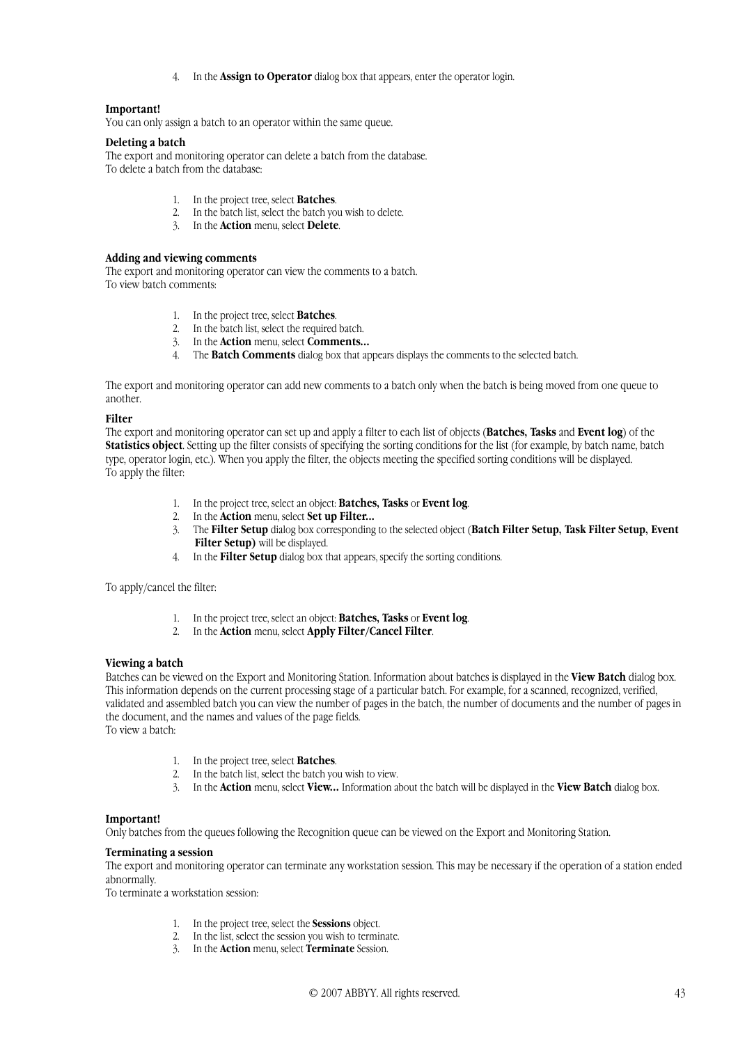4. In the **Assign to Operator** dialog box that appears, enter the operator login.

**Important!**
You can only assign a batch to an operator within the same queue.

**Deleting a batch**
The export and monitoring operator can delete a batch from the database.
To delete a batch from the database:

1. In the project tree, select **Batches**.
2. In the batch list, select the batch you wish to delete.
3. In the **Action** menu, select **Delete**.

**Adding and viewing comments**
The export and monitoring operator can view the comments to a batch.
To view batch comments:

1. In the project tree, select **Batches**.
2. In the batch list, select the required batch.
3. In the **Action** menu, select **Comments...**
4. The **Batch Comments** dialog box that appears displays the comments to the selected batch.

The export and monitoring operator can add new comments to a batch only when the batch is being moved from one queue to another.

**Filter**
The export and monitoring operator can set up and apply a filter to each list of objects (**Batches, Tasks** and **Event log**) of the **Statistics object**. Setting up the filter consists of specifying the sorting conditions for the list (for example, by batch name, batch type, operator login, etc.). When you apply the filter, the objects meeting the specified sorting conditions will be displayed.
To apply the filter:

1. In the project tree, select an object: **Batches, Tasks** or **Event log**.
2. In the **Action** menu, select **Set up Filter...**
3. The **Filter Setup** dialog box corresponding to the selected object (**Batch Filter Setup, Task Filter Setup, Event Filter Setup)** will be displayed.
4. In the **Filter Setup** dialog box that appears, specify the sorting conditions.

To apply/cancel the filter:

1. In the project tree, select an object: **Batches, Tasks** or **Event log**.
2. In the **Action** menu, select **Apply Filter/Cancel Filter**.

**Viewing a batch**
Batches can be viewed on the Export and Monitoring Station. Information about batches is displayed in the **View Batch** dialog box. This information depends on the current processing stage of a particular batch. For example, for a scanned, recognized, verified, validated and assembled batch you can view the number of pages in the batch, the number of documents and the number of pages in the document, and the names and values of the page fields.
To view a batch:

1. In the project tree, select **Batches**.
2. In the batch list, select the batch you wish to view.
3. In the **Action** menu, select **View...** Information about the batch will be displayed in the **View Batch** dialog box.

**Important!**
Only batches from the queues following the Recognition queue can be viewed on the Export and Monitoring Station.

**Terminating a session**
The export and monitoring operator can terminate any workstation session. This may be necessary if the operation of a station ended abnormally.
To terminate a workstation session:

1. In the project tree, select the **Sessions** object.
2. In the list, select the session you wish to terminate.
3. In the **Action** menu, select **Terminate** Session.

© 2007 ABBYY. All rights reserved.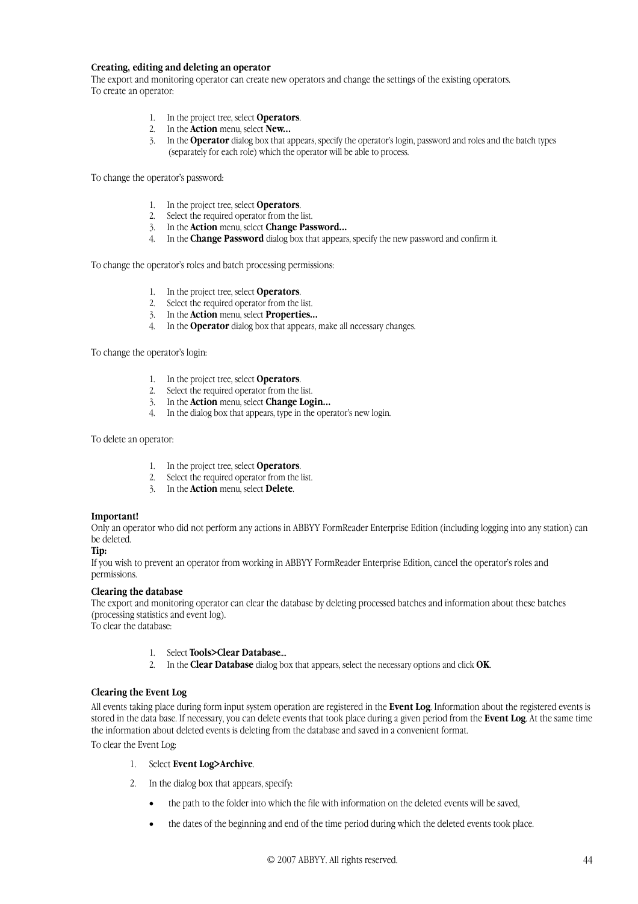**Creating, editing and deleting an operator**

The export and monitoring operator can create new operators and change the settings of the existing operators.
To create an operator:

1. In the project tree, select **Operators**.
2. In the **Action** menu, select **New…**
3. In the **Operator** dialog box that appears, specify the operator's login, password and roles and the batch types (separately for each role) which the operator will be able to process.

To change the operator's password:

1. In the project tree, select **Operators**.
2. Select the required operator from the list.
3. In the **Action** menu, select **Change Password…**
4. In the **Change Password** dialog box that appears, specify the new password and confirm it.

To change the operator's roles and batch processing permissions:

1. In the project tree, select **Operators**.
2. Select the required operator from the list.
3. In the **Action** menu, select **Properties…**
4. In the **Operator** dialog box that appears, make all necessary changes.

To change the operator's login:

1. In the project tree, select **Operators**.
2. Select the required operator from the list.
3. In the **Action** menu, select **Change Login…**
4. In the dialog box that appears, type in the operator's new login.

To delete an operator:

1. In the project tree, select **Operators**.
2. Select the required operator from the list.
3. In the **Action** menu, select **Delete**.

**Important!**
Only an operator who did not perform any actions in ABBYY FormReader Enterprise Edition (including logging into any station) can be deleted.
**Tip:**
If you wish to prevent an operator from working in ABBYY FormReader Enterprise Edition, cancel the operator's roles and permissions.

**Clearing the database**

The export and monitoring operator can clear the database by deleting processed batches and information about these batches (processing statistics and event log).
To clear the database:

1. Select **Tools>Clear Database**….
2. In the **Clear Database** dialog box that appears, select the necessary options and click **OK**.

**Clearing the Event Log**

All events taking place during form input system operation are registered in the **Event Log**. Information about the registered events is stored in the data base. If necessary, you can delete events that took place during a given period from the **Event Log**. At the same time the information about deleted events is deleting from the database and saved in a convenient format.

To clear the Event Log:

1. Select **Event Log>Archive**.
2. In the dialog box that appears, specify:
   - the path to the folder into which the file with information on the deleted events will be saved,
   - the dates of the beginning and end of the time period during which the deleted events took place.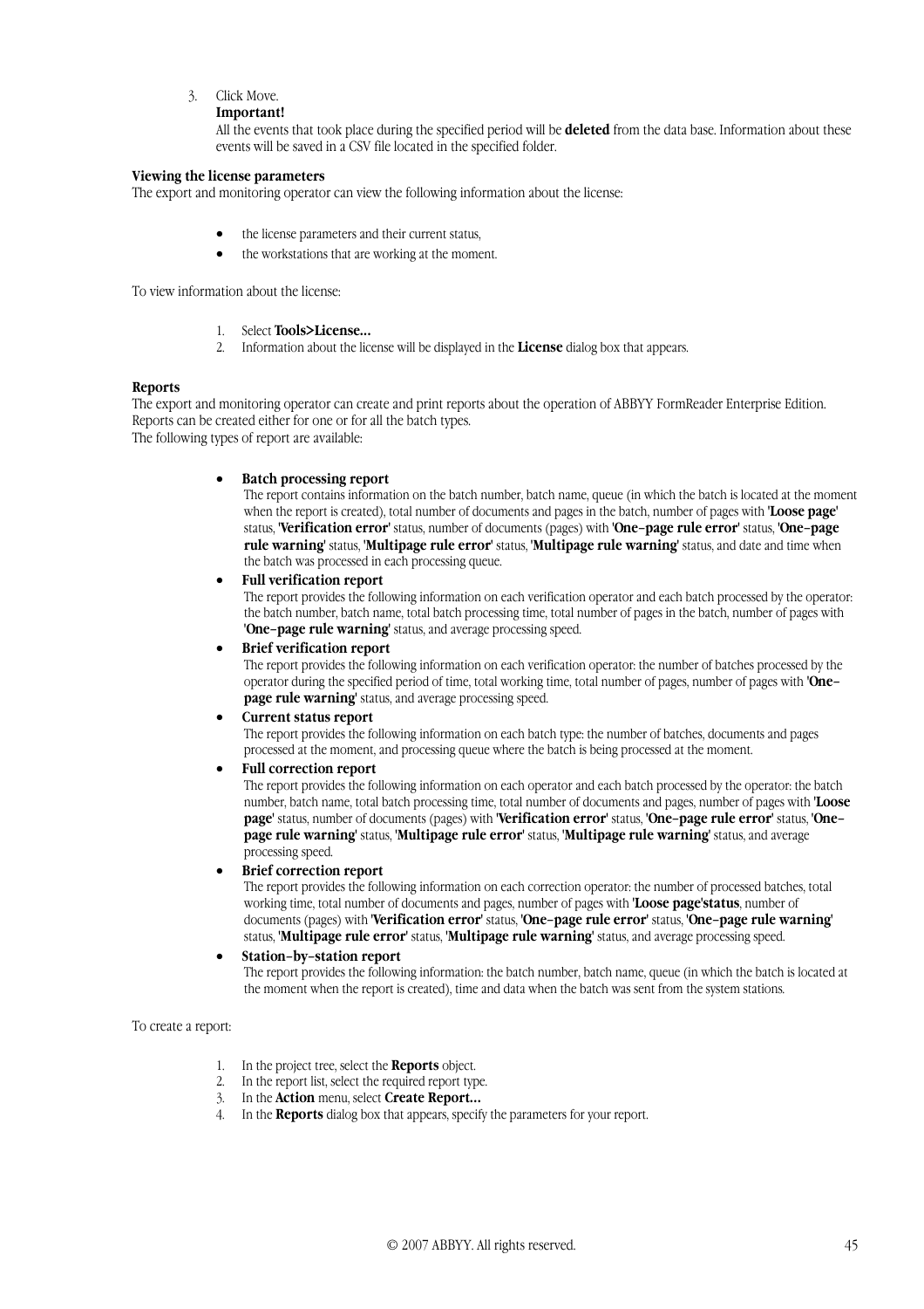3. Click Move.

   **Important!**

   All the events that took place during the specified period will be **deleted** from the data base. Information about these events will be saved in a CSV file located in the specified folder.

**Viewing the license parameters**

The export and monitoring operator can view the following information about the license:

- the license parameters and their current status,
- the workstations that are working at the moment.

To view information about the license:

1. Select **Tools>License...**
2. Information about the license will be displayed in the **License** dialog box that appears.

**Reports**

The export and monitoring operator can create and print reports about the operation of ABBYY FormReader Enterprise Edition. Reports can be created either for one or for all the batch types.
The following types of report are available:

- **Batch processing report**
  The report contains information on the batch number, batch name, queue (in which the batch is located at the moment when the report is created), total number of documents and pages in the batch, number of pages with **'Loose page'** status, **'Verification error'** status, number of documents (pages) with **'One-page rule error'** status, **'One-page rule warning'** status, **'Multipage rule error'** status, **'Multipage rule warning'** status, and date and time when the batch was processed in each processing queue.
- **Full verification report**
  The report provides the following information on each verification operator and each batch processed by the operator: the batch number, batch name, total batch processing time, total number of pages in the batch, number of pages with **'One-page rule warning'** status, and average processing speed.
- **Brief verification report**
  The report provides the following information on each verification operator: the number of batches processed by the operator during the specified period of time, total working time, total number of pages, number of pages with **'One-page rule warning'** status, and average processing speed.
- **Current status report**
  The report provides the following information on each batch type: the number of batches, documents and pages processed at the moment, and processing queue where the batch is being processed at the moment.
- **Full correction report**
  The report provides the following information on each operator and each batch processed by the operator: the batch number, batch name, total batch processing time, total number of documents and pages, number of pages with **'Loose page'** status, number of documents (pages) with **'Verification error'** status, **'One-page rule error'** status, **'One-page rule warning'** status, **'Multipage rule error'** status, **'Multipage rule warning'** status, and average processing speed.
- **Brief correction report**
  The report provides the following information on each correction operator: the number of processed batches, total working time, total number of documents and pages, number of pages with **'Loose page'status**, number of documents (pages) with **'Verification error'** status, **'One-page rule error'** status, **'One-page rule warning'** status, **'Multipage rule error'** status, **'Multipage rule warning'** status, and average processing speed.
- **Station-by-station report**
  The report provides the following information: the batch number, batch name, queue (in which the batch is located at the moment when the report is created), time and data when the batch was sent from the system stations.

To create a report:

1. In the project tree, select the **Reports** object.
2. In the report list, select the required report type.
3. In the **Action** menu, select **Create Report...**
4. In the **Reports** dialog box that appears, specify the parameters for your report.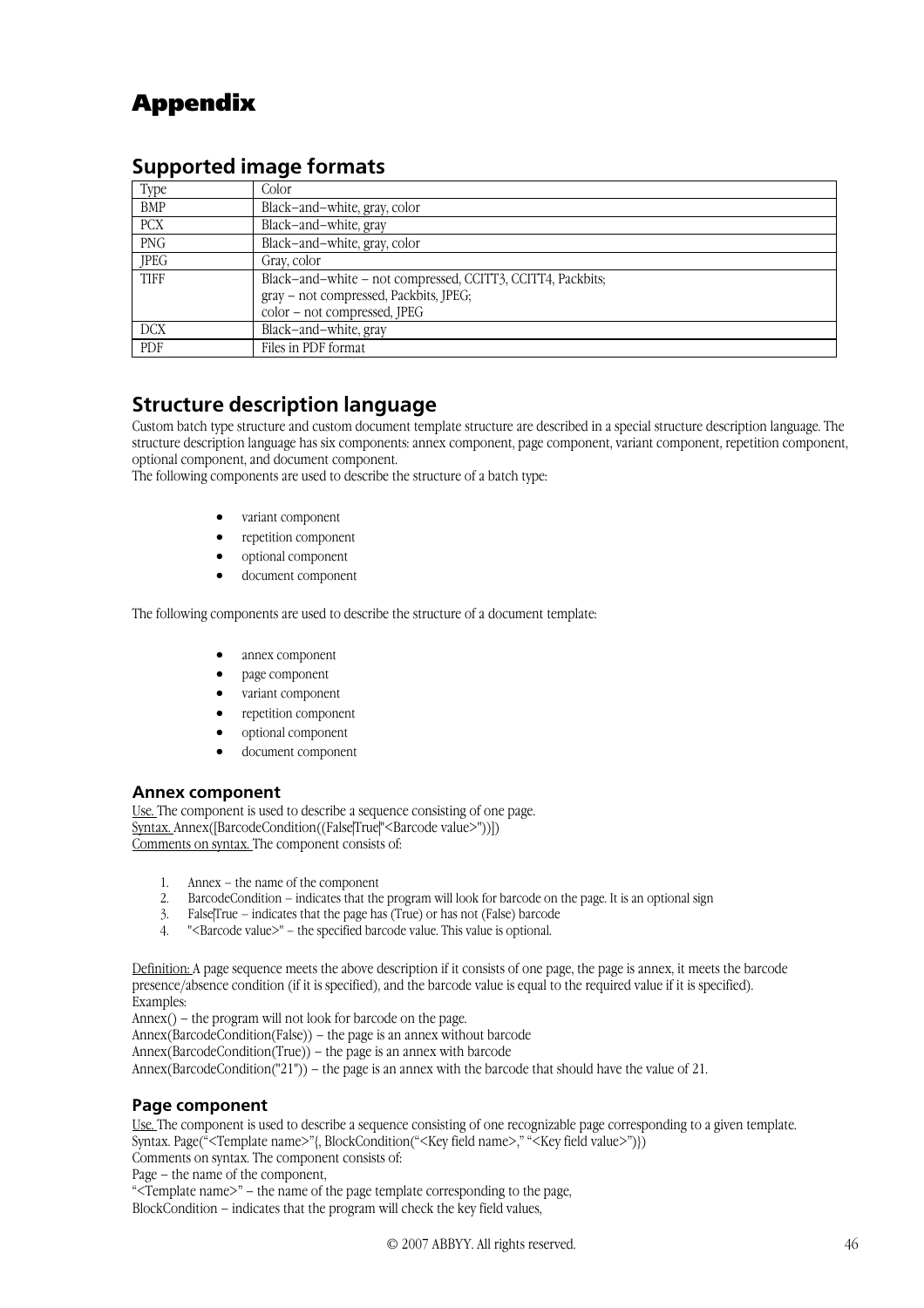# Appendix

## Supported image formats

| Type | Color |
|---|---|
| BMP | Black–and–white, gray, color |
| PCX | Black–and–white, gray |
| PNG | Black–and–white, gray, color |
| JPEG | Gray, color |
| TIFF | Black–and–white – not compressed, CCITT3, CCITT4, Packbits;<br>gray – not compressed, Packbits, JPEG;<br>color – not compressed, JPEG |
| DCX | Black–and–white, gray |
| PDF | Files in PDF format |

## Structure description language

Custom batch type structure and custom document template structure are described in a special structure description language. The structure description language has six components: annex component, page component, variant component, repetition component, optional component, and document component.
The following components are used to describe the structure of a batch type:

- variant component
- repetition component
- optional component
- document component

The following components are used to describe the structure of a document template:

- annex component
- page component
- variant component
- repetition component
- optional component
- document component

### Annex component

Use. The component is used to describe a sequence consisting of one page.
Syntax. Annex([BarcodeCondition((False|True|"<Barcode value>"))])
Comments on syntax. The component consists of:

1. Annex – the name of the component
2. BarcodeCondition – indicates that the program will look for barcode on the page. It is an optional sign
3. False|True – indicates that the page has (True) or has not (False) barcode
4. "<Barcode value>" – the specified barcode value. This value is optional.

Definition: A page sequence meets the above description if it consists of one page, the page is annex, it meets the barcode presence/absence condition (if it is specified), and the barcode value is equal to the required value if it is specified).
Examples:
Annex() – the program will not look for barcode on the page.
Annex(BarcodeCondition(False)) – the page is an annex without barcode
Annex(BarcodeCondition(True)) – the page is an annex with barcode
Annex(BarcodeCondition("21")) – the page is an annex with the barcode that should have the value of 21.

### Page component

Use. The component is used to describe a sequence consisting of one recognizable page corresponding to a given template.
Syntax. Page("<Template name>"[, BlockCondition("<Key field name>," "<Key field value>")])
Comments on syntax. The component consists of:
Page – the name of the component,
"<Template name>" – the name of the page template corresponding to the page,
BlockCondition – indicates that the program will check the key field values,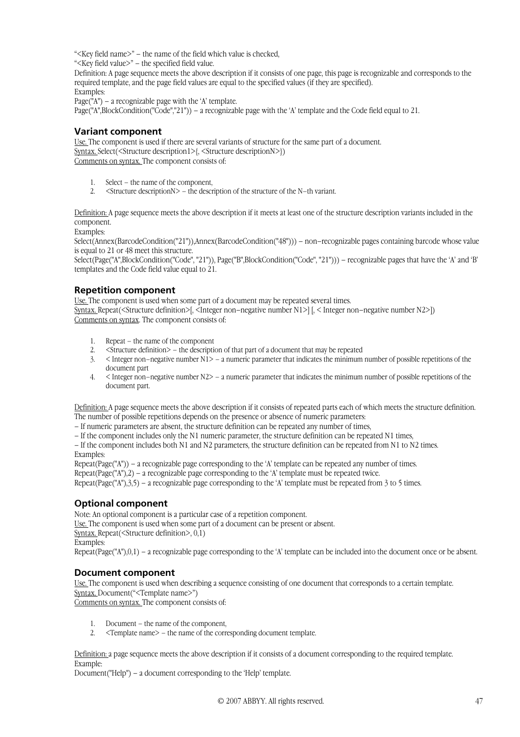"<Key field name>" – the name of the field which value is checked,

"<Key field value>" – the specified field value.

Definition: A page sequence meets the above description if it consists of one page, this page is recognizable and corresponds to the required template, and the page field values are equal to the specified values (if they are specified).

Examples:

Page("A") – a recognizable page with the 'A' template.

Page("A",BlockCondition("Code","21")) – a recognizable page with the 'A' template and the Code field equal to 21.

### Variant component

Use. The component is used if there are several variants of structure for the same part of a document.

Syntax. Select(<Structure description1>{, <Structure descriptionN>})

Comments on syntax. The component consists of:

1. Select – the name of the component,
2. <Structure descriptionN> – the description of the structure of the N–th variant.

Definition: A page sequence meets the above description if it meets at least one of the structure description variants included in the component.

Examples:

Select(Annex(BarcodeCondition("21")),Annex(BarcodeCondition("48"))) – non–recognizable pages containing barcode whose value is equal to 21 or 48 meet this structure.

Select(Page("A",BlockCondition("Code", "21")), Page("B",BlockCondition("Code", "21"))) – recognizable pages that have the 'A' and 'B' templates and the Code field value equal to 21.

### Repetition component

Use. The component is used when some part of a document may be repeated several times.

Syntax. Repeat(<Structure definition>[, <Integer non–negative number N1>] [, < Integer non–negative number N2>])

Comments on syntax. The component consists of:

1. Repeat – the name of the component
2. <Structure definition> – the description of that part of a document that may be repeated
3. < Integer non–negative number N1> – a numeric parameter that indicates the minimum number of possible repetitions of the document part
4. < Integer non–negative number N2> – a numeric parameter that indicates the minimum number of possible repetitions of the document part.

Definition: A page sequence meets the above description if it consists of repeated parts each of which meets the structure definition. The number of possible repetitions depends on the presence or absence of numeric parameters:

– If numeric parameters are absent, the structure definition can be repeated any number of times,

– If the component includes only the N1 numeric parameter, the structure definition can be repeated N1 times,

– If the component includes both N1 and N2 parameters, the structure definition can be repeated from N1 to N2 times.

Examples:

Repeat(Page("A")) – a recognizable page corresponding to the 'A' template can be repeated any number of times.

Repeat(Page("A"),2) – a recognizable page corresponding to the 'A' template must be repeated twice.

Repeat(Page("A"),3,5) – a recognizable page corresponding to the 'A' template must be repeated from 3 to 5 times.

### Optional component

Note: An optional component is a particular case of a repetition component.

Use. The component is used when some part of a document can be present or absent.

Syntax. Repeat(<Structure definition>, 0,1)

Examples:

Repeat(Page("A"),0,1) – a recognizable page corresponding to the 'A' template can be included into the document once or be absent.

### Document component

Use. The component is used when describing a sequence consisting of one document that corresponds to a certain template.

Syntax. Document("<Template name>")

Comments on syntax. The component consists of:

1. Document – the name of the component,
2. <Template name> – the name of the corresponding document template.

Definition: a page sequence meets the above description if it consists of a document corresponding to the required template.

Example:

Document("Help") – a document corresponding to the 'Help' template.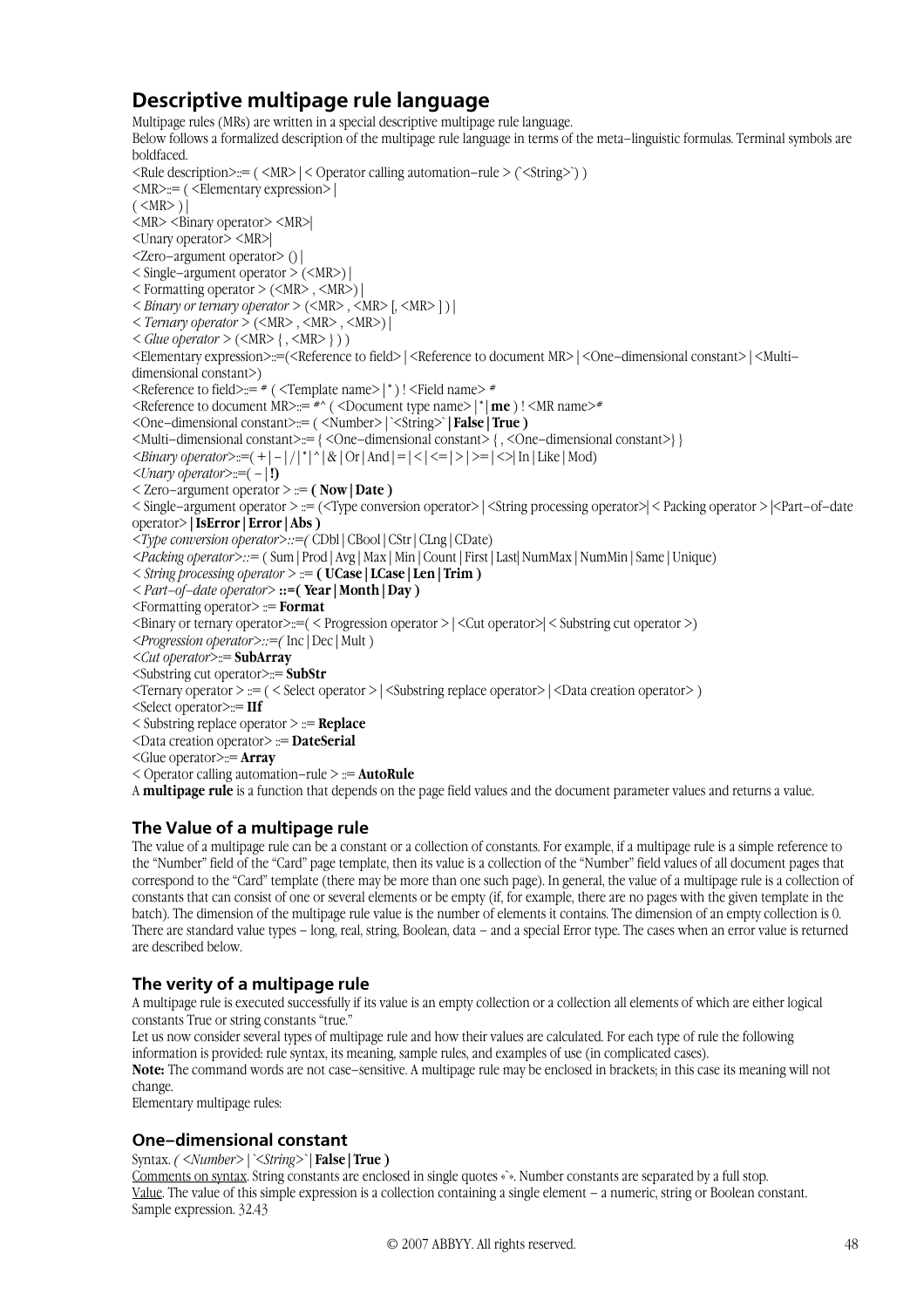## Descriptive multipage rule language

Multipage rules (MRs) are written in a special descriptive multipage rule language.

Below follows a formalized description of the multipage rule language in terms of the meta–linguistic formulas. Terminal symbols are boldfaced.

<Rule description>::= ( <MR> | < Operator calling automation–rule > (`<String>`) )
<MR>::= ( <Elementary expression> |
( <MR> ) |
<MR> <Binary operator> <MR>|
<Unary operator> <MR>|
<Zero–argument operator> () |
< Single–argument operator > (<MR>) |
< Formatting operator > (<MR> , <MR>) |
< *Binary or ternary operator* > (<MR> , <MR> [, <MR> ] ) |
< *Ternary operator* > (<MR> , <MR> , <MR>) |
< *Glue operator* > (<MR> { , <MR> } ) )
<Elementary expression>::=(<Reference to field> | <Reference to document MR> | <One–dimensional constant> | <Multi–dimensional constant>)
<Reference to field>::= # ( <Template name> | * ) ! <Field name> #
<Reference to document MR>::= #^ ( <Document type name> | * | **me** ) ! <MR name>#
<One–dimensional constant>::= ( <Number> | `<String>` | **False | True )**
<Multi–dimensional constant>::= { <One–dimensional constant> { , <One–dimensional constant>} }
*<Binary operator>*::=( + | – | / | * | ^ | & | Or | And | = | < | <= | > | >= | <>| In | Like | Mod)
*<Unary operator>*::=( – | **!)**
< Zero–argument operator > ::= **( Now | Date )**
< Single–argument operator > ::= (<Type conversion operator> | <String processing operator>| < Packing operator > |<Part–of–date operator> **| IsError | Error | Abs )**
*<Type conversion operator>::=(* CDbl | CBool | CStr | CLng | CDate)
*<Packing operator>::=* ( Sum | Prod | Avg | Max | Min | Count | First | Last| NumMax | NumMin | Same | Unique)
< *String processing operator* > ::= **( UCase | LCase | Len | Trim )**
< *Part–of–date operator*> **::=( Year | Month | Day )**
<Formatting operator> ::= **Format**
<Binary or ternary operator>::=( < Progression operator > | <Cut operator>| < Substring cut operator >)
*<Progression operator>::=(* Inc | Dec | Mult )
*<Cut operator>*::= **SubArray**
<Substring cut operator>::= **SubStr**
<Ternary operator > ::= ( < Select operator > | <Substring replace operator> | <Data creation operator> )
<Select operator>::= **IIf**
< Substring replace operator > ::= **Replace**
<Data creation operator> ::= **DateSerial**
<Glue operator>::= **Array**
< Operator calling automation–rule > ::= **AutoRule**

A **multipage rule** is a function that depends on the page field values and the document parameter values and returns a value.

### The Value of a multipage rule

The value of a multipage rule can be a constant or a collection of constants. For example, if a multipage rule is a simple reference to the "Number" field of the "Card" page template, then its value is a collection of the "Number" field values of all document pages that correspond to the "Card" template (there may be more than one such page). In general, the value of a multipage rule is a collection of constants that can consist of one or several elements or be empty (if, for example, there are no pages with the given template in the batch). The dimension of the multipage rule value is the number of elements it contains. The dimension of an empty collection is 0. There are standard value types – long, real, string, Boolean, data – and a special Error type. The cases when an error value is returned are described below.

### The verity of a multipage rule

A multipage rule is executed successfully if its value is an empty collection or a collection all elements of which are either logical constants True or string constants "true."

Let us now consider several types of multipage rule and how their values are calculated. For each type of rule the following information is provided: rule syntax, its meaning, sample rules, and examples of use (in complicated cases).

**Note:** The command words are not case–sensitive. A multipage rule may be enclosed in brackets; in this case its meaning will not change.

Elementary multipage rules:

### One–dimensional constant

Syntax. *( <Number> | `<String>`* **| False | True )**

Comments on syntax. String constants are enclosed in single quotes «`». Number constants are separated by a full stop.

Value. The value of this simple expression is a collection containing a single element – a numeric, string or Boolean constant.

Sample expression. 32.43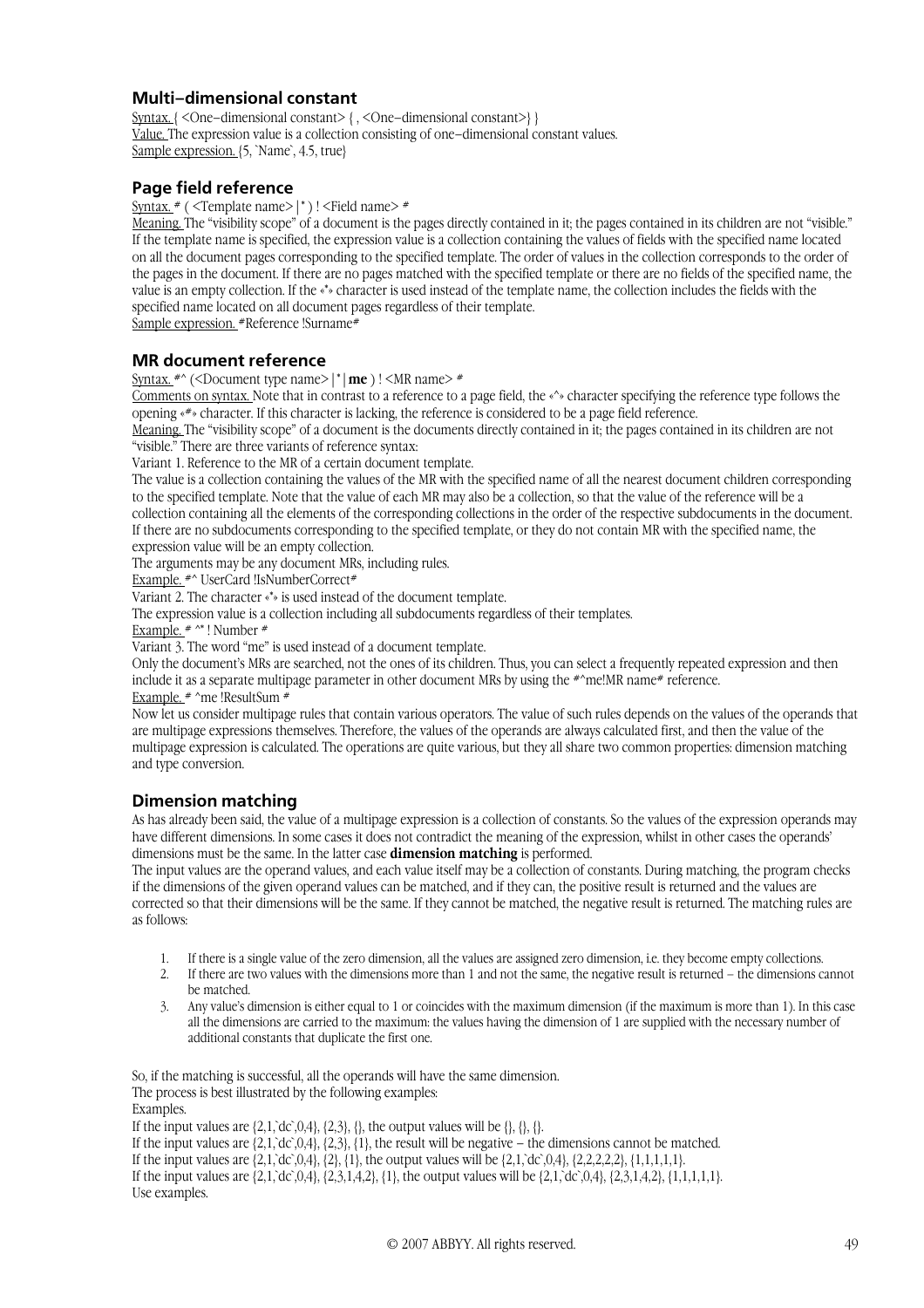### Multi–dimensional constant

Syntax. { <One–dimensional constant> { , <One–dimensional constant>} }
Value. The expression value is a collection consisting of one–dimensional constant values.
Sample expression. {5, `Name`, 4.5, true}

### Page field reference

Syntax. # ( <Template name> | * ) ! <Field name> #
Meaning. The "visibility scope" of a document is the pages directly contained in it; the pages contained in its children are not "visible." If the template name is specified, the expression value is a collection containing the values of fields with the specified name located on all the document pages corresponding to the specified template. The order of values in the collection corresponds to the order of the pages in the document. If there are no pages matched with the specified template or there are no fields of the specified name, the value is an empty collection. If the «*» character is used instead of the template name, the collection includes the fields with the specified name located on all document pages regardless of their template.
Sample expression. #Reference !Surname#

### MR document reference

Syntax. #^ (<Document type name> | * | **me** ) ! <MR name> #
Comments on syntax. Note that in contrast to a reference to a page field, the «^» character specifying the reference type follows the opening «#» character. If this character is lacking, the reference is considered to be a page field reference.
Meaning. The "visibility scope" of a document is the documents directly contained in it; the pages contained in its children are not "visible." There are three variants of reference syntax:
Variant 1. Reference to the MR of a certain document template.
The value is a collection containing the values of each MR with the specified name of all the nearest document children corresponding to the specified template. Note that the value of each MR may also be a collection, so that the value of the reference will be a collection containing all the elements of the corresponding collections in the order of the respective subdocuments in the document. If there are no subdocuments corresponding to the specified template, or they do not contain MR with the specified name, the expression value will be an empty collection.
The arguments may be any document MRs, including rules.
Example. #^ UserCard !IsNumberCorrect#
Variant 2. The character «*» is used instead of the document template.
The expression value is a collection including all subdocuments regardless of their templates.
Example. # ^* ! Number #
Variant 3. The word "me" is used instead of a document template.
Only the document's MRs are searched, not the ones of its children. Thus, you can select a frequently repeated expression and then include it as a separate multipage parameter in other document MRs by using the #^me!MR name# reference.
Example. # ^me !ResultSum #
Now let us consider multipage rules that contain various operators. The value of such rules depends on the values of the operands that are multipage expressions themselves. Therefore, the values of the operands are always calculated first, and then the value of the multipage expression is calculated. The operations are quite various, but they all share two common properties: dimension matching and type conversion.

### Dimension matching

As has already been said, the value of a multipage expression is a collection of constants. So the values of the expression operands may have different dimensions. In some cases it does not contradict the meaning of the expression, whilst in other cases the operands' dimensions must be the same. In the latter case **dimension matching** is performed.
The input values are the operand values, and each value itself may be a collection of constants. During matching, the program checks if the dimensions of the given operand values can be matched, and if they can, the positive result is returned and the values are corrected so that their dimensions will be the same. If they cannot be matched, the negative result is returned. The matching rules are as follows:

1. If there is a single value of the zero dimension, all the values are assigned zero dimension, i.e. they become empty collections.
2. If there are two values with the dimensions more than 1 and not the same, the negative result is returned – the dimensions cannot be matched.
3. Any value's dimension is either equal to 1 or coincides with the maximum dimension (if the maximum is more than 1). In this case all the dimensions are carried to the maximum: the values having the dimension of 1 are supplied with the necessary number of additional constants that duplicate the first one.

So, if the matching is successful, all the operands will have the same dimension.
The process is best illustrated by the following examples:
Examples.
If the input values are {2,1,`dc`,0,4}, {2,3}, {}, the output values will be {}, {}, {}.
If the input values are {2,1,`dc`,0,4}, {2,3}, {1}, the result will be negative – the dimensions cannot be matched.
If the input values are {2,1,`dc`,0,4}, {2}, {1}, the output values will be {2,1,`dc`,0,4}, {2,2,2,2,2}, {1,1,1,1,1}.
If the input values are {2,1,`dc`,0,4}, {2,3,1,4,2}, {1}, the output values will be {2,1,`dc`,0,4}, {2,3,1,4,2}, {1,1,1,1,1}.
Use examples.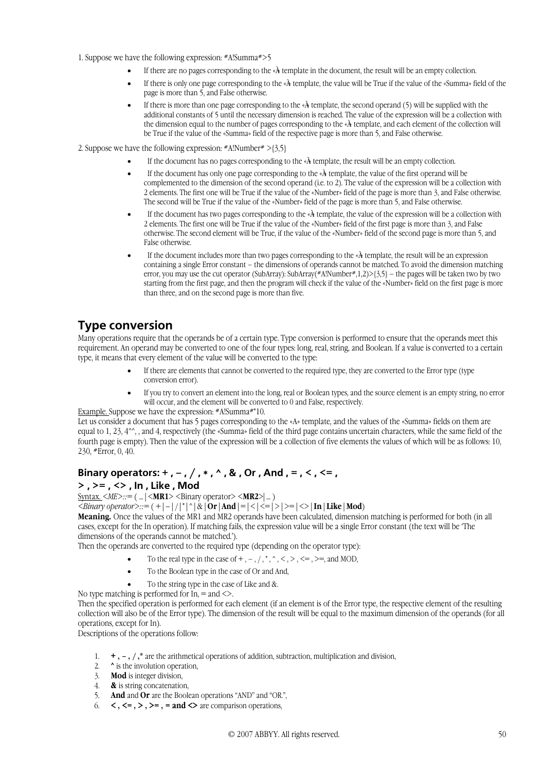1. Suppose we have the following expression: #A!Summa#>5

- If there are no pages corresponding to the «A» template in the document, the result will be an empty collection.
- If there is only one page corresponding to the «A» template, the value will be True if the value of the «Summa» field of the page is more than 5, and False otherwise.
- If there is more than one page corresponding to the «A» template, the second operand (5) will be supplied with the additional constants of 5 until the necessary dimension is reached. The value of the expression will be a collection with the dimension equal to the number of pages corresponding to the «A» template, and each element of the collection will be True if the value of the «Summa» field of the respective page is more than 5, and False otherwise.

2. Suppose we have the following expression: #A!Number# >{3,5}

- If the document has no pages corresponding to the «A» template, the result will be an empty collection.
- If the document has only one page corresponding to the «A» template, the value of the first operand will be complemented to the dimension of the second operand (i.e. to 2). The value of the expression will be a collection with 2 elements. The first one will be True if the value of the «Number» field of the page is more than 3, and False otherwise. The second will be True if the value of the «Number» field of the page is more than 5, and False otherwise.
- If the document has two pages corresponding to the «A» template, the value of the expression will be a collection with 2 elements. The first one will be True if the value of the «Number» field of the first page is more than 3, and False otherwise. The second element will be True, if the value of the «Number» field of the second page is more than 5, and False otherwise.
- If the document includes more than two pages corresponding to the «A» template, the result will be an expression containing a single Error constant – the dimensions of operands cannot be matched. To avoid the dimension matching error, you may use the cut operator (SubArray): SubArray(#A!Number#,1,2)>{3,5} – the pages will be taken two by two starting from the first page, and then the program will check if the value of the «Number» field on the first page is more than three, and on the second page is more than five.

## Type conversion

Many operations require that the operands be of a certain type. Type conversion is performed to ensure that the operands meet this requirement. An operand may be converted to one of the four types: long, real, string, and Boolean. If a value is converted to a certain type, it means that every element of the value will be converted to the type:

- If there are elements that cannot be converted to the required type, they are converted to the Error type (type conversion error).
- If you try to convert an element into the long, real or Boolean types, and the source element is an empty string, no error will occur, and the element will be converted to 0 and False, respectively.

Example. Suppose we have the expression: #A!Summa#*10.

Let us consider a document that has 5 pages corresponding to the «A» template, and the values of the «Summa» fields on them are equal to 1, 23, 4^^, , and 4, respectively (the «Summa» field of the third page contains uncertain characters, while the same field of the fourth page is empty). Then the value of the expression will be a collection of five elements the values of which will be as follows: 10, 230, #Error, 0, 40.

### Binary operators: + , – , / , * , ^ , & , Or , And , = , < , <= , > , >= , <> , In , Like , Mod

Syntax. <*ME*>::= ( ... | <**MR1**> <Binary operator> <**MR2**>| ... )

<*Binary operator*>::= ( + | – | / | * | ^ | & | **Or** | **And** | = | < | <= | > | >= | <> | **In** | **Like** | **Mod**)

**Meaning.** Once the values of the MR1 and MR2 operands have been calculated, dimension matching is performed for both (in all cases, except for the In operation). If matching fails, the expression value will be a single Error constant (the text will be 'The dimensions of the operands cannot be matched.').

Then the operands are converted to the required type (depending on the operator type):

- To the real type in the case of + , – , / , * , ^ , < , > , <= , >=, and MOD,
- To the Boolean type in the case of Or and And,
- To the string type in the case of Like and &.

No type matching is performed for In, = and <>.

Then the specified operation is performed for each element (if an element is of the Error type, the respective element of the resulting collection will also be of the Error type). The dimension of the result will be equal to the maximum dimension of the operands (for all operations, except for In).

Descriptions of the operations follow:

1. **+ , – , / ,*** are the arithmetical operations of addition, subtraction, multiplication and division,
2. **^** is the involution operation,
3. **Mod** is integer division,
4. **&** is string concatenation,
5. **And** and **Or** are the Boolean operations "AND" and "OR.",
6. **< , <= , > , >= , = and <>** are comparison operations,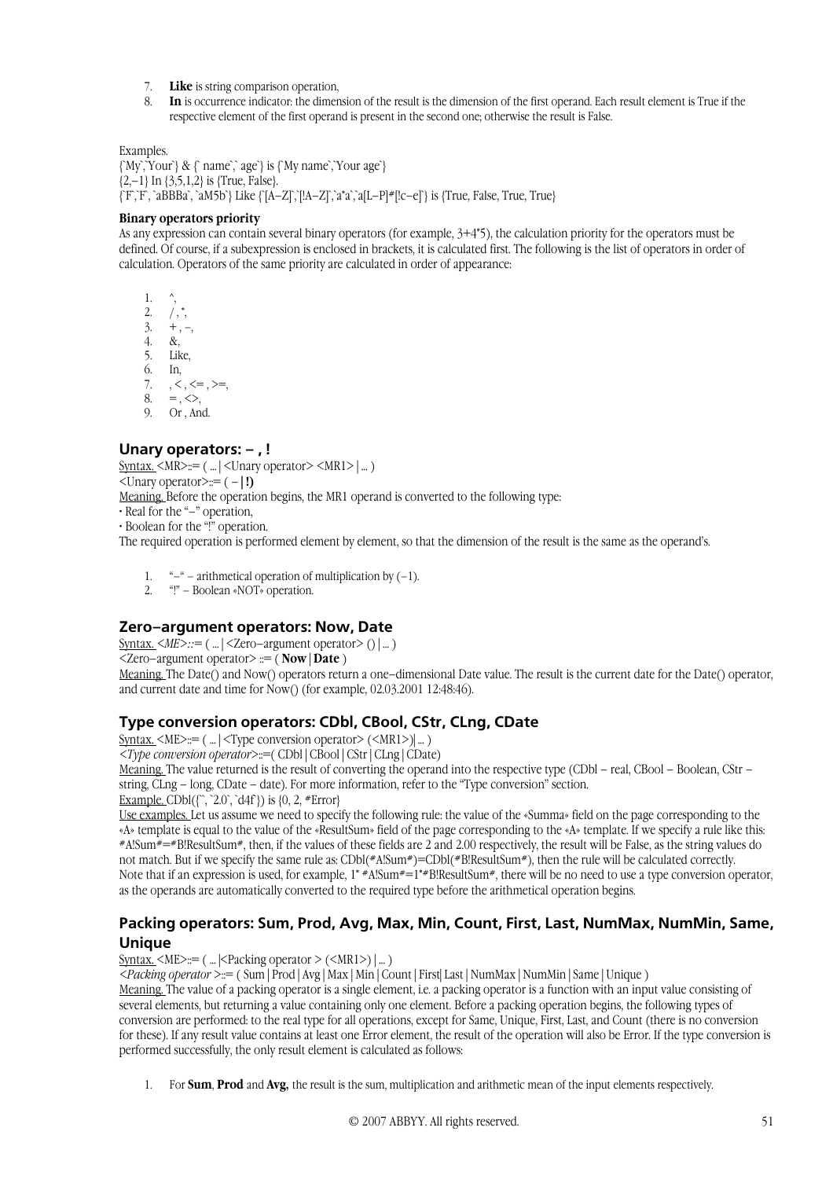7. **Like** is string comparison operation,
8. **In** is occurrence indicator: the dimension of the result is the dimension of the first operand. Each result element is True if the respective element of the first operand is present in the second one; otherwise the result is False.

Examples.
{`My`,`Your`} & {` name`,` age`} is {`My name`,`Your age`}
{2,−1} In {3,5,1,2} is {True, False}.
{`F`,`F`, `aBBBa`, `aM5b`} Like {`[A−Z]`,`[!A−Z]`,`a*a`,`a[L−P]#[!c−e]`} is {True, False, True, True}

**Binary operators priority**

As any expression can contain several binary operators (for example, 3+4*5), the calculation priority for the operators must be defined. Of course, if a subexpression is enclosed in brackets, it is calculated first. The following is the list of operators in order of calculation. Operators of the same priority are calculated in order of appearance:

1. ^,
2. / , *,
3. + , −,
4. &,
5. Like,
6. In,
7. , < , <= , >=,
8. = , <>,
9. Or , And.

## Unary operators: – , !

Syntax. <MR>::= ( ... | <Unary operator> <MR1> | ... )
<Unary operator>::= ( − | **!)**
Meaning. Before the operation begins, the MR1 operand is converted to the following type:
• Real for the "−" operation,
• Boolean for the "!" operation.
The required operation is performed element by element, so that the dimension of the result is the same as the operand's.

1. "−" – arithmetical operation of multiplication by (−1).
2. "!" – Boolean «NOT» operation.

## Zero–argument operators: Now, Date

Syntax. <*ME*>*::*= ( ... | <Zero−argument operator> () | ... )
<Zero−argument operator> ::= ( **Now** | **Date** )
Meaning. The Date() and Now() operators return a one−dimensional Date value. The result is the current date for the Date() operator, and current date and time for Now() (for example, 02.03.2001 12:48:46).

## Type conversion operators: CDbl, CBool, CStr, CLng, CDate

Syntax. <ME>::= ( ... | <Type conversion operator> (<MR1>)| ... )
<*Type conversion operator*>::=( CDbl | CBool | CStr | CLng | CDate)
Meaning. The value returned is the result of converting the operand into the respective type (CDbl – real, CBool – Boolean, CStr – string, CLng – long, CDate – date). For more information, refer to the "Type conversion" section.
Example. CDbl({``, `2.0`, `d4f`}) is {0, 2, #Error}
Use examples. Let us assume we need to specify the following rule: the value of the «Summa» field on the page corresponding to the «A» template is equal to the value of the «ResultSum» field of the page corresponding to the «A» template. If we specify a rule like this: #A!Sum#=#B!ResultSum#, then, if the values of these fields are 2 and 2.00 respectively, the result will be False, as the string values do not match. But if we specify the same rule as: CDbl(#A!Sum#)=CDbl(#B!ResultSum#), then the rule will be calculated correctly.
Note that if an expression is used, for example, 1* #A!Sum#=1*#B!ResultSum#, there will be no need to use a type conversion operator, as the operands are automatically converted to the required type before the arithmetical operation begins.

## Packing operators: Sum, Prod, Avg, Max, Min, Count, First, Last, NumMax, NumMin, Same, Unique

Syntax. <ME>::= ( ... |<Packing operator > (<MR1>) | ... )
<*Packing operator* >::= ( Sum | Prod | Avg | Max | Min | Count | First| Last | NumMax | NumMin | Same | Unique )
Meaning. The value of a packing operator is a single element, i.e. a packing operator is a function with an input value consisting of several elements, but returning a value containing only one element. Before a packing operation begins, the following types of conversion are performed: to the real type for all operations, except for Same, Unique, First, Last, and Count (there is no conversion for these). If any result value contains at least one Error element, the result of the operation will also be Error. If the type conversion is performed successfully, the only result element is calculated as follows:

1. For **Sum**, **Prod** and **Avg,** the result is the sum, multiplication and arithmetic mean of the input elements respectively.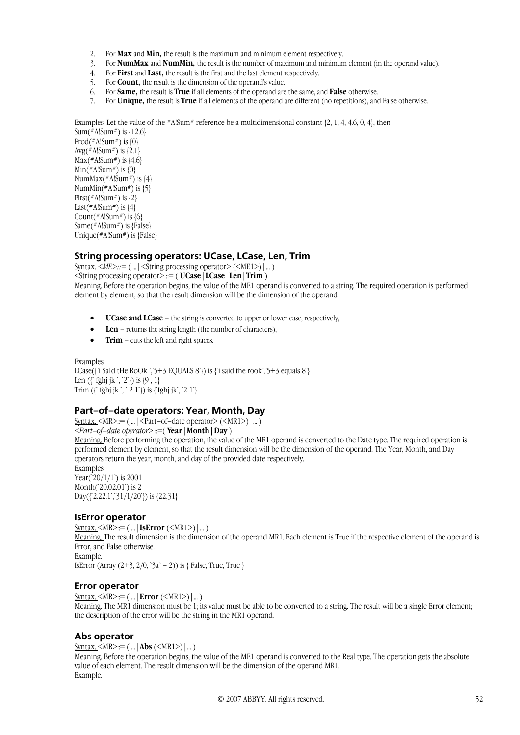2. For **Max** and **Min,** the result is the maximum and minimum element respectively.
3. For **NumMax** and **NumMin,** the result is the number of maximum and minimum element (in the operand value).
4. For **First** and **Last,** the result is the first and the last element respectively.
5. For **Count,** the result is the dimension of the operand's value.
6. For **Same,** the result is **True** if all elements of the operand are the same, and **False** otherwise.
7. For **Unique,** the result is **True** if all elements of the operand are different (no repetitions), and False otherwise.

Examples. Let the value of the #A!Sum# reference be a multidimensional constant {2, 1, 4, 4.6, 0, 4}, then
Sum(#A!Sum#) is {12.6}
Prod(#A!Sum#) is {0}
Avg(#A!Sum#) is {2.1}
Max(#A!Sum#) is {4.6}
Min(#A!Sum#) is {0}
NumMax(#A!Sum#) is {4}
NumMin(#A!Sum#) is {5}
First(#A!Sum#) is {2}
Last(#A!Sum#) is {4}
Count(#A!Sum#) is {6}
Same(#A!Sum#) is {False}
Unique(#A!Sum#) is {False}

### String processing operators: UCase, LCase, Len, Trim

Syntax. <*ME*>::= ( ... | <String processing operator> (<ME1>) | ... )
<String processing operator> ::= ( **UCase** | **LCase** | **Len** | **Trim** )
Meaning. Before the operation begins, the value of the ME1 operand is converted to a string. The required operation is performed element by element, so that the result dimension will be the dimension of the operand:

- **UCase and LCase** – the string is converted to upper or lower case, respectively,
- **Len** – returns the string length (the number of characters),
- **Trim** – cuts the left and right spaces.

Examples.
LCase({`i SaId tHe RoOk `,`5+3 EQUALS 8`}) is {`i said the rook`,`5+3 equals 8`}
Len ({` fghj jk `, `2`}) is {9 , 1}
Trim ({` fghj jk `, ` 2 1`}) is {`fghj jk`, `2 1`}

### Part–of–date operators: Year, Month, Day

Syntax. <MR>::= ( ... | <Part–of–date operator> (<MR1>) | ... )
*<Part–of–date operator>* ::=( **Year** | **Month** | **Day** )
Meaning. Before performing the operation, the value of the ME1 operand is converted to the Date type. The required operation is performed element by element, so that the result dimension will be the dimension of the operand. The Year, Month, and Day operators return the year, month, and day of the provided date respectively.
Examples.
Year(`20/1/1`) is 2001
Month(`20.02.01`) is 2
Day({`2.22.1`,`31/1/20`}) is {22,31}

### IsError operator

Syntax. <MR>::= ( ... | **IsError** (<MR1>) | ... )
Meaning. The result dimension is the dimension of the operand MR1. Each element is True if the respective element of the operand is Error, and False otherwise.
Example.
IsError (Array (2+3, 2/0, `3a` – 2)) is { False, True, True }

### Error operator

Syntax. <MR>::= ( ... | **Error** (<MR1>) | ... )
Meaning. The MR1 dimension must be 1; its value must be able to be converted to a string. The result will be a single Error element; the description of the error will be the string in the MR1 operand.

### Abs operator

Syntax. <MR>::= ( ... | **Abs** (<MR1>) | ... )
Meaning. Before the operation begins, the value of the ME1 operand is converted to the Real type. The operation gets the absolute value of each element. The result dimension will be the dimension of the operand MR1.
Example.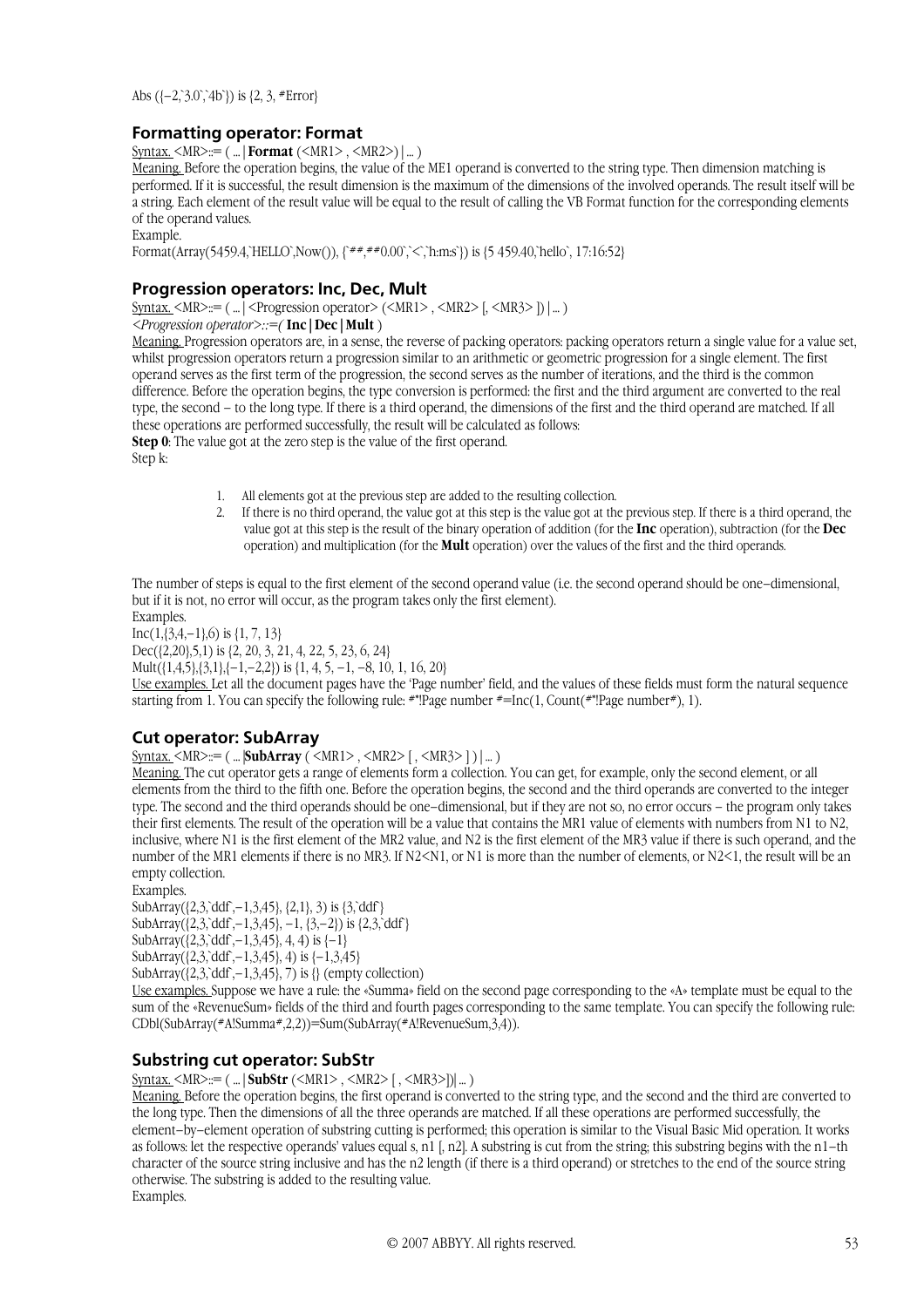Abs ({–2,`3.0`,`4b`}) is {2, 3, #Error}

### Formatting operator: Format

Syntax. <MR>::= ( ... | **Format** (<MR1> , <MR2>) | ... )

Meaning. Before the operation begins, the value of the ME1 operand is converted to the string type. Then dimension matching is performed. If it is successful, the result dimension is the maximum of the dimensions of the involved operands. The result itself will be a string. Each element of the result value will be equal to the result of calling the VB Format function for the corresponding elements of the operand values.

Example.

Format(Array(5459.4,`HELLO`,Now()), {`##,##0.00`,`<`,`h:m:s`}) is {5 459.40,`hello`, 17:16:52}

### Progression operators: Inc, Dec, Mult

Syntax. <MR>::= ( ... | <Progression operator> (<MR1> , <MR2> [, <MR3> ]) | ... )

*<Progression operator>::=(* **Inc | Dec | Mult** )

Meaning. Progression operators are, in a sense, the reverse of packing operators: packing operators return a single value for a value set, whilst progression operators return a progression similar to an arithmetic or geometric progression for a single element. The first operand serves as the first term of the progression, the second serves as the number of iterations, and the third is the common difference. Before the operation begins, the type conversion is performed: the first and the third argument are converted to the real type, the second – to the long type. If there is a third operand, the dimensions of the first and the third operand are matched. If all these operations are performed successfully, the result will be calculated as follows:

**Step 0**: The value got at the zero step is the value of the first operand.

Step k:

1. All elements got at the previous step are added to the resulting collection.
2. If there is no third operand, the value got at this step is the value got at the previous step. If there is a third operand, the value got at this step is the result of the binary operation of addition (for the **Inc** operation), subtraction (for the **Dec** operation) and multiplication (for the **Mult** operation) over the values of the first and the third operands.

The number of steps is equal to the first element of the second operand value (i.e. the second operand should be one–dimensional, but if it is not, no error will occur, as the program takes only the first element).

Examples.

Inc(1,{3,4,–1},6) is {1, 7, 13}

Dec({2,20},5,1) is {2, 20, 3, 21, 4, 22, 5, 23, 6, 24}

Mult({1,4,5},{3,1},{–1,–2,2}) is {1, 4, 5, –1, –8, 10, 1, 16, 20}

Use examples. Let all the document pages have the 'Page number' field, and the values of these fields must form the natural sequence starting from 1. You can specify the following rule: #*!Page number #=Inc(1, Count(#*!Page number#), 1).

### Cut operator: SubArray

Syntax. <MR>::= ( ... |**SubArray** ( <MR1> , <MR2> [ , <MR3> ] ) | ... )

Meaning. The cut operator gets a range of elements form a collection. You can get, for example, only the second element, or all elements from the third to the fifth one. Before the operation begins, the second and the third operands are converted to the integer type. The second and the third operands should be one–dimensional, but if they are not so, no error occurs – the program only takes their first elements. The result of the operation will be a value that contains the MR1 value of elements with numbers from N1 to N2, inclusive, where N1 is the first element of the MR2 value, and N2 is the first element of the MR3 value if there is such operand, and the number of the MR1 elements if there is no MR3. If N2<N1, or N1 is more than the number of elements, or N2<1, the result will be an empty collection.

Examples.

SubArray({2,3,`ddf`,–1,3,45}, {2,1}, 3) is {3,`ddf`}

SubArray({2,3,`ddf`,–1,3,45}, –1, {3,–2}) is {2,3,`ddf`}

SubArray({2,3,`ddf`,–1,3,45}, 4, 4) is {–1}

SubArray({2,3,`ddf`,–1,3,45}, 4) is {–1,3,45}

SubArray({2,3,`ddf`,–1,3,45}, 7) is {} (empty collection)

Use examples. Suppose we have a rule: the «Summa» field on the second page corresponding to the «A» template must be equal to the sum of the «RevenueSum» fields of the third and fourth pages corresponding to the same template. You can specify the following rule: CDbl(SubArray(#A!Summa#,2,2))=Sum(SubArray(#A!RevenueSum,3,4)).

### Substring cut operator: SubStr

Syntax. <MR>::= ( ... | **SubStr** (<MR1> , <MR2> [ , <MR3>])| ... )

Meaning. Before the operation begins, the first operand is converted to the string type, and the second and the third are converted to the long type. Then the dimensions of all the three operands are matched. If all these operations are performed successfully, the element–by–element operation of substring cutting is performed; this operation is similar to the Visual Basic Mid operation. It works as follows: let the respective operands' values equal s, n1 [, n2]. A substring is cut from the string; this substring begins with the n1–th character of the source string inclusive and has the n2 length (if there is a third operand) or stretches to the end of the source string otherwise. The substring is added to the resulting value.

Examples.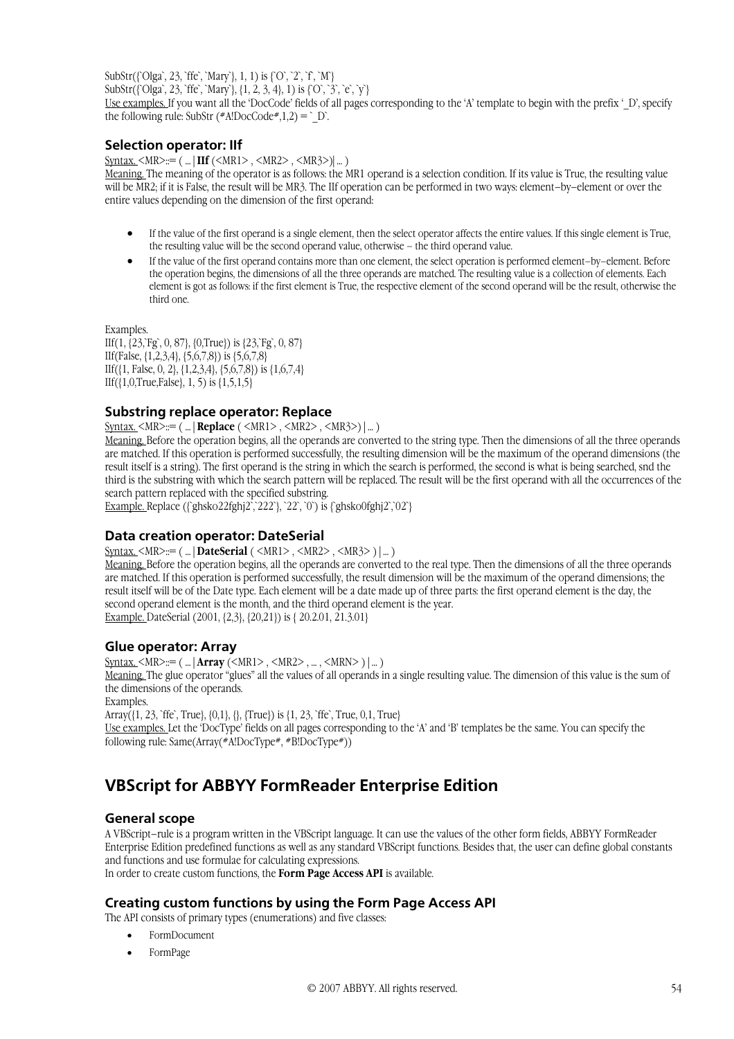SubStr({`Olga`, 23, `ffe`, `Mary`}, 1, 1) is {`O`, `2`, `f`, `M`}
SubStr({`Olga`, 23, `ffe`, `Mary`}, {1, 2, 3, 4}, 1) is {`O`, `3`, `e`, `y`}
Use examples. If you want all the 'DocCode' fields of all pages corresponding to the 'A' template to begin with the prefix '_D', specify the following rule: SubStr (#A!DocCode#,1,2) = `_D`.

### Selection operator: IIf

Syntax. <MR>::= ( ... | **IIf** (<MR1> , <MR2> , <MR3>)| ... )
Meaning. The meaning of the operator is as follows: the MR1 operand is a selection condition. If its value is True, the resulting value will be MR2; if it is False, the result will be MR3. The IIf operation can be performed in two ways: element–by–element or over the entire values depending on the dimension of the first operand:

- If the value of the first operand is a single element, then the select operator affects the entire values. If this single element is True, the resulting value will be the second operand value, otherwise – the third operand value.
- If the value of the first operand contains more than one element, the select operation is performed element–by–element. Before the operation begins, the dimensions of all the three operands are matched. The resulting value is a collection of elements. Each element is got as follows: if the first element is True, the respective element of the second operand will be the result, otherwise the third one.

Examples.
IIf(1, {23,`Fg`, 0, 87}, {0,True}) is {23,`Fg`, 0, 87}
IIf(False, {1,2,3,4}, {5,6,7,8}) is {5,6,7,8}
IIf({1, False, 0, 2}, {1,2,3,4}, {5,6,7,8}) is {1,6,7,4}
IIf({1,0,True,False}, 1, 5) is {1,5,1,5}

### Substring replace operator: Replace

Syntax. <MR>::= ( ... | **Replace** ( <MR1> , <MR2> , <MR3>) | ... )
Meaning. Before the operation begins, all the operands are converted to the string type. Then the dimensions of all the three operands are matched. If this operation is performed successfully, the resulting dimension will be the maximum of the operand dimensions (the result itself is a string). The first operand is the string in which the search is performed, the second is what is being searched, snd the third is the substring with which the search pattern will be replaced. The result will be the first operand with all the occurrences of the search pattern replaced with the specified substring.
Example. Replace ({`ghsko22fghj2`,`222`}, `22`, `0`) is {`ghsko0fghj2`,`02`}

### Data creation operator: DateSerial

Syntax. <MR>::= ( ... | **DateSerial** ( <MR1> , <MR2> , <MR3> ) | ... )
Meaning. Before the operation begins, all the operands are converted to the real type. Then the dimensions of all the three operands are matched. If this operation is performed successfully, the result dimension will be the maximum of the operand dimensions; the result itself will be of the Date type. Each element will be a date made up of three parts: the first operand element is the day, the second operand element is the month, and the third operand element is the year.
Example. DateSerial (2001, {2,3}, {20,21}) is { 20.2.01, 21.3.01}

### Glue operator: Array

Syntax. <MR>::= ( ... | **Array** (<MR1> , <MR2> , ... , <MRN> ) | ... )
Meaning. The glue operator "glues" all the values of all operands in a single resulting value. The dimension of this value is the sum of the dimensions of the operands.
Examples.
Array({1, 23, `ffe`, True}, {0,1}, {}, {True}) is {1, 23, `ffe`, True, 0,1, True}
Use examples. Let the 'DocType' fields on all pages corresponding to the 'A' and 'B' templates be the same. You can specify the following rule: Same(Array(#A!DocType#, #B!DocType#))

## VBScript for ABBYY FormReader Enterprise Edition

### General scope

A VBScript–rule is a program written in the VBScript language. It can use the values of the other form fields, ABBYY FormReader Enterprise Edition predefined functions as well as any standard VBScript functions. Besides that, the user can define global constants and functions and use formulae for calculating expressions.
In order to create custom functions, the **Form Page Access API** is available.

### Creating custom functions by using the Form Page Access API

The API consists of primary types (enumerations) and five classes:

- FormDocument
- FormPage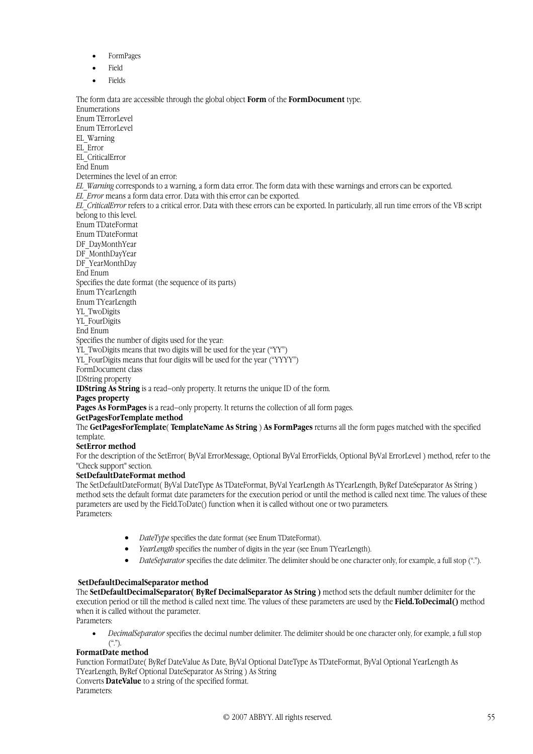- FormPages
- Field
- Fields

The form data are accessible through the global object **Form** of the **FormDocument** type.

Enumerations

Enum TErrorLevel

Enum TErrorLevel
EL_Warning
EL_Error
EL_CriticalError
End Enum

Determines the level of an error:

*EL_Warning* corresponds to a warning, a form data error. The form data with these warnings and errors can be exported.

*EL_Error* means a form data error. Data with this error can be exported.

*EL_CriticalError* refers to a critical error. Data with these errors can be exported. In particularly, all run time errors of the VB script belong to this level.

Enum TDateFormat

Enum TDateFormat
DF_DayMonthYear
DF_MonthDayYear
DF_YearMonthDay
End Enum

Specifies the date format (the sequence of its parts)

Enum TYearLength

Enum TYearLength
YL_TwoDigits
YL_FourDigits
End Enum

Specifies the number of digits used for the year:

YL_TwoDigits means that two digits will be used for the year ("YY")

YL_FourDigits means that four digits will be used for the year ("YYYY")

FormDocument class

IDString property

**IDString As String** is a read–only property. It returns the unique ID of the form.

**Pages property**

**Pages As FormPages** is a read–only property. It returns the collection of all form pages.

**GetPagesForTemplate method**

The **GetPagesForTemplate**( **TemplateName As String** ) **As FormPages** returns all the form pages matched with the specified template.

**SetError method**

For the description of the SetError( ByVal ErrorMessage, Optional ByVal ErrorFields, Optional ByVal ErrorLevel ) method, refer to the "Check support" section.

**SetDefaultDateFormat method**

The SetDefaultDateFormat( ByVal DateType As TDateFormat, ByVal YearLength As TYearLength, ByRef DateSeparator As String ) method sets the default format date parameters for the execution period or until the method is called next time. The values of these parameters are used by the Field.ToDate() function when it is called without one or two parameters.

Parameters:

- *DateType* specifies the date format (see Enum TDateFormat).
- *YearLength* specifies the number of digits in the year (see Enum TYearLength).
- *DateSeparator* specifies the date delimiter. The delimiter should be one character only, for example, a full stop (".").

**SetDefaultDecimalSeparator method**

The **SetDefaultDecimalSeparator( ByRef DecimalSeparator As String )** method sets the default number delimiter for the execution period or till the method is called next time. The values of these parameters are used by the **Field.ToDecimal()** method when it is called without the parameter.

Parameters:

- *DecimalSeparator* specifies the decimal number delimiter. The delimiter should be one character only, for example, a full stop (".").

**FormatDate method**

Function FormatDate( ByRef DateValue As Date, ByVal Optional DateType As TDateFormat, ByVal Optional YearLength As TYearLength, ByRef Optional DateSeparator As String ) As String

Converts **DateValue** to a string of the specified format.

Parameters: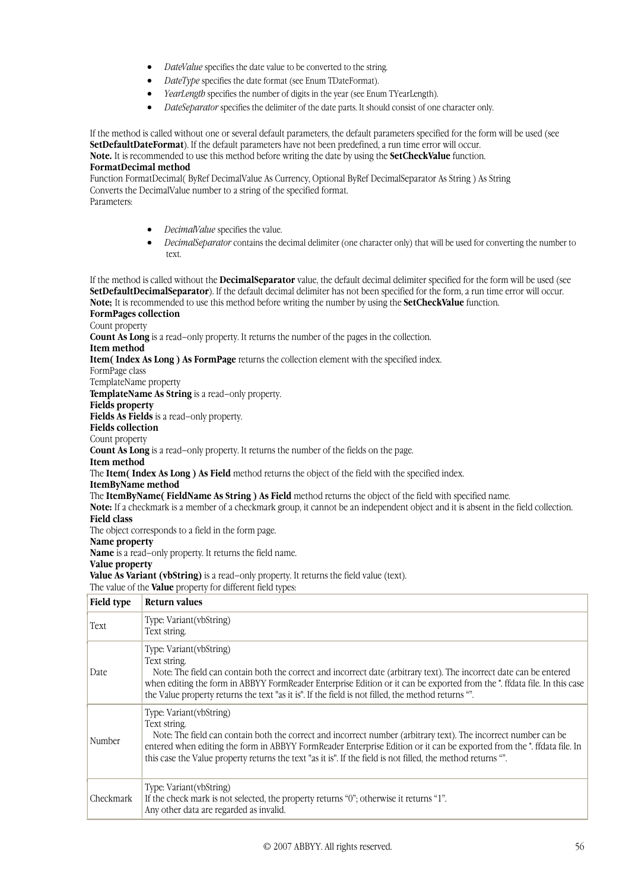- *DateValue* specifies the date value to be converted to the string.
- *DateType* specifies the date format (see Enum TDateFormat).
- *YearLength* specifies the number of digits in the year (see Enum TYearLength).
- *DateSeparator* specifies the delimiter of the date parts. It should consist of one character only.

If the method is called without one or several default parameters, the default parameters specified for the form will be used (see **SetDefaultDateFormat**). If the default parameters have not been predefined, a run time error will occur.
**Note.** It is recommended to use this method before writing the date by using the **SetCheckValue** function.

**FormatDecimal method**

Function FormatDecimal( ByRef DecimalValue As Currency, Optional ByRef DecimalSeparator As String ) As String
Converts the DecimalValue number to a string of the specified format.
Parameters:

- *DecimalValue* specifies the value.
- *DecimalSeparator* contains the decimal delimiter (one character only) that will be used for converting the number to text.

If the method is called without the **DecimalSeparator** value, the default decimal delimiter specified for the form will be used (see **SetDefaultDecimalSeparator**). If the default decimal delimiter has not been specified for the form, a run time error will occur.
**Note;** It is recommended to use this method before writing the number by using the **SetCheckValue** function.

**FormPages collection**

Count property

**Count As Long** is a read–only property. It returns the number of the pages in the collection.

**Item method**

**Item( Index As Long ) As FormPage** returns the collection element with the specified index.

FormPage class

TemplateName property

**TemplateName As String** is a read–only property.

**Fields property**

**Fields As Fields** is a read–only property.

**Fields collection**

Count property

**Count As Long** is a read–only property. It returns the number of the fields on the page.

**Item method**

The **Item( Index As Long ) As Field** method returns the object of the field with the specified index.

**ItemByName method**

The **ItemByName( FieldName As String ) As Field** method returns the object of the field with specified name.
**Note:** If a checkmark is a member of a checkmark group, it cannot be an independent object and it is absent in the field collection.

**Field class**

The object corresponds to a field in the form page.

**Name property**

**Name** is a read–only property. It returns the field name.

**Value property**

**Value As Variant (vbString)** is a read–only property. It returns the field value (text).
The value of the **Value** property for different field types:

| **Field type** | **Return values** |
|---|---|
| Text | Type: Variant(vbString)<br>Text string. |
| Date | Type: Variant(vbString)<br>Text string.<br>Note: The field can contain both the correct and incorrect date (arbitrary text). The incorrect date can be entered when editing the form in ABBYY FormReader Enterprise Edition or it can be exported from the *. ffdata file. In this case the Value property returns the text "as it is". If the field is not filled, the method returns "". |
| Number | Type: Variant(vbString)<br>Text string.<br>Note: The field can contain both the correct and incorrect number (arbitrary text). The incorrect number can be entered when editing the form in ABBYY FormReader Enterprise Edition or it can be exported from the *. ffdata file. In this case the Value property returns the text "as it is". If the field is not filled, the method returns "". |
| Checkmark | Type: Variant(vbString)<br>If the check mark is not selected, the property returns "0"; otherwise it returns "1".<br>Any other data are regarded as invalid. |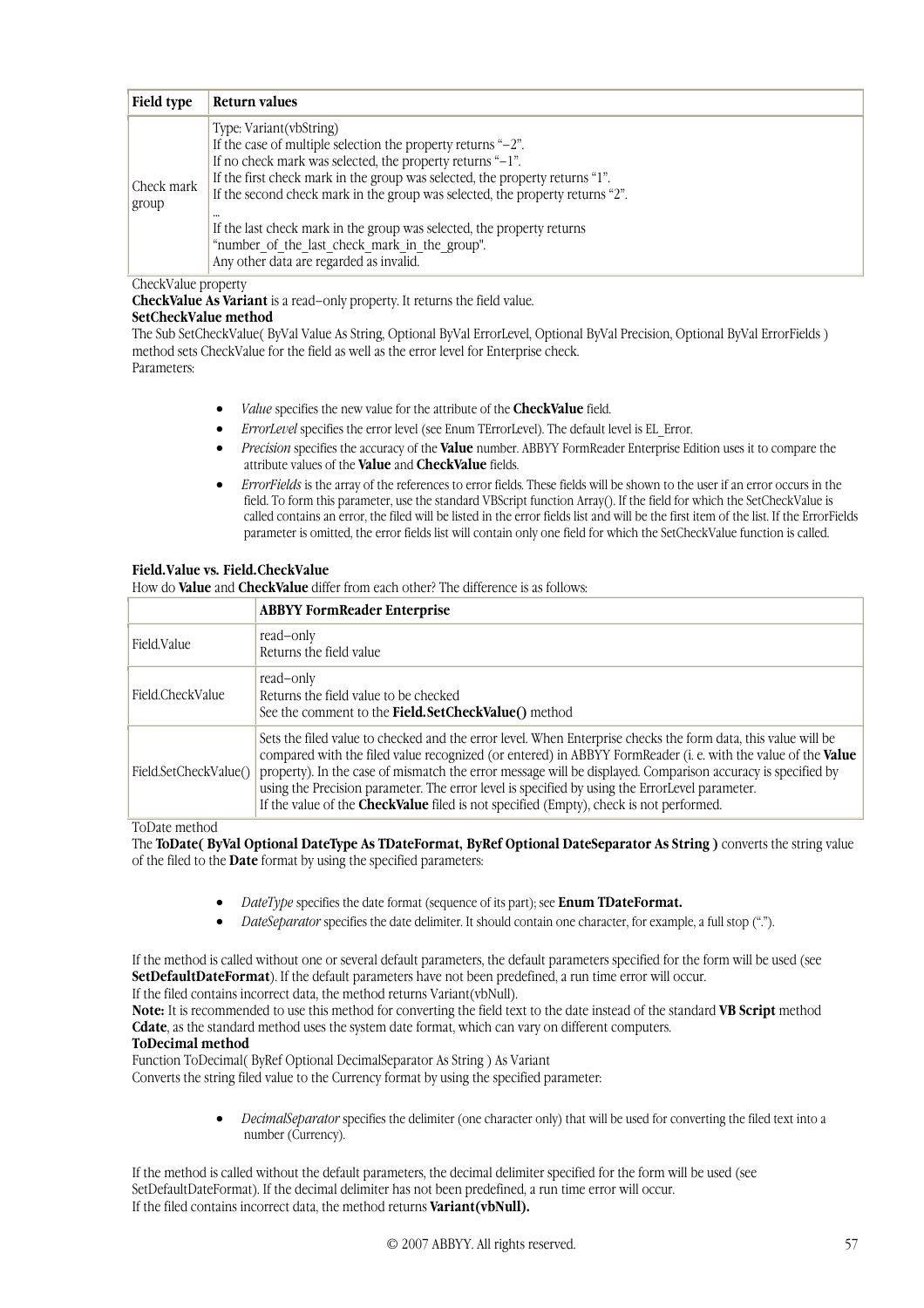| Field type | Return values |
| --- | --- |
| Check mark group | Type: Variant(vbString)<br>If the case of multiple selection the property returns “–2”.<br>If no check mark was selected, the property returns “–1”.<br>If the first check mark in the group was selected, the property returns “1”.<br>If the second check mark in the group was selected, the property returns “2”.<br>...<br>If the last check mark in the group was selected, the property returns “number_of_the_last_check_mark_in_the_group".<br>Any other data are regarded as invalid. |

CheckValue property

**CheckValue As Variant** is a read–only property. It returns the field value.

**SetCheckValue method**

The Sub SetCheckValue( ByVal Value As String, Optional ByVal ErrorLevel, Optional ByVal Precision, Optional ByVal ErrorFields ) method sets CheckValue for the field as well as the error level for Enterprise check.

Parameters:

- *Value* specifies the new value for the attribute of the **CheckValue** field.
- *ErrorLevel* specifies the error level (see Enum TErrorLevel). The default level is EL_Error.
- *Precision* specifies the accuracy of the **Value** number. ABBYY FormReader Enterprise Edition uses it to compare the attribute values of the **Value** and **CheckValue** fields.
- *ErrorFields* is the array of the references to error fields. These fields will be shown to the user if an error occurs in the field. To form this parameter, use the standard VBScript function Array(). If the field for which the SetCheckValue is called contains an error, the filed will be listed in the error fields list and will be the first item of the list. If the ErrorFields parameter is omitted, the error fields list will contain only one field for which the SetCheckValue function is called.

**Field.Value vs. Field.CheckValue**

How do **Value** and **CheckValue** differ from each other? The difference is as follows:

| | ABBYY FormReader Enterprise |
| --- | --- |
| Field.Value | read–only<br>Returns the field value |
| Field.CheckValue | read–only<br>Returns the field value to be checked<br>See the comment to the **Field.SetCheckValue()** method |
| Field.SetCheckValue() | Sets the filed value to checked and the error level. When Enterprise checks the form data, this value will be compared with the filed value recognized (or entered) in ABBYY FormReader (i. e. with the value of the **Value** property). In the case of mismatch the error message will be displayed. Comparison accuracy is specified by using the Precision parameter. The error level is specified by using the ErrorLevel parameter.<br>If the value of the **CheckValue** filed is not specified (Empty), check is not performed. |

ToDate method

The **ToDate( ByVal Optional DateType As TDateFormat, ByRef Optional DateSeparator As String )** converts the string value of the filed to the **Date** format by using the specified parameters:

- *DateType* specifies the date format (sequence of its part); see **Enum TDateFormat.**
- *DateSeparator* specifies the date delimiter. It should contain one character, for example, a full stop (“.”).

If the method is called without one or several default parameters, the default parameters specified for the form will be used (see **SetDefaultDateFormat**). If the default parameters have not been predefined, a run time error will occur.

If the filed contains incorrect data, the method returns Variant(vbNull).

**Note:** It is recommended to use this method for converting the field text to the date instead of the standard **VB Script** method **Cdate**, as the standard method uses the system date format, which can vary on different computers.

**ToDecimal method**

Function ToDecimal( ByRef Optional DecimalSeparator As String ) As Variant

Converts the string filed value to the Currency format by using the specified parameter:

- *DecimalSeparator* specifies the delimiter (one character only) that will be used for converting the filed text into a number (Currency).

If the method is called without the default parameters, the decimal delimiter specified for the form will be used (see SetDefaultDateFormat). If the decimal delimiter has not been predefined, a run time error will occur.

If the filed contains incorrect data, the method returns **Variant(vbNull).**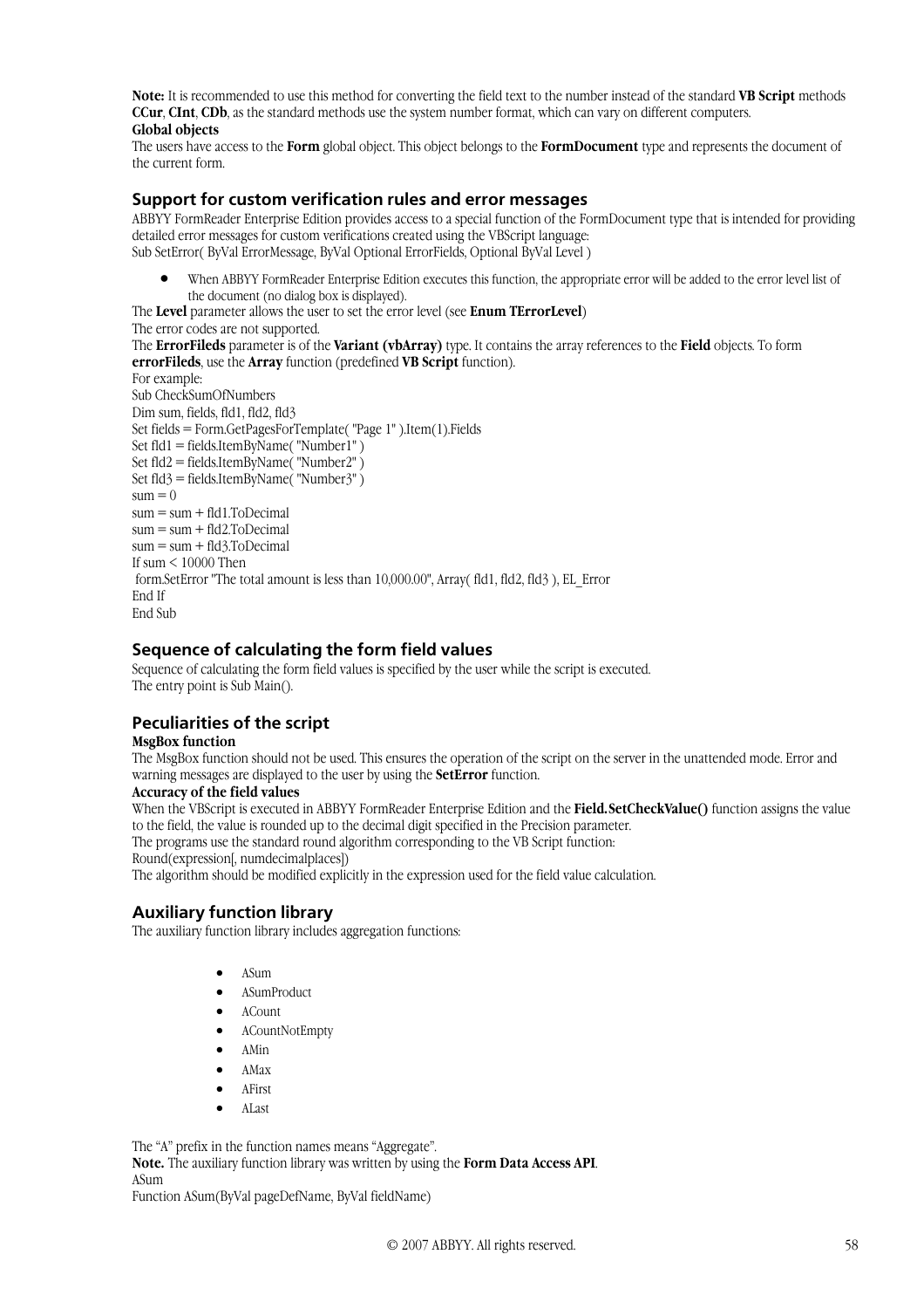**Note:** It is recommended to use this method for converting the field text to the number instead of the standard **VB Script** methods **CCur**, **CInt**, **CDb**, as the standard methods use the system number format, which can vary on different computers.

**Global objects**

The users have access to the **Form** global object. This object belongs to the **FormDocument** type and represents the document of the current form.

## Support for custom verification rules and error messages

ABBYY FormReader Enterprise Edition provides access to a special function of the FormDocument type that is intended for providing detailed error messages for custom verifications created using the VBScript language:

Sub SetError( ByVal ErrorMessage, ByVal Optional ErrorFields, Optional ByVal Level )

- When ABBYY FormReader Enterprise Edition executes this function, the appropriate error will be added to the error level list of the document (no dialog box is displayed).

The **Level** parameter allows the user to set the error level (see **Enum TErrorLevel**)

The error codes are not supported.

The **ErrorFileds** parameter is of the **Variant (vbArray)** type. It contains the array references to the **Field** objects. To form **errorFileds**, use the **Array** function (predefined **VB Script** function).

For example:

```
Sub CheckSumOfNumbers
Dim sum, fields, fld1, fld2, fld3
Set fields = Form.GetPagesForTemplate( "Page 1" ).Item(1).Fields
Set fld1 = fields.ItemByName( "Number1" )
Set fld2 = fields.ItemByName( "Number2" )
Set fld3 = fields.ItemByName( "Number3" )
sum = 0
sum = sum + fld1.ToDecimal
sum = sum + fld2.ToDecimal
sum = sum + fld3.ToDecimal
If sum < 10000 Then
 form.SetError "The total amount is less than 10,000.00", Array( fld1, fld2, fld3 ), EL_Error
End If
End Sub
```

## Sequence of calculating the form field values

Sequence of calculating the form field values is specified by the user while the script is executed.

The entry point is Sub Main().

## Peculiarities of the script

**MsgBox function**

The MsgBox function should not be used. This ensures the operation of the script on the server in the unattended mode. Error and warning messages are displayed to the user by using the **SetError** function.

**Accuracy of the field values**

When the VBScript is executed in ABBYY FormReader Enterprise Edition and the **Field.SetCheckValue()** function assigns the value to the field, the value is rounded up to the decimal digit specified in the Precision parameter.

The programs use the standard round algorithm corresponding to the VB Script function:

Round(expression[, numdecimalplaces])

The algorithm should be modified explicitly in the expression used for the field value calculation.

## Auxiliary function library

The auxiliary function library includes aggregation functions:

- ASum
- ASumProduct
- ACount
- ACountNotEmpty
- AMin
- AMax
- AFirst
- ALast

The “A” prefix in the function names means “Aggregate”.

**Note.** The auxiliary function library was written by using the **Form Data Access API**.

ASum

Function ASum(ByVal pageDefName, ByVal fieldName)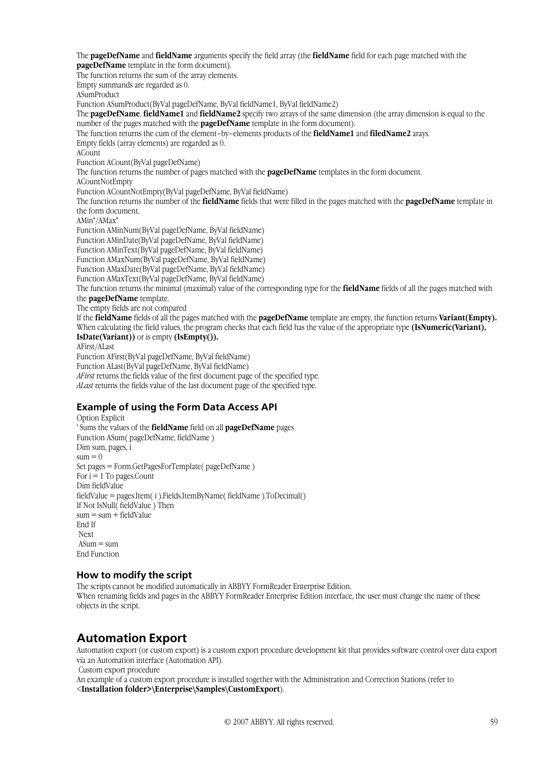The **pageDefName** and **fieldName** arguments specify the field array (the **fieldName** field for each page matched with the **pageDefName** template in the form document).

The function returns the sum of the array elements.

Empty summands are regarded as 0.

ASumProduct

Function ASumProduct(ByVal pageDefName, ByVal fieldName1, ByVal fieldName2)

The **pageDefName**, **fieldName1** and **fieldName2** specify two arrays of the same dimension (the array dimension is equal to the number of the pages matched with the **pageDefName** template in the form document).

The function returns the cum of the element–by–elements products of the **fieldName1** and **filedName2** arays.

Empty fields (array elements) are regarded as 0.

ACount

Function ACount(ByVal pageDefName)

The function returns the number of pages matched with the **pageDefName** templates in the form document.

ACountNotEmpty

Function ACountNotEmpty(ByVal pageDefName, ByVal fieldName)

The function returns the number of the **fieldName** fields that were filled in the pages matched with the **pageDefName** template in the form document.

AMin*/AMax*

Function AMinNum(ByVal pageDefName, ByVal fieldName)
Function AMinDate(ByVal pageDefName, ByVal fieldName)
Function AMinText(ByVal pageDefName, ByVal fieldName)
Function AMaxNum(ByVal pageDefName, ByVal fieldName)
Function AMaxDate(ByVal pageDefName, ByVal fieldName)
Function AMaxText(ByVal pageDefName, ByVal fieldName)

The function returns the minimal (maximal) value of the corresponding type for the **fieldName** fields of all the pages matched with the **pageDefName** template.

The empty fields are not compared

If the **fieldName** fields of all the pages matched with the **pageDefName** template are empty, the function returns **Variant(Empty).**

When calculating the field values, the program checks that each field has the value of the appropriate type **(IsNumeric(Variant), IsDate(Variant))** or is empty **(IsEmpty()).**

AFirst/ALast

Function AFirst(ByVal pageDefName, ByVal fieldName)
Function ALast(ByVal pageDefName, ByVal fieldName)

*AFirst* returns the fields value of the first document page of the specified type.

*ALast* returns the fields value of the last document page of the specified type.

### Example of using the Form Data Access API

```
Option Explicit
' Sums the values of the fieldName field on all pageDefName pages
Function ASum( pageDefName, fieldName )
Dim sum, pages, i
sum = 0
Set pages = Form.GetPagesForTemplate( pageDefName )
For i = 1 To pages.Count
Dim fieldValue
fieldValue = pages.Item( i ).Fields.ItemByName( fieldName ).ToDecimal()
If Not IsNull( fieldValue ) Then
sum = sum + fieldValue
End If
 Next
 ASum = sum
End Function
```

### How to modify the script

The scripts cannot be modified automatically in ABBYY FormReader Enterprise Edition.

When renaming fields and pages in the ABBYY FormReader Enterprise Edition interface, the user must change the name of these objects in the script.

## Automation Export

Automation export (or custom export) is a custom export procedure development kit that provides software control over data export via an Automation interface (Automation API).

Custom export procedure

An example of a custom export procedure is installed together with the Administration and Correction Stations (refer to **<Installation folder>\Enterprise\Samples\CustomExport**).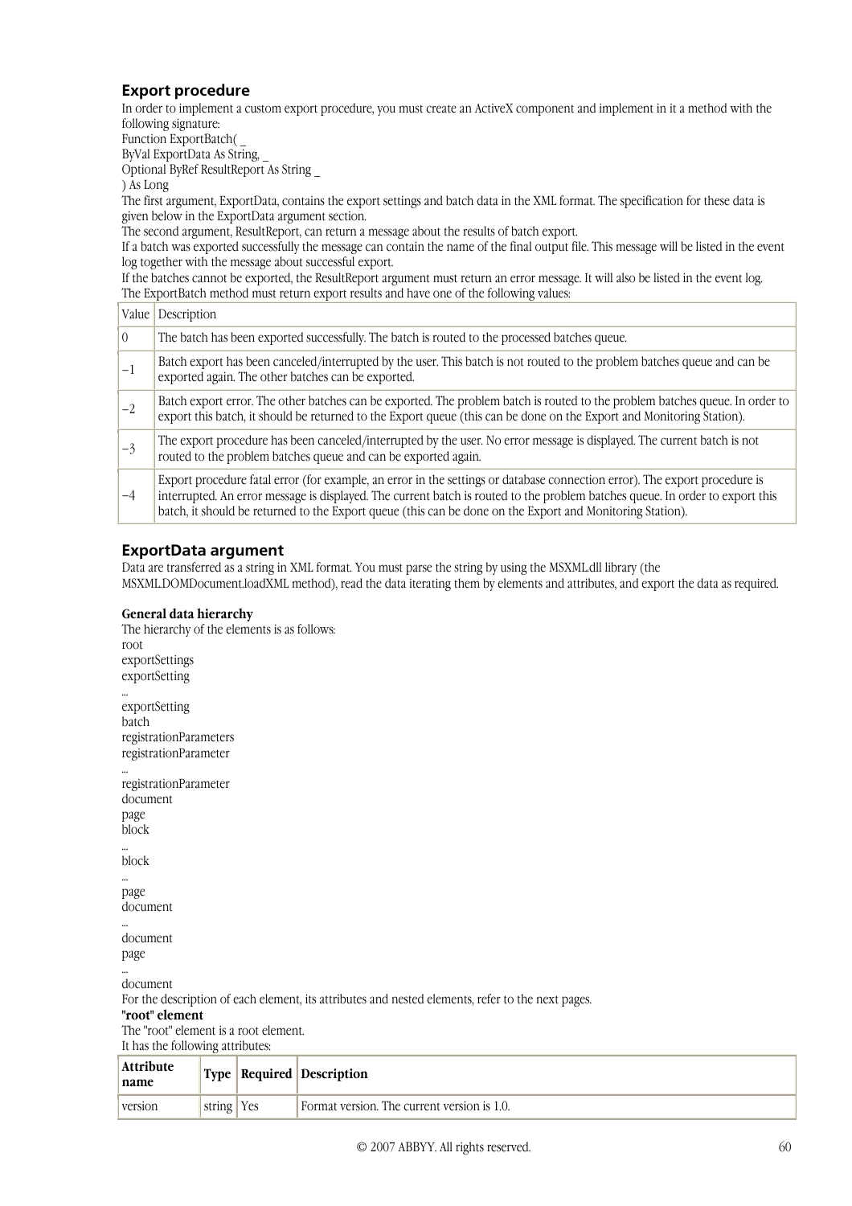## Export procedure

In order to implement a custom export procedure, you must create an ActiveX component and implement in it a method with the following signature:

Function ExportBatch( _
ByVal ExportData As String, _
Optional ByRef ResultReport As String _
) As Long

The first argument, ExportData, contains the export settings and batch data in the XML format. The specification for these data is given below in the ExportData argument section.

The second argument, ResultReport, can return a message about the results of batch export.

If a batch was exported successfully the message can contain the name of the final output file. This message will be listed in the event log together with the message about successful export.

If the batches cannot be exported, the ResultReport argument must return an error message. It will also be listed in the event log.

The ExportBatch method must return export results and have one of the following values:

| Value | Description |
|---|---|
| 0 | The batch has been exported successfully. The batch is routed to the processed batches queue. |
| −1 | Batch export has been canceled/interrupted by the user. This batch is not routed to the problem batches queue and can be exported again. The other batches can be exported. |
| −2 | Batch export error. The other batches can be exported. The problem batch is routed to the problem batches queue. In order to export this batch, it should be returned to the Export queue (this can be done on the Export and Monitoring Station). |
| −3 | The export procedure has been canceled/interrupted by the user. No error message is displayed. The current batch is not routed to the problem batches queue and can be exported again. |
| −4 | Export procedure fatal error (for example, an error in the settings or database connection error). The export procedure is interrupted. An error message is displayed. The current batch is routed to the problem batches queue. In order to export this batch, it should be returned to the Export queue (this can be done on the Export and Monitoring Station). |

## ExportData argument

Data are transferred as a string in XML format. You must parse the string by using the MSXML.dll library (the MSXML.DOMDocument.loadXML method), read the data iterating them by elements and attributes, and export the data as required.

**General data hierarchy**

The hierarchy of the elements is as follows:

root
exportSettings
exportSetting
...
exportSetting
batch
registrationParameters
registrationParameter
...
registrationParameter
document
page
block
...
block
...
page
document
...
document
page
...
document

For the description of each element, its attributes and nested elements, refer to the next pages.

**"root" element**

The "root" element is a root element.

It has the following attributes:

| Attribute name | Type | Required | Description |
|---|---|---|---|
| version | string | Yes | Format version. The current version is 1.0. |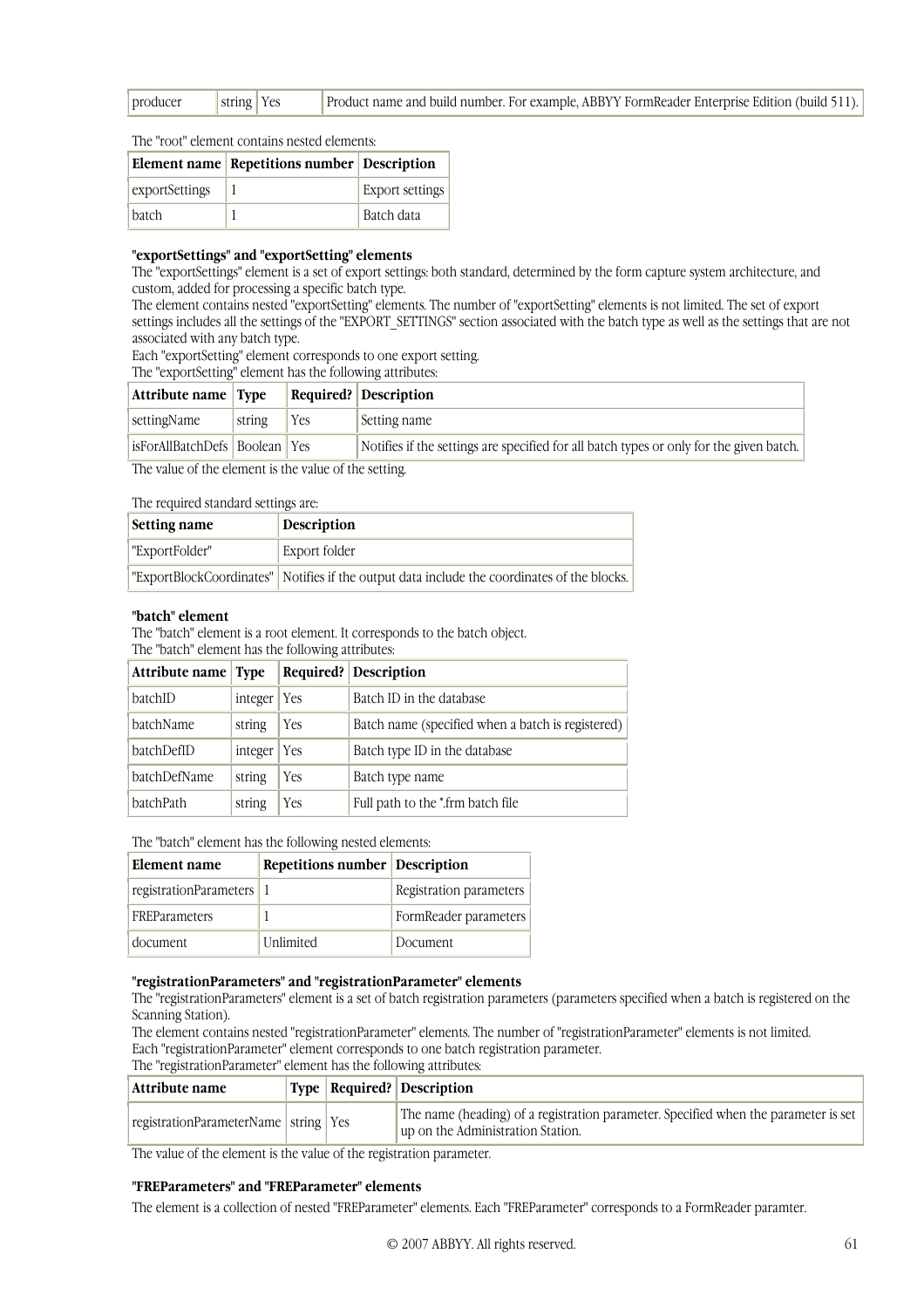| producer | string | Yes | Product name and build number. For example, ABBYY FormReader Enterprise Edition (build 511). |
|---|---|---|---|

The "root" element contains nested elements:

| Element name | Repetitions number | Description |
|---|---|---|
| exportSettings | 1 | Export settings |
| batch | 1 | Batch data |

**"exportSettings" and "exportSetting" elements**

The "exportSettings" element is a set of export settings: both standard, determined by the form capture system architecture, and custom, added for processing a specific batch type.
The element contains nested "exportSetting" elements. The number of "exportSetting" elements is not limited. The set of export settings includes all the settings of the "EXPORT_SETTINGS" section associated with the batch type as well as the settings that are not associated with any batch type.
Each "exportSetting" element corresponds to one export setting.
The "exportSetting" element has the following attributes:

| Attribute name | Type | Required? | Description |
|---|---|---|---|
| settingName | string | Yes | Setting name |
| isForAllBatchDefs | Boolean | Yes | Notifies if the settings are specified for all batch types or only for the given batch. |

The value of the element is the value of the setting.

The required standard settings are:

| Setting name | Description |
|---|---|
| "ExportFolder" | Export folder |
| "ExportBlockCoordinates" | Notifies if the output data include the coordinates of the blocks. |

**"batch" element**

The "batch" element is a root element. It corresponds to the batch object.
The "batch" element has the following attributes:

| Attribute name | Type | Required? | Description |
|---|---|---|---|
| batchID | integer | Yes | Batch ID in the database |
| batchName | string | Yes | Batch name (specified when a batch is registered) |
| batchDefID | integer | Yes | Batch type ID in the database |
| batchDefName | string | Yes | Batch type name |
| batchPath | string | Yes | Full path to the *.frm batch file |

The "batch" element has the following nested elements:

| Element name | Repetitions number | Description |
|---|---|---|
| registrationParameters | 1 | Registration parameters |
| FREParameters | 1 | FormReader parameters |
| document | Unlimited | Document |

**"registrationParameters" and "registrationParameter" elements**

The "registrationParameters" element is a set of batch registration parameters (parameters specified when a batch is registered on the Scanning Station).
The element contains nested "registrationParameter" elements. The number of "registrationParameter" elements is not limited.
Each "registrationParameter" element corresponds to one batch registration parameter.
The "registrationParameter" element has the following attributes:

| Attribute name | Type | Required? | Description |
|---|---|---|---|
| registrationParameterName | string | Yes | The name (heading) of a registration parameter. Specified when the parameter is set up on the Administration Station. |

The value of the element is the value of the registration parameter.

**"FREParameters" and "FREParameter" elements**

The element is a collection of nested "FREParameter" elements. Each "FREParameter" corresponds to a FormReader paramter.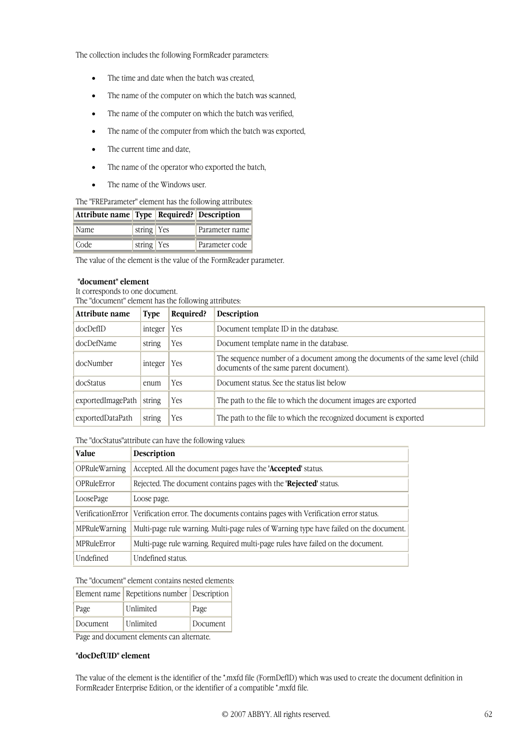The collection includes the following FormReader parameters:

- The time and date when the batch was created,
- The name of the computer on which the batch was scanned,
- The name of the computer on which the batch was verified,
- The name of the computer from which the batch was exported,
- The current time and date,
- The name of the operator who exported the batch,
- The name of the Windows user.

The "FREParameter" element has the following attributes:

| Attribute name | Type | Required? | Description |
|---|---|---|---|
| Name | string | Yes | Parameter name |
| Code | string | Yes | Parameter code |

The value of the element is the value of the FormReader parameter.

**"document" element**

It corresponds to one document.
The "document" element has the following attributes:

| Attribute name | Type | Required? | Description |
|---|---|---|---|
| docDefID | integer | Yes | Document template ID in the database. |
| docDefName | string | Yes | Document template name in the database. |
| docNumber | integer | Yes | The sequence number of a document among the documents of the same level (child documents of the same parent document). |
| docStatus | enum | Yes | Document status. See the status list below |
| exportedImagePath | string | Yes | The path to the file to which the document images are exported |
| exportedDataPath | string | Yes | The path to the file to which the recognized document is exported |

The "docStatus"attribute can have the following values:

| Value | Description |
|---|---|
| OPRuleWarning | Accepted. All the document pages have the '**Accepted**' status. |
| OPRuleError | Rejected. The document contains pages with the '**Rejected**' status. |
| LoosePage | Loose page. |
| VerificationError | Verification error. The documents contains pages with Verification error status. |
| MPRuleWarning | Multi-page rule warning. Multi-page rules of Warning type have failed on the document. |
| MPRuleError | Multi-page rule warning. Required multi-page rules have failed on the document. |
| Undefined | Undefined status. |

The "document" element contains nested elements:

| Element name | Repetitions number | Description |
|---|---|---|
| Page | Unlimited | Page |
| Document | Unlimited | Document |

Page and document elements can alternate.

**"docDefUID" element**

The value of the element is the identifier of the *.mxfd file (FormDefID) which was used to create the document definition in FormReader Enterprise Edition, or the identifier of a compatible *.mxfd file.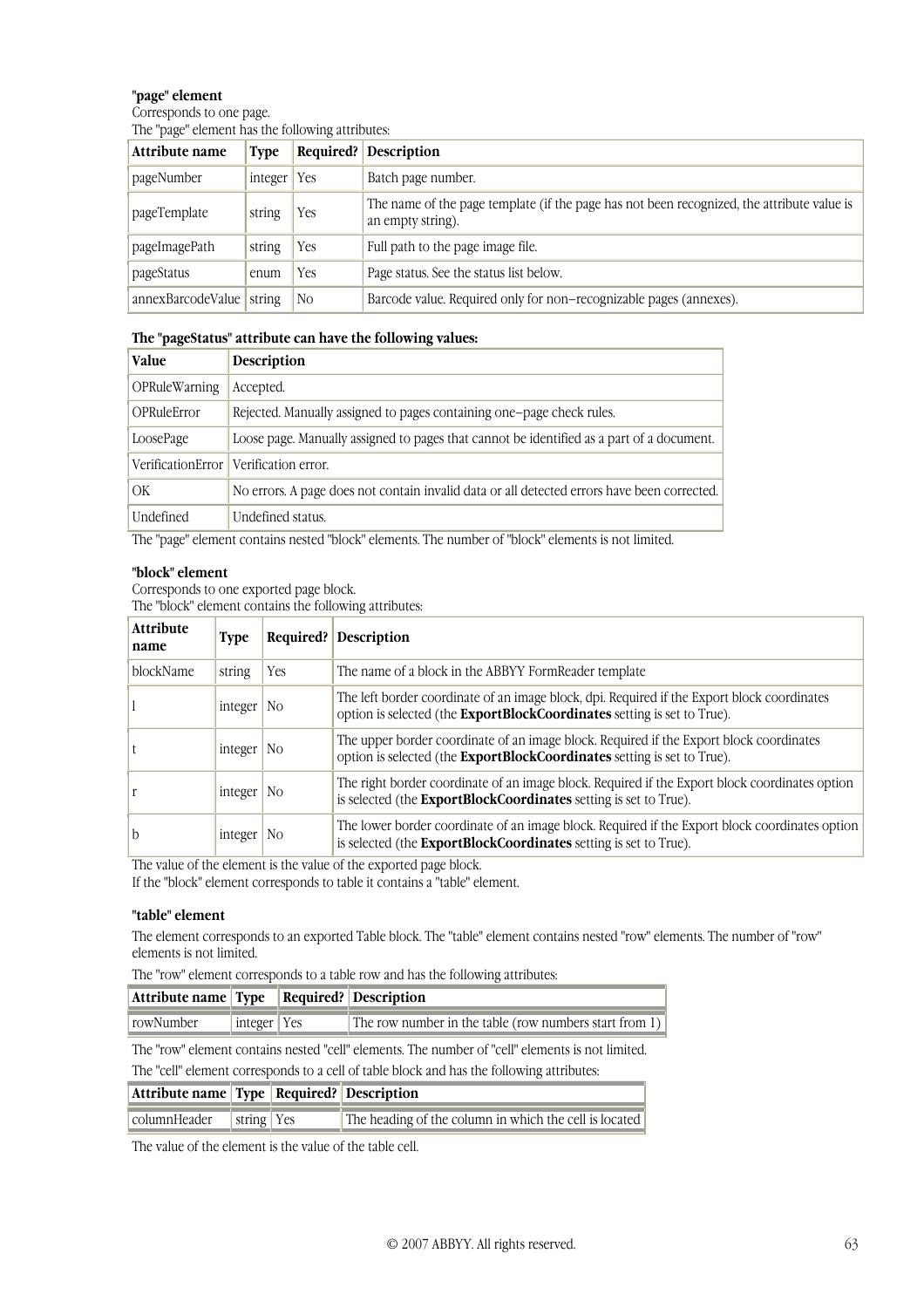**"page" element**

Corresponds to one page.

The "page" element has the following attributes:

| Attribute name | Type | Required? | Description |
| --- | --- | --- | --- |
| pageNumber | integer | Yes | Batch page number. |
| pageTemplate | string | Yes | The name of the page template (if the page has not been recognized, the attribute value is an empty string). |
| pageImagePath | string | Yes | Full path to the page image file. |
| pageStatus | enum | Yes | Page status. See the status list below. |
| annexBarcodeValue | string | No | Barcode value. Required only for non–recognizable pages (annexes). |

**The "pageStatus" attribute can have the following values:**

| Value | Description |
| --- | --- |
| OPRuleWarning | Accepted. |
| OPRuleError | Rejected. Manually assigned to pages containing one–page check rules. |
| LoosePage | Loose page. Manually assigned to pages that cannot be identified as a part of a document. |
| VerificationError | Verification error. |
| OK | No errors. A page does not contain invalid data or all detected errors have been corrected. |
| Undefined | Undefined status. |

The "page" element contains nested "block" elements. The number of "block" elements is not limited.

**"block" element**

Corresponds to one exported page block.

The "block" element contains the following attributes:

| Attribute name | Type | Required? | Description |
| --- | --- | --- | --- |
| blockName | string | Yes | The name of a block in the ABBYY FormReader template |
| l | integer | No | The left border coordinate of an image block, dpi. Required if the Export block coordinates option is selected (the **ExportBlockCoordinates** setting is set to True). |
| t | integer | No | The upper border coordinate of an image block. Required if the Export block coordinates option is selected (the **ExportBlockCoordinates** setting is set to True). |
| r | integer | No | The right border coordinate of an image block. Required if the Export block coordinates option is selected (the **ExportBlockCoordinates** setting is set to True). |
| b | integer | No | The lower border coordinate of an image block. Required if the Export block coordinates option is selected (the **ExportBlockCoordinates** setting is set to True). |

The value of the element is the value of the exported page block.

If the "block" element corresponds to table it contains a "table" element.

**"table" element**

The element corresponds to an exported Table block. The "table" element contains nested "row" elements. The number of "row" elements is not limited.

The "row" element corresponds to a table row and has the following attributes:

| Attribute name | Type | Required? | Description |
| --- | --- | --- | --- |
| rowNumber | integer | Yes | The row number in the table (row numbers start from 1) |

The "row" element contains nested "cell" elements. The number of "cell" elements is not limited.

The "cell" element corresponds to a cell of table block and has the following attributes:

| Attribute name | Type | Required? | Description |
| --- | --- | --- | --- |
| columnHeader | string | Yes | The heading of the column in which the cell is located |

The value of the element is the value of the table cell.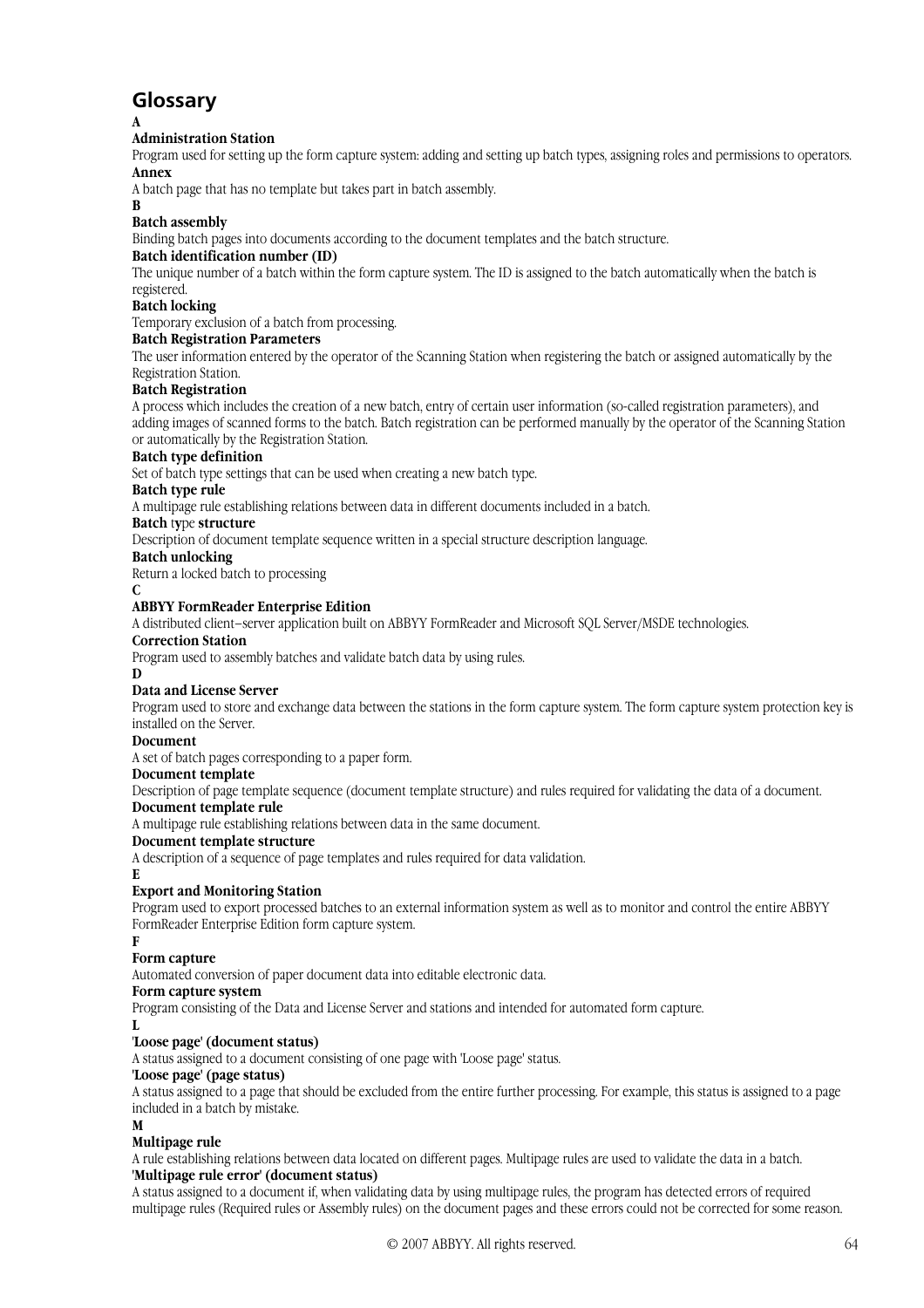## Glossary

**A**

**Administration Station**

Program used for setting up the form capture system: adding and setting up batch types, assigning roles and permissions to operators.

**Annex**

A batch page that has no template but takes part in batch assembly.

**B**

**Batch assembly**

Binding batch pages into documents according to the document templates and the batch structure.

**Batch identification number (ID)**

The unique number of a batch within the form capture system. The ID is assigned to the batch automatically when the batch is registered.

**Batch locking**

Temporary exclusion of a batch from processing.

**Batch Registration Parameters**

The user information entered by the operator of the Scanning Station when registering the batch or assigned automatically by the Registration Station.

**Batch Registration**

A process which includes the creation of a new batch, entry of certain user information (so-called registration parameters), and adding images of scanned forms to the batch. Batch registration can be performed manually by the operator of the Scanning Station or automatically by the Registration Station.

**Batch type definition**

Set of batch type settings that can be used when creating a new batch type.

**Batch type rule**

A multipage rule establishing relations between data in different documents included in a batch.

**Batch** type **structure**

Description of document template sequence written in a special structure description language.

**Batch unlocking**

Return a locked batch to processing

**C**

**ABBYY FormReader Enterprise Edition**

A distributed client–server application built on ABBYY FormReader and Microsoft SQL Server/MSDE technologies.

**Correction Station**

Program used to assembly batches and validate batch data by using rules.

**D**

**Data and License Server**

Program used to store and exchange data between the stations in the form capture system. The form capture system protection key is installed on the Server.

**Document**

A set of batch pages corresponding to a paper form.

**Document template**

Description of page template sequence (document template structure) and rules required for validating the data of a document.

**Document template rule**

A multipage rule establishing relations between data in the same document.

**Document template structure**

A description of a sequence of page templates and rules required for data validation.

**E**

**Export and Monitoring Station**

Program used to export processed batches to an external information system as well as to monitor and control the entire ABBYY FormReader Enterprise Edition form capture system.

**F**

**Form capture**

Automated conversion of paper document data into editable electronic data.

**Form capture system**

Program consisting of the Data and License Server and stations and intended for automated form capture.

**L**

**'Loose page' (document status)**

A status assigned to a document consisting of one page with 'Loose page' status.

**'Loose page' (page status)**

A status assigned to a page that should be excluded from the entire further processing. For example, this status is assigned to a page included in a batch by mistake.

**M**

**Multipage rule**

A rule establishing relations between data located on different pages. Multipage rules are used to validate the data in a batch.

**'Multipage rule error' (document status)**

A status assigned to a document if, when validating data by using multipage rules, the program has detected errors of required multipage rules (Required rules or Assembly rules) on the document pages and these errors could not be corrected for some reason.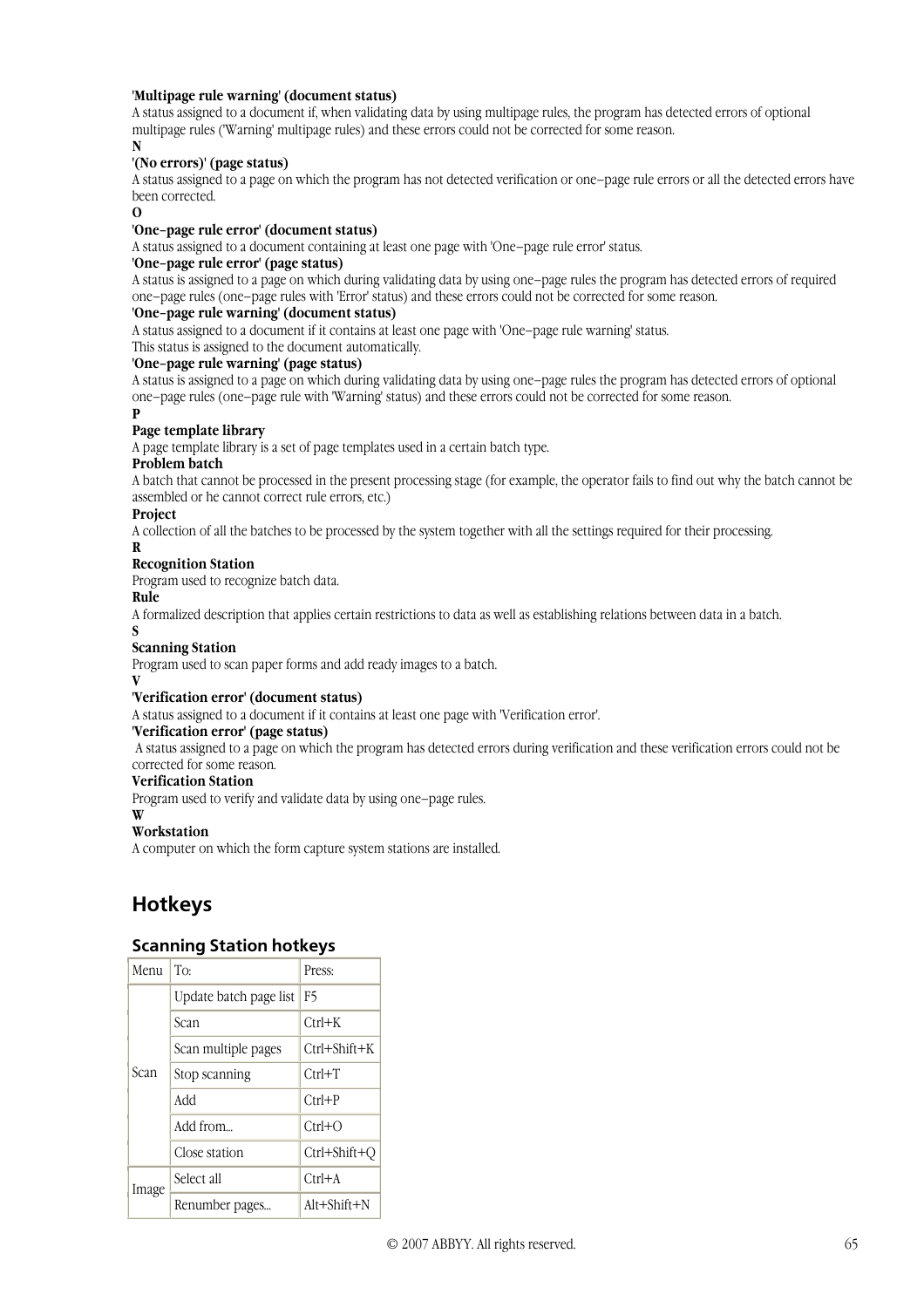**'Multipage rule warning' (document status)**
A status assigned to a document if, when validating data by using multipage rules, the program has detected errors of optional multipage rules ('Warning' multipage rules) and these errors could not be corrected for some reason.

**N**

**'(No errors)' (page status)**
A status assigned to a page on which the program has not detected verification or one–page rule errors or all the detected errors have been corrected.

**O**

**'One–page rule error' (document status)**
A status assigned to a document containing at least one page with 'One–page rule error' status.

**'One–page rule error' (page status)**
A status is assigned to a page on which during validating data by using one–page rules the program has detected errors of required one–page rules (one–page rules with 'Error' status) and these errors could not be corrected for some reason.

**'One–page rule warning' (document status)**
A status assigned to a document if it contains at least one page with 'One–page rule warning' status.
This status is assigned to the document automatically.

**'One–page rule warning' (page status)**
A status is assigned to a page on which during validating data by using one–page rules the program has detected errors of optional one–page rules (one–page rule with 'Warning' status) and these errors could not be corrected for some reason.

**P**

**Page template library**
A page template library is a set of page templates used in a certain batch type.

**Problem batch**
A batch that cannot be processed in the present processing stage (for example, the operator fails to find out why the batch cannot be assembled or he cannot correct rule errors, etc.)

**Project**
A collection of all the batches to be processed by the system together with all the settings required for their processing.

**R**

**Recognition Station**
Program used to recognize batch data.

**Rule**
A formalized description that applies certain restrictions to data as well as establishing relations between data in a batch.

**S**

**Scanning Station**
Program used to scan paper forms and add ready images to a batch.

**V**

**'Verification error' (document status)**
A status assigned to a document if it contains at least one page with 'Verification error'.

**'Verification error' (page status)**
A status assigned to a page on which the program has detected errors during verification and these verification errors could not be corrected for some reason.

**Verification Station**
Program used to verify and validate data by using one–page rules.

**W**

**Workstation**
A computer on which the form capture system stations are installed.

# Hotkeys

## Scanning Station hotkeys

| Menu | To: | Press: |
|---|---|---|
| Scan | Update batch page list | F5 |
| | Scan | Ctrl+K |
| | Scan multiple pages | Ctrl+Shift+K |
| | Stop scanning | Ctrl+T |
| | Add | Ctrl+P |
| | Add from... | Ctrl+O |
| | Close station | Ctrl+Shift+Q |
| Image | Select all | Ctrl+A |
| | Renumber pages... | Alt+Shift+N |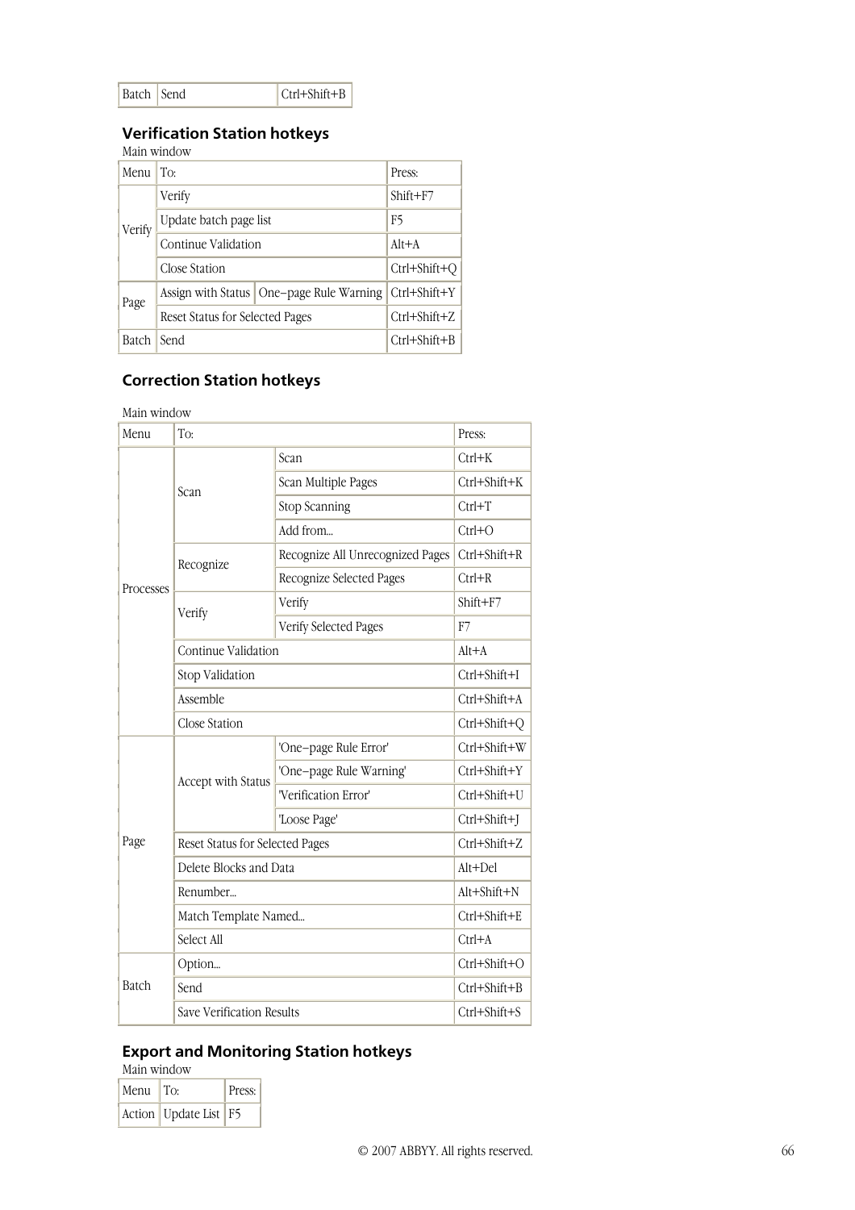| Batch | Send | Ctrl+Shift+B |
|---|---|---|

## Verification Station hotkeys

Main window

| Menu | To: | | Press: |
|---|---|---|---|
| Verify | Verify | | Shift+F7 |
| | Update batch page list | | F5 |
| | Continue Validation | | Alt+A |
| | Close Station | | Ctrl+Shift+Q |
| Page | Assign with Status | One–page Rule Warning | Ctrl+Shift+Y |
| | Reset Status for Selected Pages | | Ctrl+Shift+Z |
| Batch | Send | | Ctrl+Shift+B |

## Correction Station hotkeys

Main window

| Menu | To: | | Press: |
|---|---|---|---|
| Processes | Scan | Scan | Ctrl+K |
| | | Scan Multiple Pages | Ctrl+Shift+K |
| | | Stop Scanning | Ctrl+T |
| | | Add from... | Ctrl+O |
| | Recognize | Recognize All Unrecognized Pages | Ctrl+Shift+R |
| | | Recognize Selected Pages | Ctrl+R |
| | Verify | Verify | Shift+F7 |
| | | Verify Selected Pages | F7 |
| | Continue Validation | | Alt+A |
| | Stop Validation | | Ctrl+Shift+I |
| | Assemble | | Ctrl+Shift+A |
| | Close Station | | Ctrl+Shift+Q |
| Page | Accept with Status | 'One–page Rule Error' | Ctrl+Shift+W |
| | | 'One–page Rule Warning' | Ctrl+Shift+Y |
| | | 'Verification Error' | Ctrl+Shift+U |
| | | 'Loose Page' | Ctrl+Shift+J |
| | Reset Status for Selected Pages | | Ctrl+Shift+Z |
| | Delete Blocks and Data | | Alt+Del |
| | Renumber... | | Alt+Shift+N |
| | Match Template Named... | | Ctrl+Shift+E |
| | Select All | | Ctrl+A |
| Batch | Option... | | Ctrl+Shift+O |
| | Send | | Ctrl+Shift+B |
| | Save Verification Results | | Ctrl+Shift+S |

## Export and Monitoring Station hotkeys

Main window

| Menu | To: | Press: |
|---|---|---|
| Action | Update List | F5 |

© 2007 ABBYY. All rights reserved.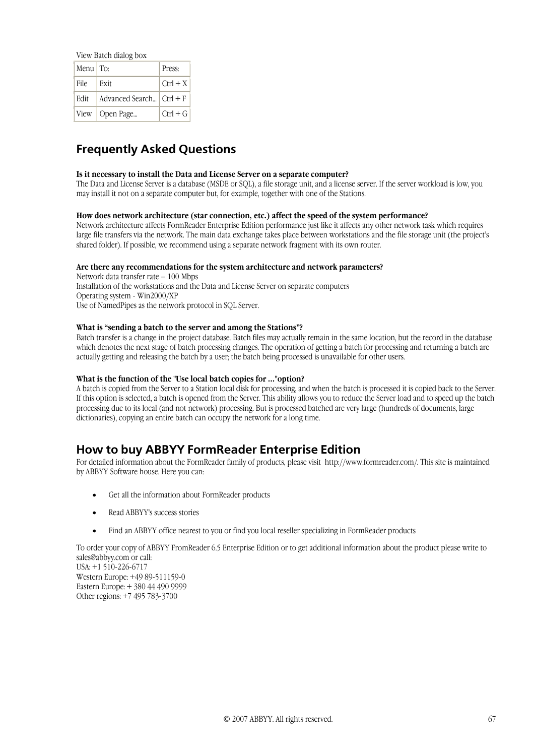View Batch dialog box

| Menu | To: | Press: |
| --- | --- | --- |
| File | Exit | Ctrl + X |
| Edit | Advanced Search... | Ctrl + F |
| View | Open Page... | Ctrl + G |

## Frequently Asked Questions

**Is it necessary to install the Data and License Server on a separate computer?**
The Data and License Server is a database (MSDE or SQL), a file storage unit, and a license server. If the server workload is low, you may install it not on a separate computer but, for example, together with one of the Stations.

**How does network architecture (star connection, etc.) affect the speed of the system performance?**
Network architecture affects FormReader Enterprise Edition performance just like it affects any other network task which requires large file transfers via the network. The main data exchange takes place between workstations and the file storage unit (the project's shared folder). If possible, we recommend using a separate network fragment with its own router.

**Are there any recommendations for the system architecture and network parameters?**
Network data transfer rate – 100 Mbps
Installation of the workstations and the Data and License Server on separate computers
Operating system - Win2000/XP
Use of NamedPipes as the network protocol in SQL Server.

**What is "sending a batch to the server and among the Stations"?**
Batch transfer is a change in the project database. Batch files may actually remain in the same location, but the record in the database which denotes the next stage of batch processing changes. The operation of getting a batch for processing and returning a batch are actually getting and releasing the batch by a user; the batch being processed is unavailable for other users.

**What is the function of the "Use local batch copies for ..."option?**
A batch is copied from the Server to a Station local disk for processing, and when the batch is processed it is copied back to the Server. If this option is selected, a batch is opened from the Server. This ability allows you to reduce the Server load and to speed up the batch processing due to its local (and not network) processing. But is processed batched are very large (hundreds of documents, large dictionaries), copying an entire batch can occupy the network for a long time.

## How to buy ABBYY FormReader Enterprise Edition

For detailed information about the FormReader family of products, please visit http://www.formreader.com/. This site is maintained by ABBYY Software house. Here you can:

- Get all the information about FormReader products
- Read ABBYY's success stories
- Find an ABBYY office nearest to you or find you local reseller specializing in FormReader products

To order your copy of ABBYY FromReader 6.5 Enterprise Edition or to get additional information about the product please write to sales@abbyy.com or call:
USA: +1 510-226-6717
Western Europe: +49 89-511159-0
Eastern Europe: + 380 44 490 9999
Other regions: +7 495 783-3700

© 2007 ABBYY. All rights reserved.